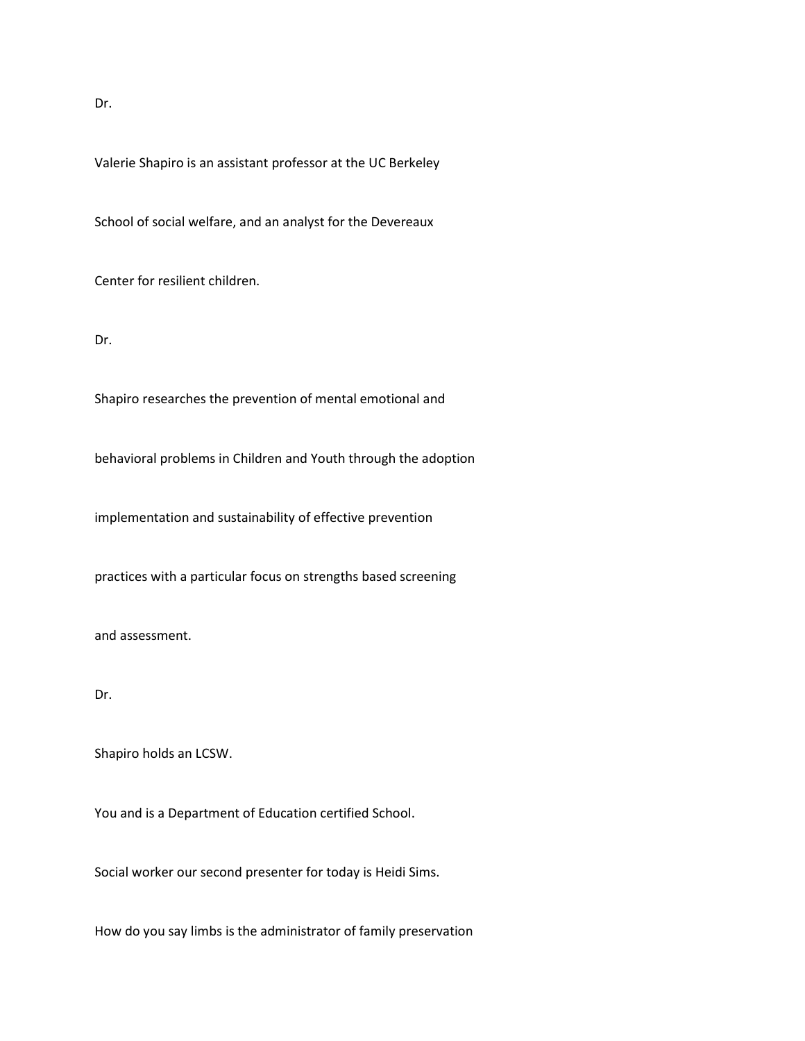Dr.

Valerie Shapiro is an assistant professor at the UC Berkeley

School of social welfare, and an analyst for the Devereaux

Center for resilient children.

Dr.

Shapiro researches the prevention of mental emotional and

behavioral problems in Children and Youth through the adoption

implementation and sustainability of effective prevention

practices with a particular focus on strengths based screening

and assessment.

Dr.

Shapiro holds an LCSW.

You and is a Department of Education certified School.

Social worker our second presenter for today is Heidi Sims.

How do you say limbs is the administrator of family preservation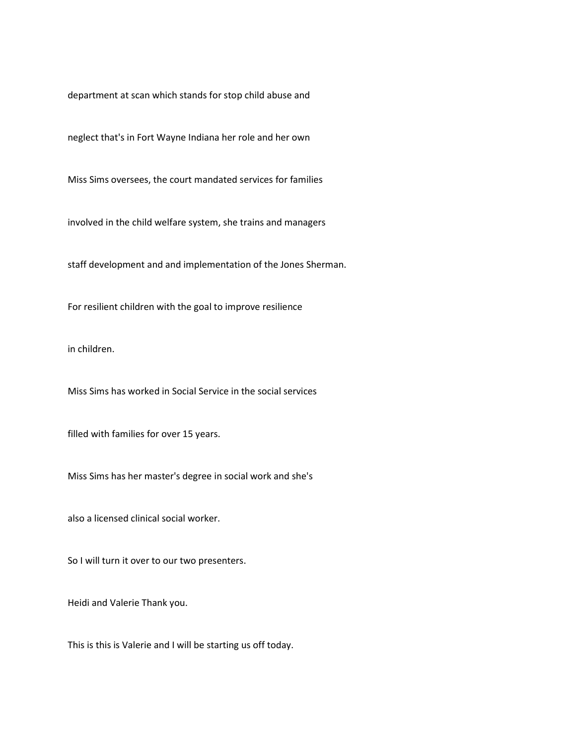department at scan which stands for stop child abuse and

neglect that's in Fort Wayne Indiana her role and her own

Miss Sims oversees, the court mandated services for families

involved in the child welfare system, she trains and managers

staff development and and implementation of the Jones Sherman.

For resilient children with the goal to improve resilience

in children.

Miss Sims has worked in Social Service in the social services

filled with families for over 15 years.

Miss Sims has her master's degree in social work and she's

also a licensed clinical social worker.

So I will turn it over to our two presenters.

Heidi and Valerie Thank you.

This is this is Valerie and I will be starting us off today.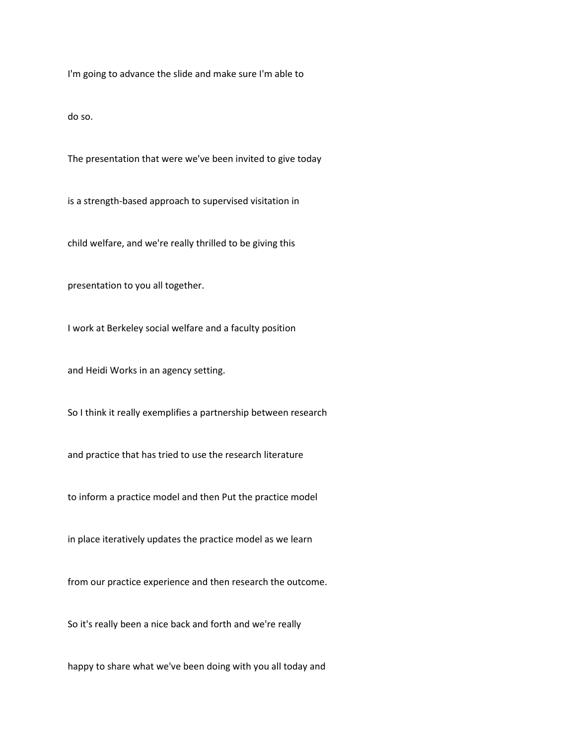I'm going to advance the slide and make sure I'm able to

do so.

The presentation that were we've been invited to give today

is a strength-based approach to supervised visitation in

child welfare, and we're really thrilled to be giving this

presentation to you all together.

I work at Berkeley social welfare and a faculty position

and Heidi Works in an agency setting.

So I think it really exemplifies a partnership between research

and practice that has tried to use the research literature

to inform a practice model and then Put the practice model

in place iteratively updates the practice model as we learn

from our practice experience and then research the outcome.

So it's really been a nice back and forth and we're really

happy to share what we've been doing with you all today and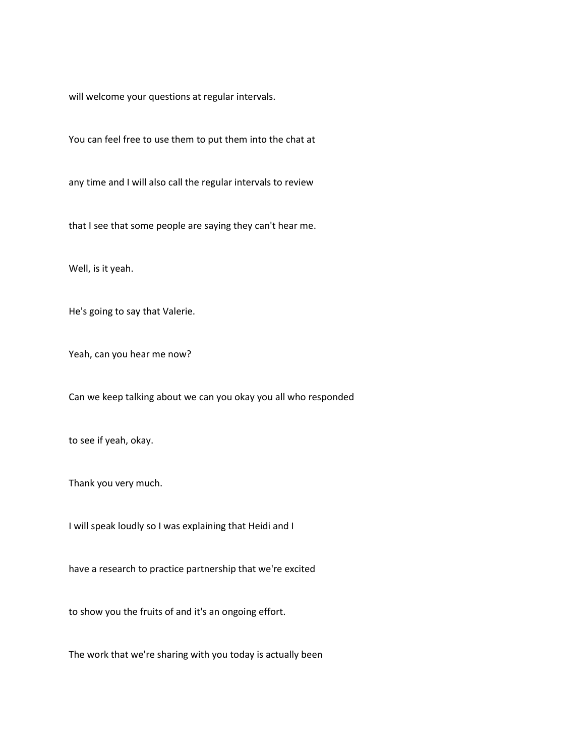will welcome your questions at regular intervals.

You can feel free to use them to put them into the chat at

any time and I will also call the regular intervals to review

that I see that some people are saying they can't hear me.

Well, is it yeah.

He's going to say that Valerie.

Yeah, can you hear me now?

Can we keep talking about we can you okay you all who responded

to see if yeah, okay.

Thank you very much.

I will speak loudly so I was explaining that Heidi and I

have a research to practice partnership that we're excited

to show you the fruits of and it's an ongoing effort.

The work that we're sharing with you today is actually been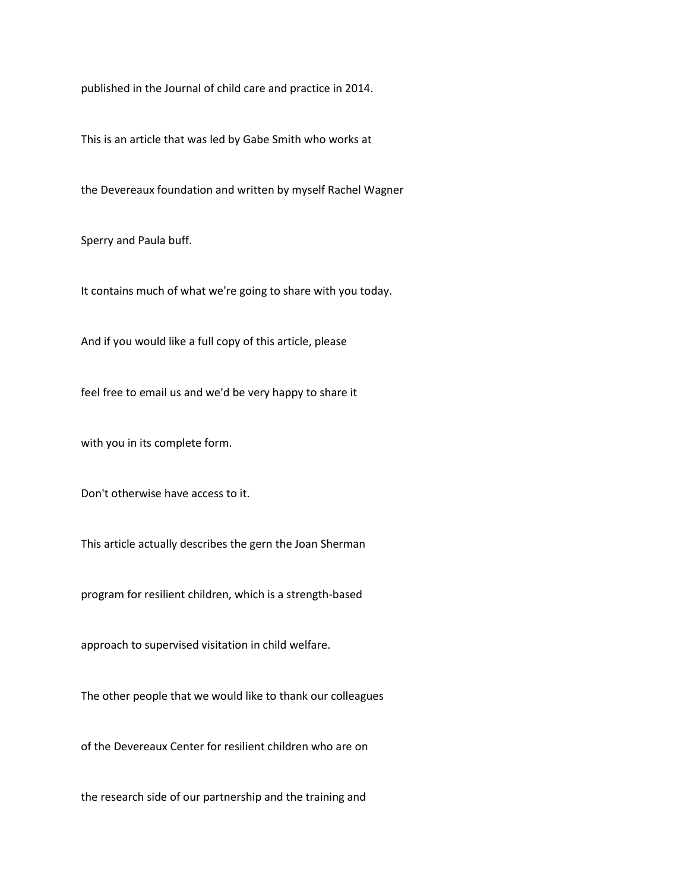published in the Journal of child care and practice in 2014.

This is an article that was led by Gabe Smith who works at

the Devereaux foundation and written by myself Rachel Wagner

Sperry and Paula buff.

It contains much of what we're going to share with you today.

And if you would like a full copy of this article, please

feel free to email us and we'd be very happy to share it

with you in its complete form.

Don't otherwise have access to it.

This article actually describes the gern the Joan Sherman

program for resilient children, which is a strength-based

approach to supervised visitation in child welfare.

The other people that we would like to thank our colleagues

of the Devereaux Center for resilient children who are on

the research side of our partnership and the training and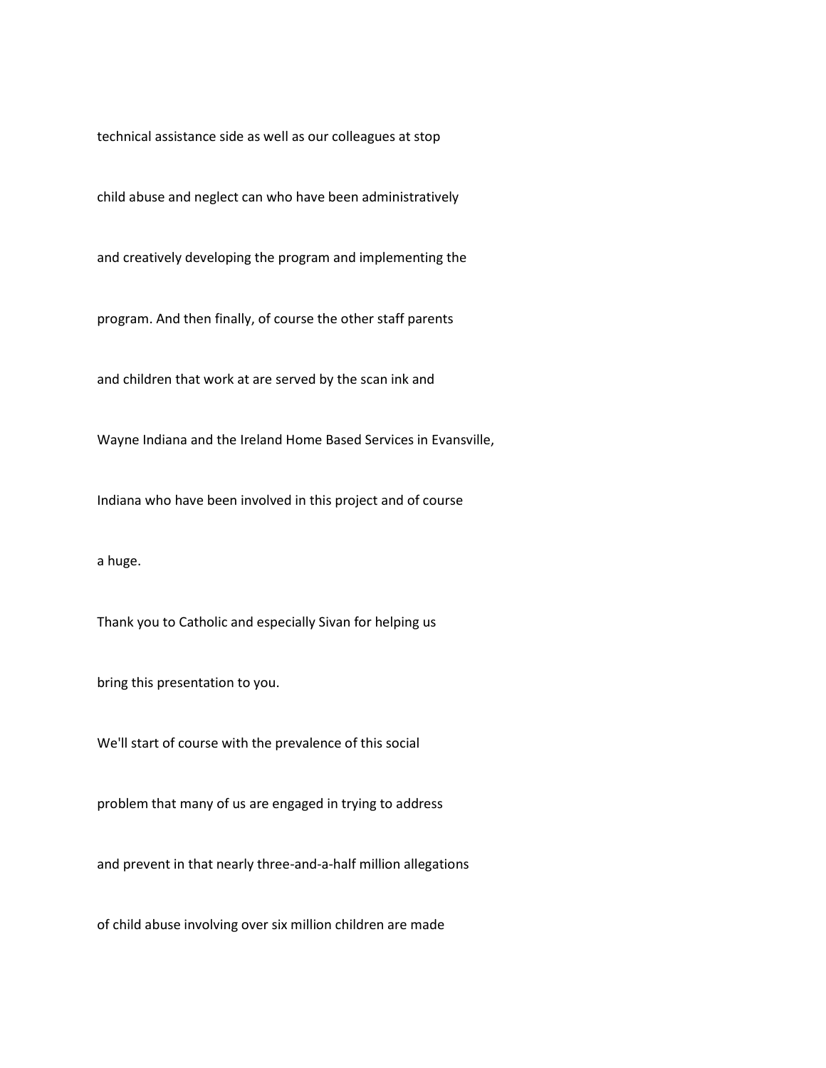technical assistance side as well as our colleagues at stop

child abuse and neglect can who have been administratively

and creatively developing the program and implementing the

program. And then finally, of course the other staff parents

and children that work at are served by the scan ink and

Wayne Indiana and the Ireland Home Based Services in Evansville,

Indiana who have been involved in this project and of course

a huge.

Thank you to Catholic and especially Sivan for helping us

bring this presentation to you.

We'll start of course with the prevalence of this social

problem that many of us are engaged in trying to address

and prevent in that nearly three-and-a-half million allegations

of child abuse involving over six million children are made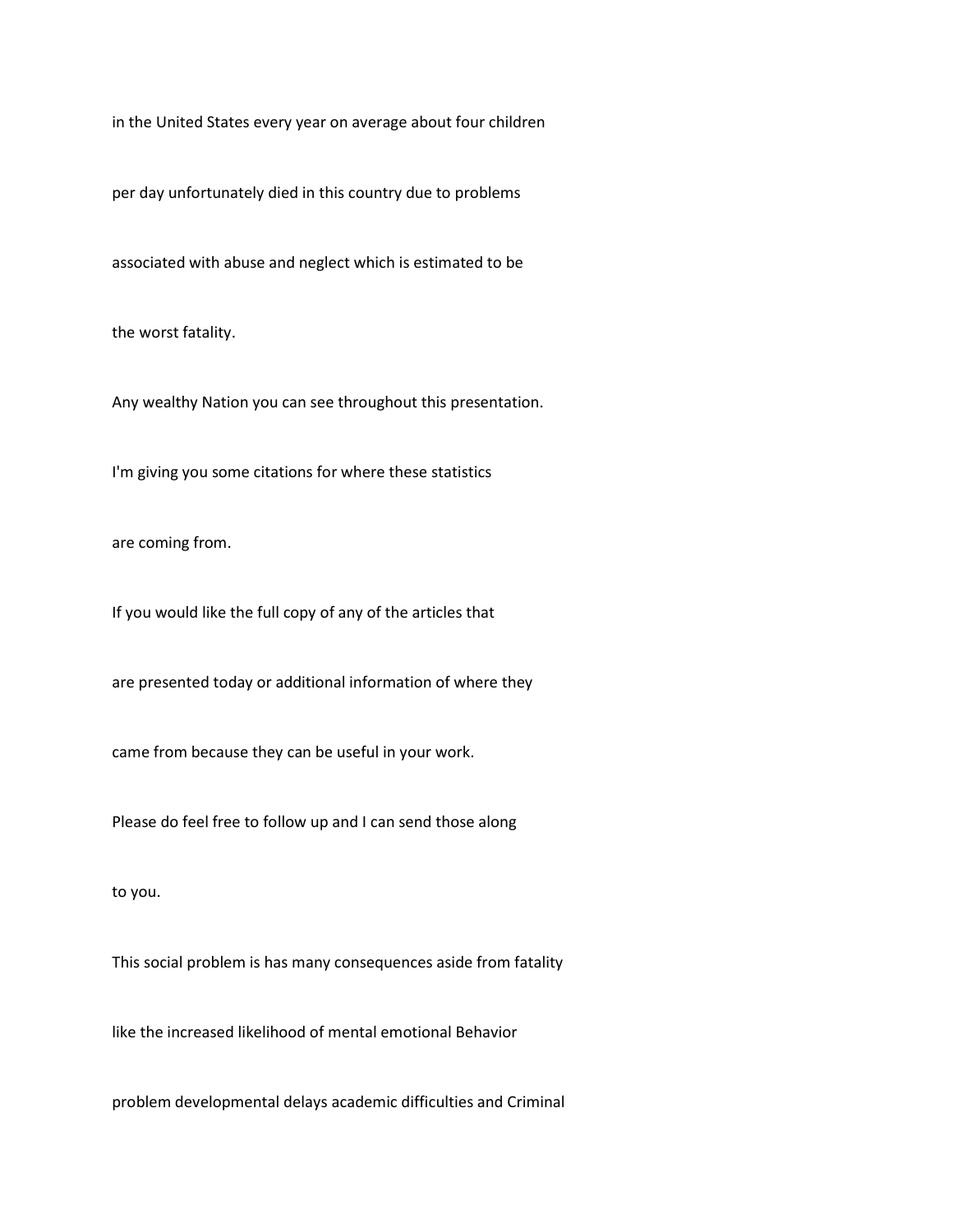in the United States every year on average about four children

per day unfortunately died in this country due to problems

associated with abuse and neglect which is estimated to be

the worst fatality.

Any wealthy Nation you can see throughout this presentation.

I'm giving you some citations for where these statistics

are coming from.

If you would like the full copy of any of the articles that

are presented today or additional information of where they

came from because they can be useful in your work.

Please do feel free to follow up and I can send those along

to you.

This social problem is has many consequences aside from fatality

like the increased likelihood of mental emotional Behavior

problem developmental delays academic difficulties and Criminal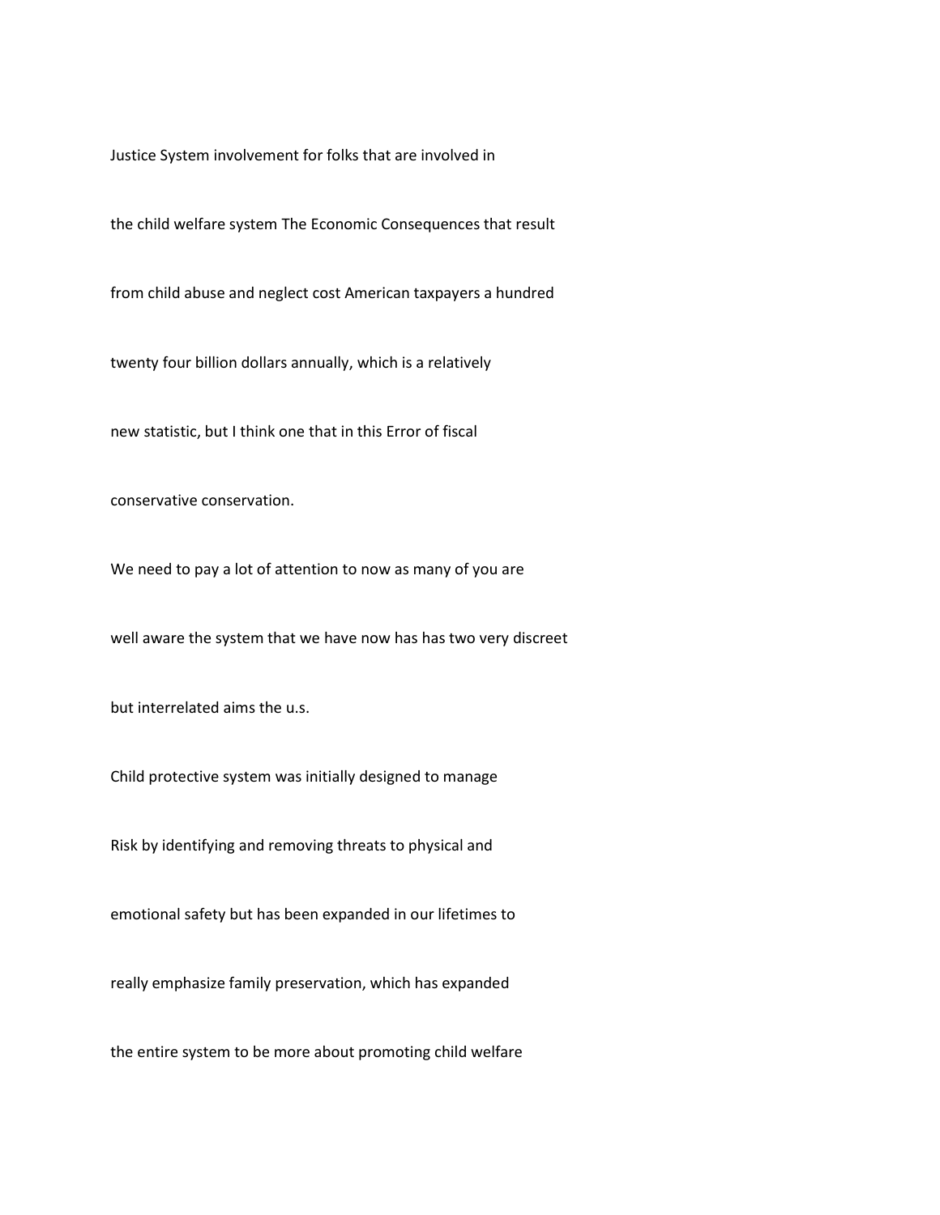Justice System involvement for folks that are involved in

the child welfare system The Economic Consequences that result

from child abuse and neglect cost American taxpayers a hundred

twenty four billion dollars annually, which is a relatively

new statistic, but I think one that in this Error of fiscal

conservative conservation.

We need to pay a lot of attention to now as many of you are

well aware the system that we have now has has two very discreet

but interrelated aims the u.s.

Child protective system was initially designed to manage

Risk by identifying and removing threats to physical and

emotional safety but has been expanded in our lifetimes to

really emphasize family preservation, which has expanded

the entire system to be more about promoting child welfare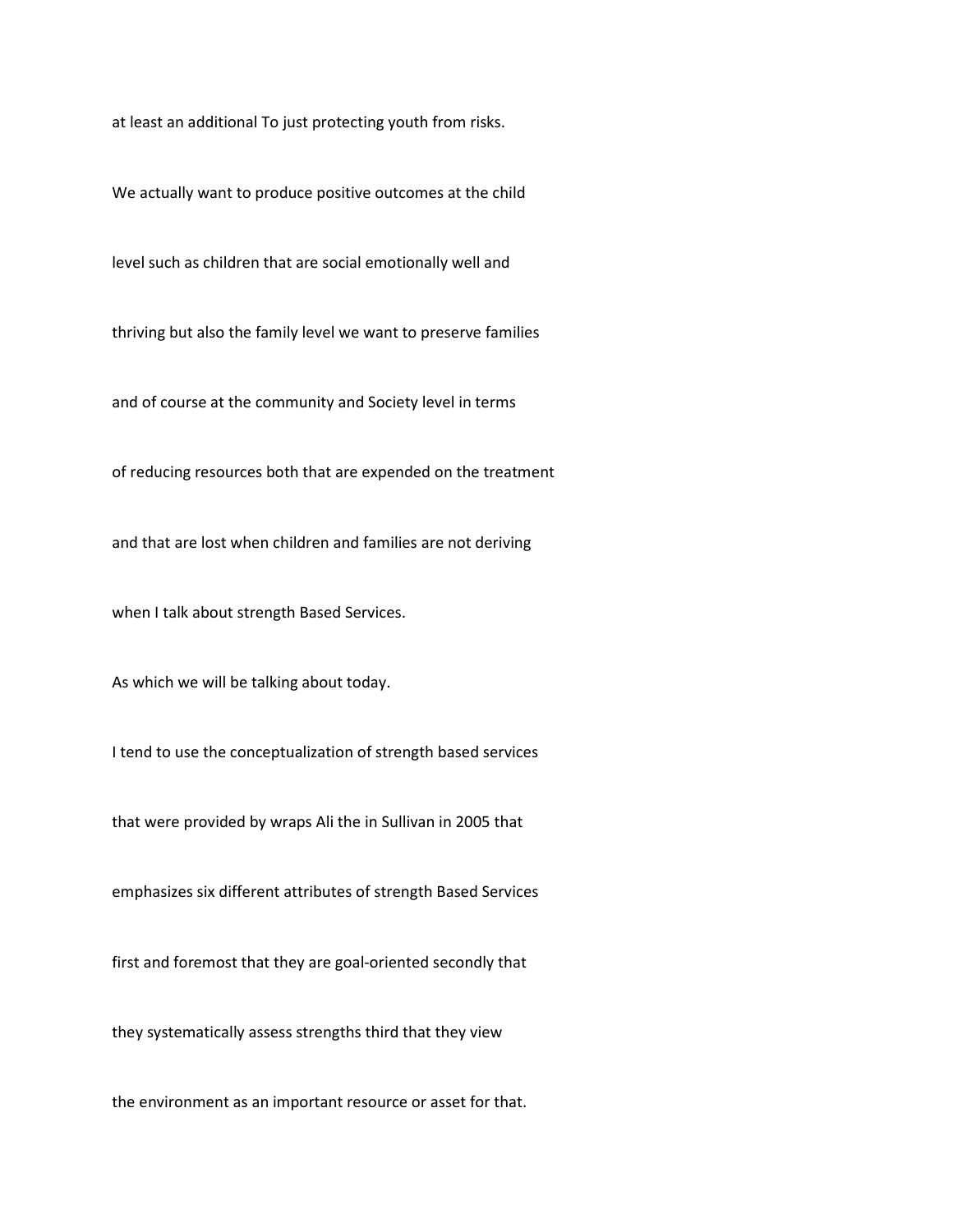at least an additional To just protecting youth from risks.

We actually want to produce positive outcomes at the child

level such as children that are social emotionally well and

thriving but also the family level we want to preserve families

and of course at the community and Society level in terms

of reducing resources both that are expended on the treatment

and that are lost when children and families are not deriving

when I talk about strength Based Services.

As which we will be talking about today.

I tend to use the conceptualization of strength based services

that were provided by wraps Ali the in Sullivan in 2005 that

emphasizes six different attributes of strength Based Services

first and foremost that they are goal-oriented secondly that

they systematically assess strengths third that they view

the environment as an important resource or asset for that.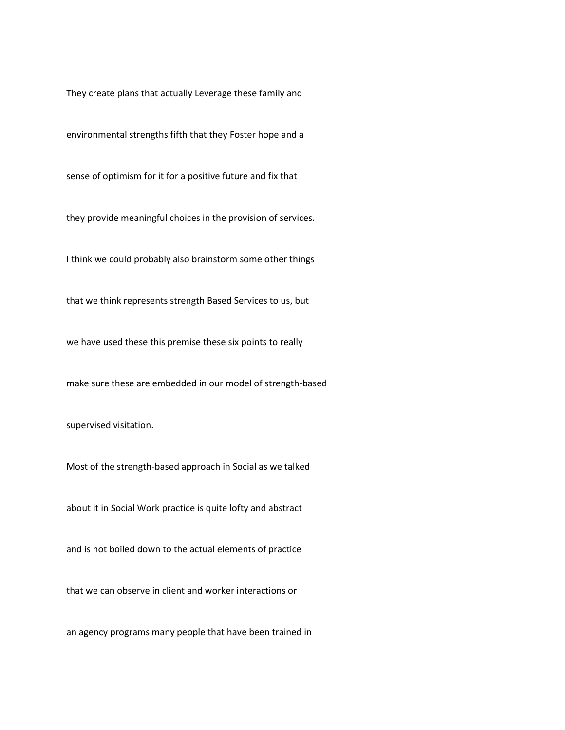They create plans that actually Leverage these family and

environmental strengths fifth that they Foster hope and a

sense of optimism for it for a positive future and fix that

they provide meaningful choices in the provision of services.

I think we could probably also brainstorm some other things

that we think represents strength Based Services to us, but

we have used these this premise these six points to really

make sure these are embedded in our model of strength-based

supervised visitation.

Most of the strength-based approach in Social as we talked

about it in Social Work practice is quite lofty and abstract

and is not boiled down to the actual elements of practice

that we can observe in client and worker interactions or

an agency programs many people that have been trained in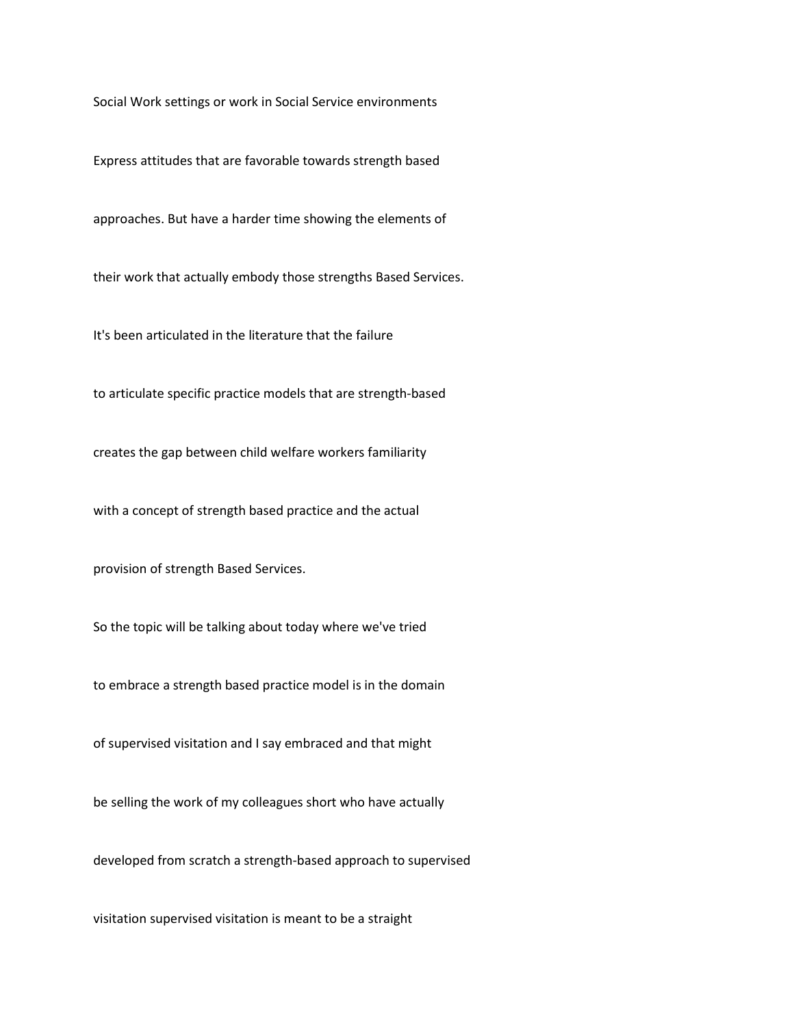Social Work settings or work in Social Service environments

Express attitudes that are favorable towards strength based

approaches. But have a harder time showing the elements of

their work that actually embody those strengths Based Services.

It's been articulated in the literature that the failure

to articulate specific practice models that are strength-based

creates the gap between child welfare workers familiarity

with a concept of strength based practice and the actual

provision of strength Based Services.

So the topic will be talking about today where we've tried

to embrace a strength based practice model is in the domain

of supervised visitation and I say embraced and that might

be selling the work of my colleagues short who have actually

developed from scratch a strength-based approach to supervised

visitation supervised visitation is meant to be a straight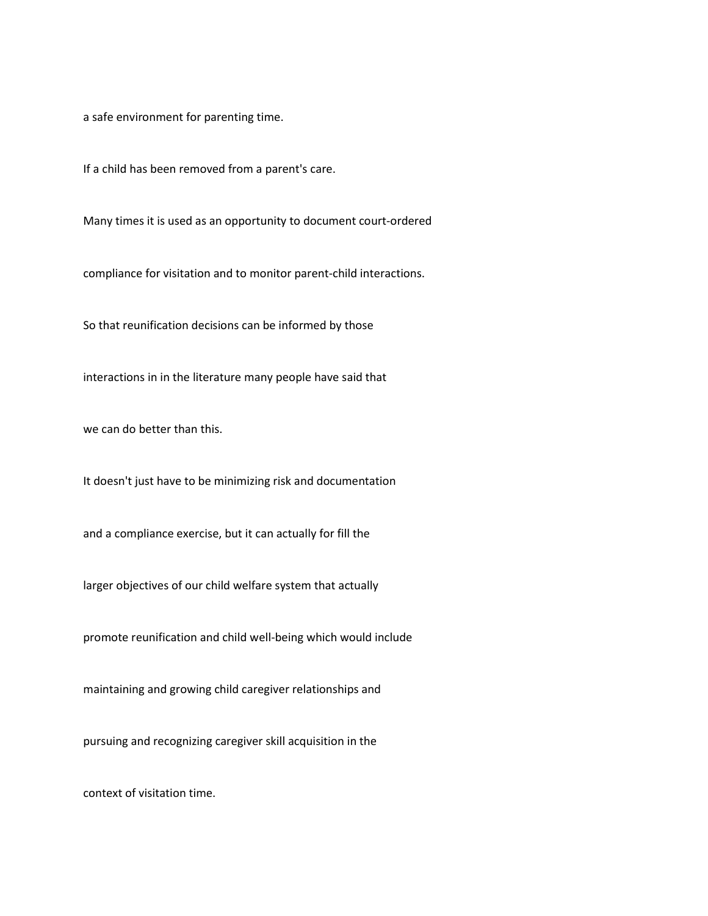a safe environment for parenting time.

If a child has been removed from a parent's care.

Many times it is used as an opportunity to document court-ordered

compliance for visitation and to monitor parent-child interactions.

So that reunification decisions can be informed by those

interactions in in the literature many people have said that

we can do better than this.

It doesn't just have to be minimizing risk and documentation

and a compliance exercise, but it can actually for fill the

larger objectives of our child welfare system that actually

promote reunification and child well-being which would include

maintaining and growing child caregiver relationships and

pursuing and recognizing caregiver skill acquisition in the

context of visitation time.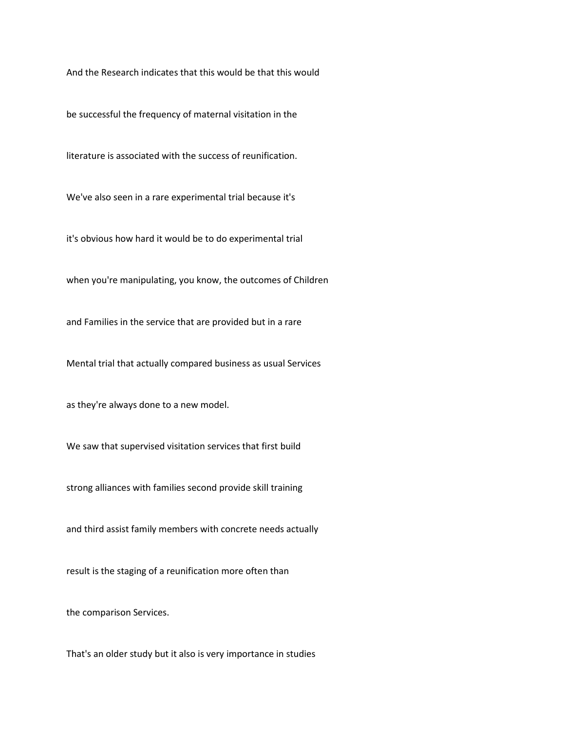And the Research indicates that this would be that this would

be successful the frequency of maternal visitation in the

literature is associated with the success of reunification.

We've also seen in a rare experimental trial because it's

it's obvious how hard it would be to do experimental trial

when you're manipulating, you know, the outcomes of Children

and Families in the service that are provided but in a rare

Mental trial that actually compared business as usual Services

as they're always done to a new model.

We saw that supervised visitation services that first build

strong alliances with families second provide skill training

and third assist family members with concrete needs actually

result is the staging of a reunification more often than

the comparison Services.

That's an older study but it also is very importance in studies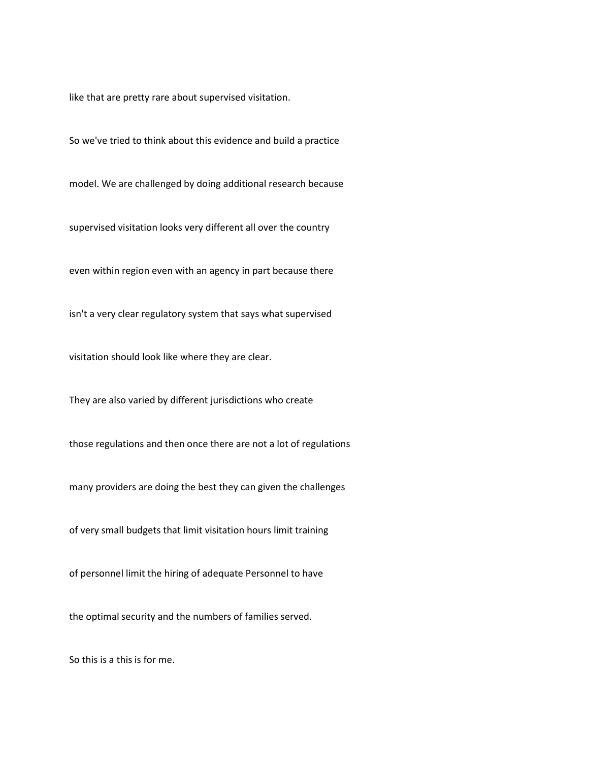like that are pretty rare about supervised visitation.

So we've tried to think about this evidence and build a practice

model. We are challenged by doing additional research because

supervised visitation looks very different all over the country

even within region even with an agency in part because there

isn't a very clear regulatory system that says what supervised

visitation should look like where they are clear.

They are also varied by different jurisdictions who create

those regulations and then once there are not a lot of regulations

many providers are doing the best they can given the challenges

of very small budgets that limit visitation hours limit training

of personnel limit the hiring of adequate Personnel to have

the optimal security and the numbers of families served.

So this is a this is for me.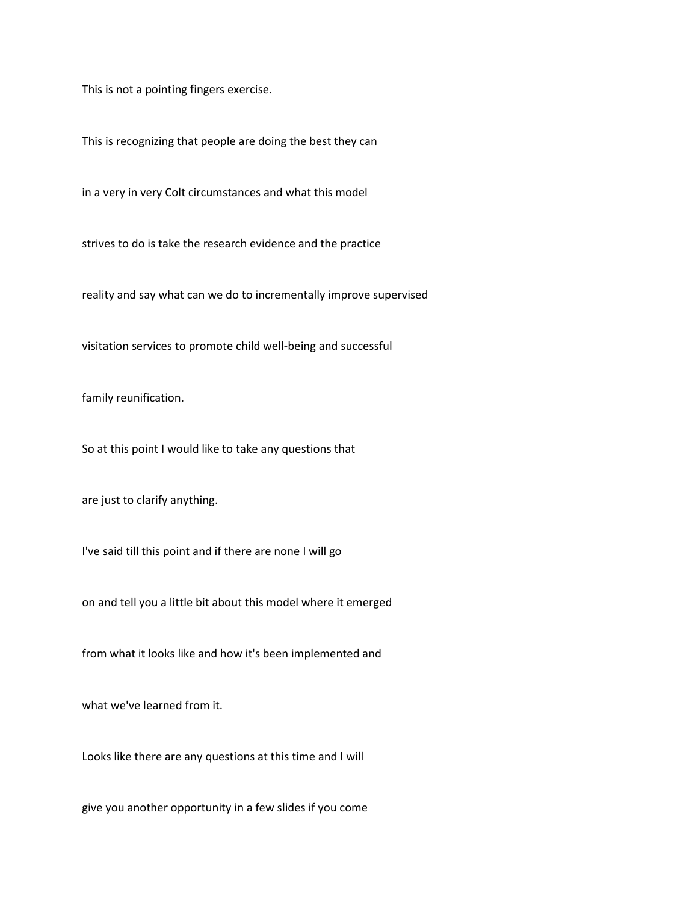This is not a pointing fingers exercise.

This is recognizing that people are doing the best they can

in a very in very Colt circumstances and what this model

strives to do is take the research evidence and the practice

reality and say what can we do to incrementally improve supervised

visitation services to promote child well-being and successful

family reunification.

So at this point I would like to take any questions that

are just to clarify anything.

I've said till this point and if there are none I will go

on and tell you a little bit about this model where it emerged

from what it looks like and how it's been implemented and

what we've learned from it.

Looks like there are any questions at this time and I will

give you another opportunity in a few slides if you come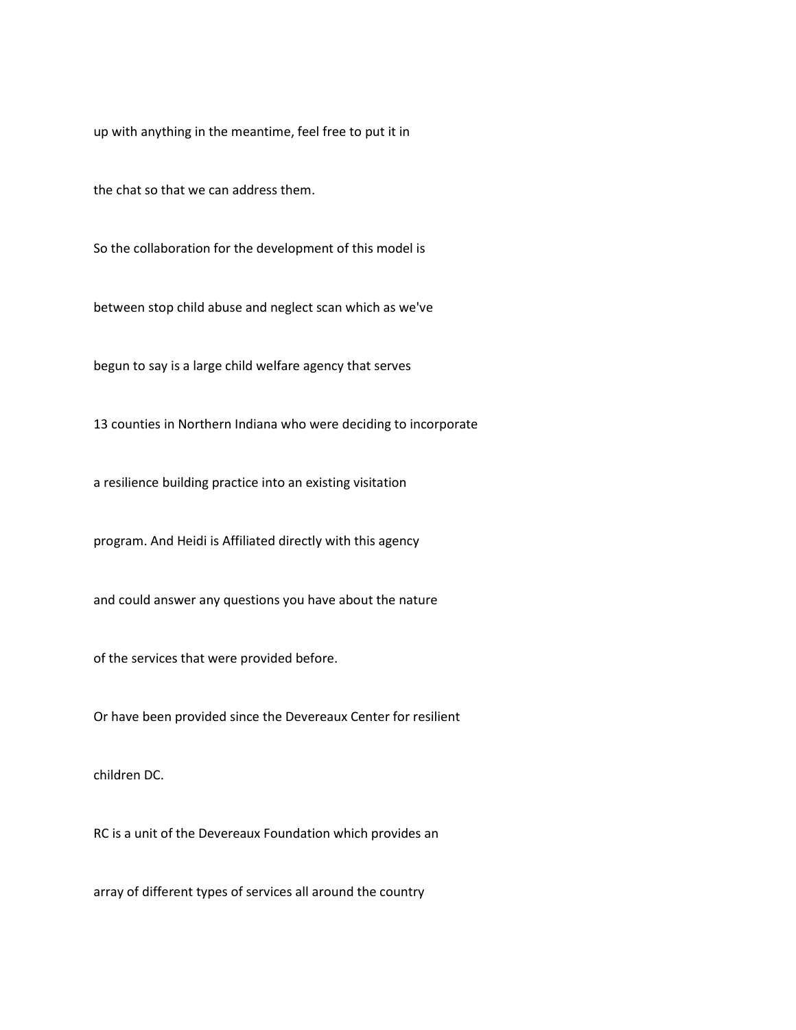up with anything in the meantime, feel free to put it in

the chat so that we can address them.

So the collaboration for the development of this model is

between stop child abuse and neglect scan which as we've

begun to say is a large child welfare agency that serves

13 counties in Northern Indiana who were deciding to incorporate

a resilience building practice into an existing visitation

program. And Heidi is Affiliated directly with this agency

and could answer any questions you have about the nature

of the services that were provided before.

Or have been provided since the Devereaux Center for resilient

children DC.

RC is a unit of the Devereaux Foundation which provides an

array of different types of services all around the country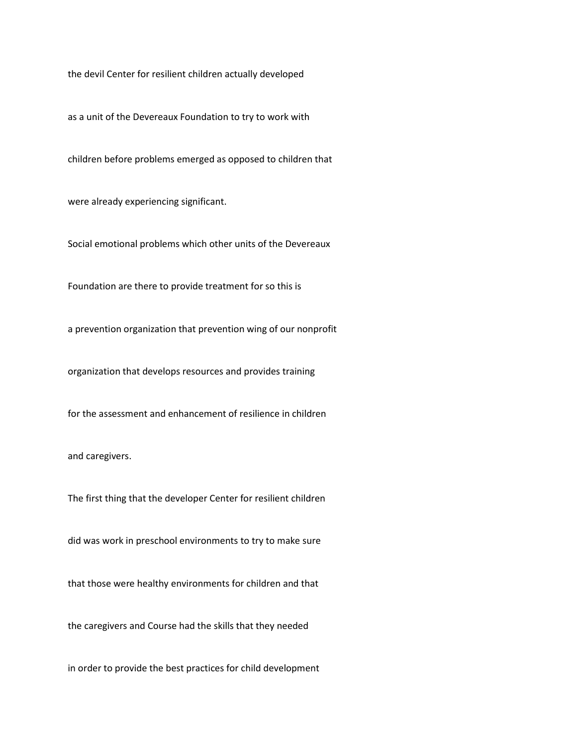the devil Center for resilient children actually developed

as a unit of the Devereaux Foundation to try to work with

children before problems emerged as opposed to children that

were already experiencing significant.

Social emotional problems which other units of the Devereaux

Foundation are there to provide treatment for so this is

a prevention organization that prevention wing of our nonprofit

organization that develops resources and provides training

for the assessment and enhancement of resilience in children

and caregivers.

The first thing that the developer Center for resilient children

did was work in preschool environments to try to make sure

that those were healthy environments for children and that

the caregivers and Course had the skills that they needed

in order to provide the best practices for child development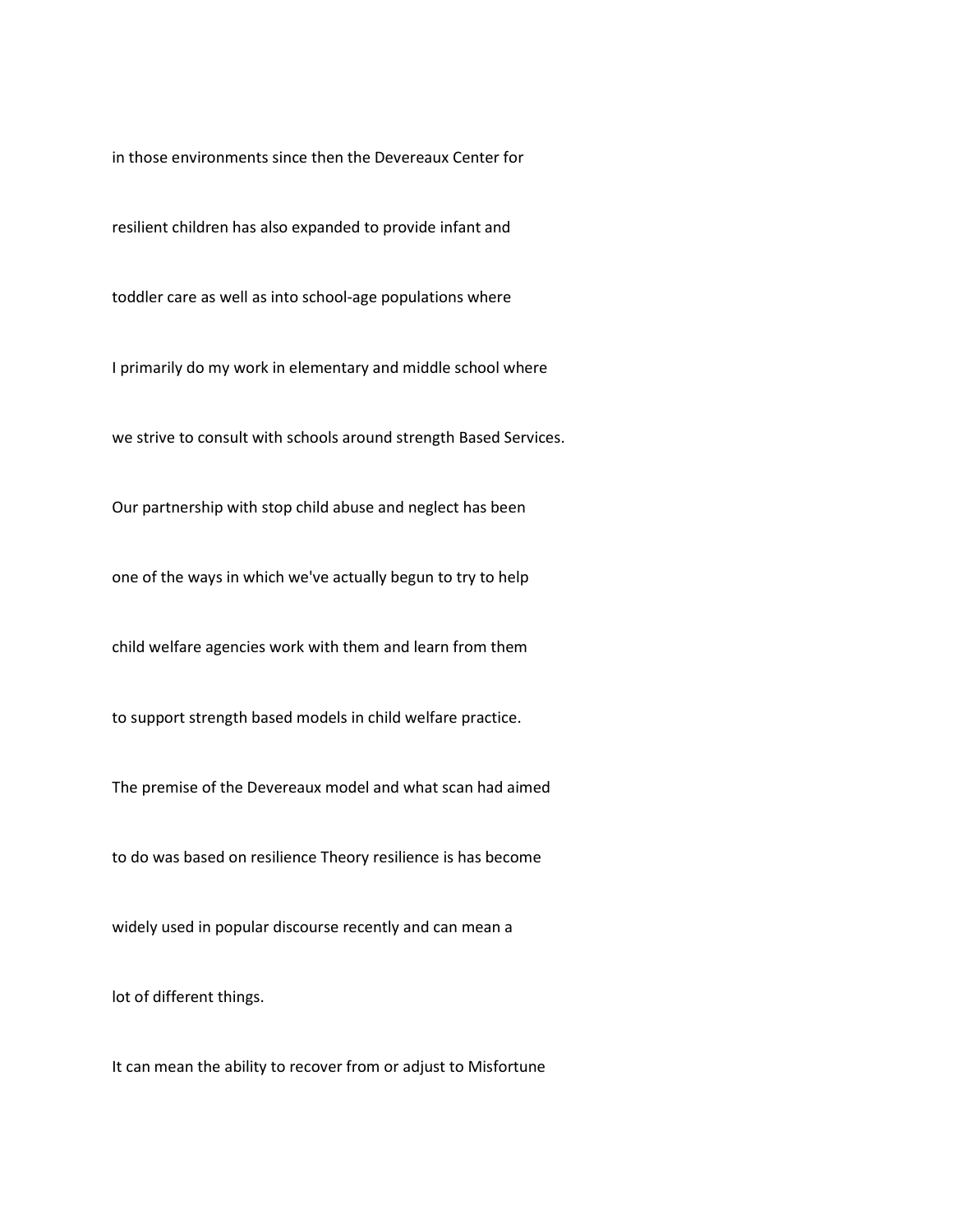in those environments since then the Devereaux Center for

resilient children has also expanded to provide infant and

toddler care as well as into school-age populations where

I primarily do my work in elementary and middle school where

we strive to consult with schools around strength Based Services.

Our partnership with stop child abuse and neglect has been

one of the ways in which we've actually begun to try to help

child welfare agencies work with them and learn from them

to support strength based models in child welfare practice.

The premise of the Devereaux model and what scan had aimed

to do was based on resilience Theory resilience is has become

widely used in popular discourse recently and can mean a

lot of different things.

It can mean the ability to recover from or adjust to Misfortune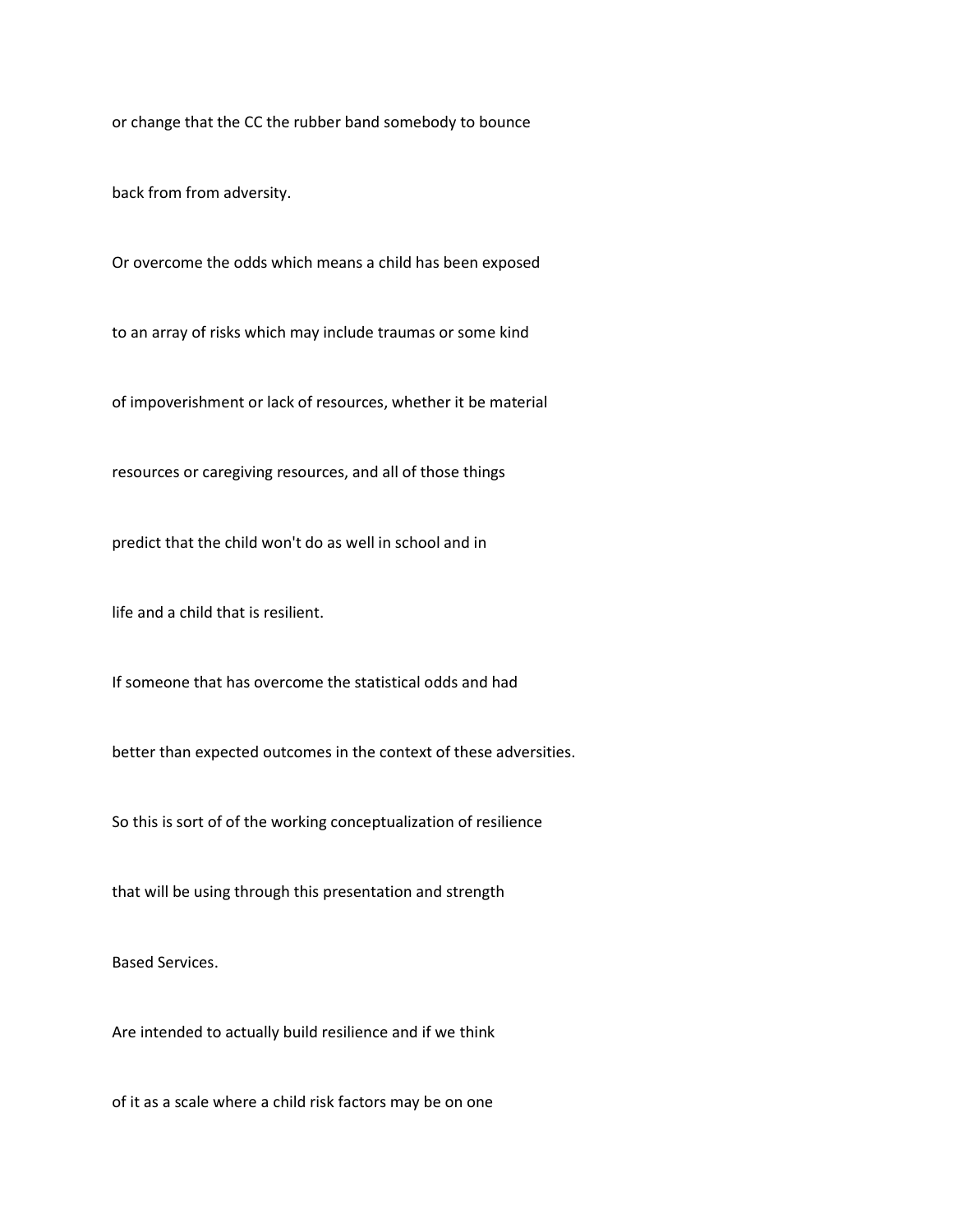or change that the CC the rubber band somebody to bounce

back from from adversity.

Or overcome the odds which means a child has been exposed

to an array of risks which may include traumas or some kind

of impoverishment or lack of resources, whether it be material

resources or caregiving resources, and all of those things

predict that the child won't do as well in school and in

life and a child that is resilient.

If someone that has overcome the statistical odds and had

better than expected outcomes in the context of these adversities.

So this is sort of of the working conceptualization of resilience

that will be using through this presentation and strength

Based Services.

Are intended to actually build resilience and if we think

of it as a scale where a child risk factors may be on one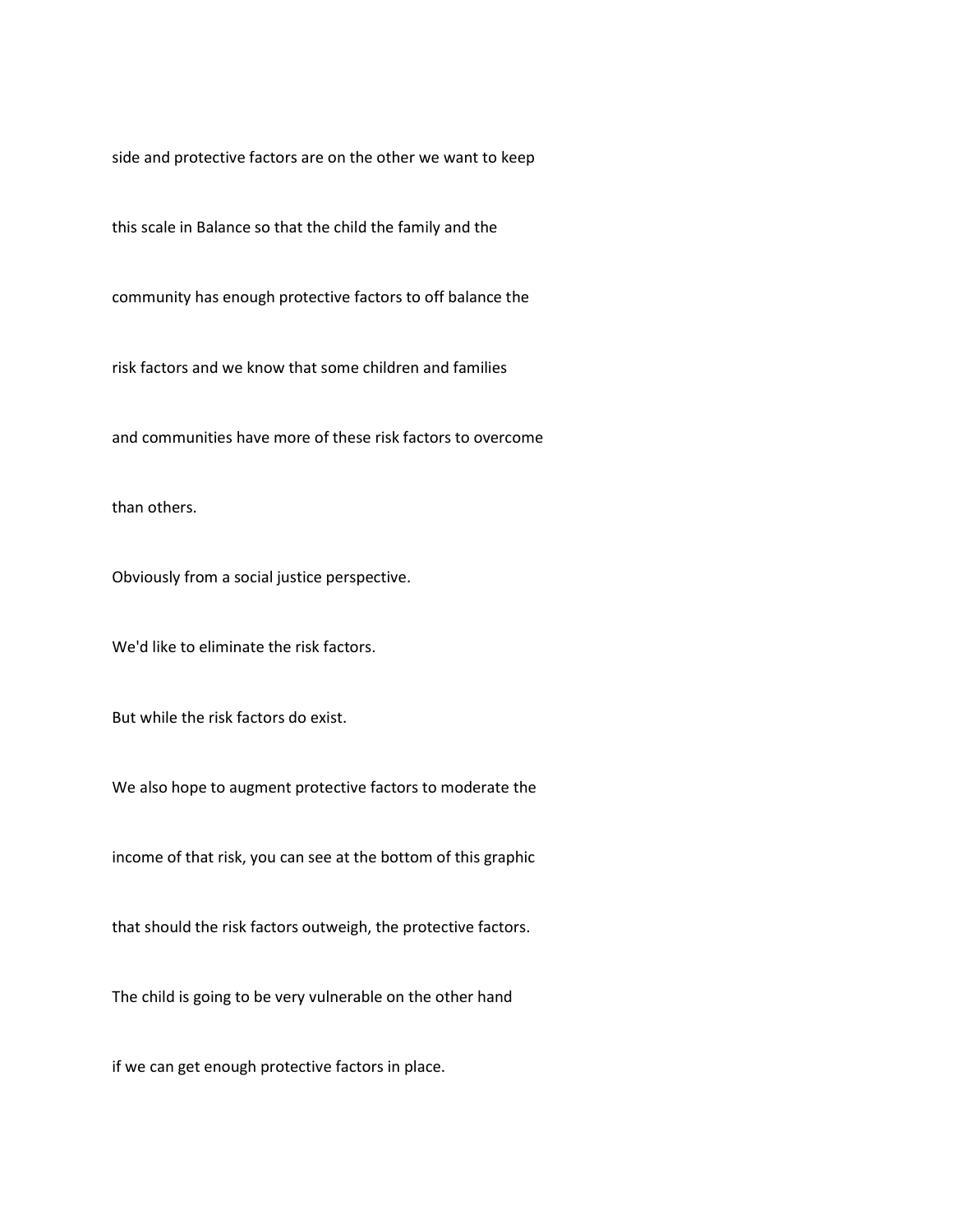side and protective factors are on the other we want to keep

this scale in Balance so that the child the family and the

community has enough protective factors to off balance the

risk factors and we know that some children and families

and communities have more of these risk factors to overcome

than others.

Obviously from a social justice perspective.

We'd like to eliminate the risk factors.

But while the risk factors do exist.

We also hope to augment protective factors to moderate the

income of that risk, you can see at the bottom of this graphic

that should the risk factors outweigh, the protective factors.

The child is going to be very vulnerable on the other hand

if we can get enough protective factors in place.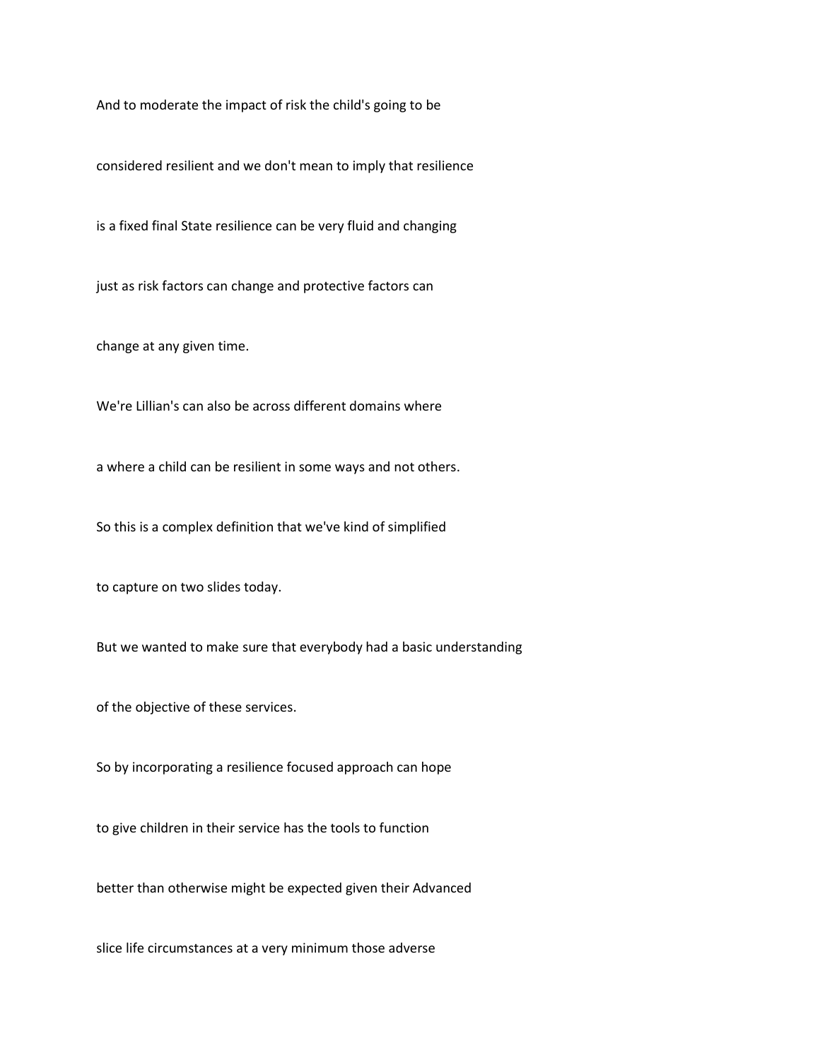And to moderate the impact of risk the child's going to be

considered resilient and we don't mean to imply that resilience

is a fixed final State resilience can be very fluid and changing

just as risk factors can change and protective factors can

change at any given time.

We're Lillian's can also be across different domains where

a where a child can be resilient in some ways and not others.

So this is a complex definition that we've kind of simplified

to capture on two slides today.

But we wanted to make sure that everybody had a basic understanding

of the objective of these services.

So by incorporating a resilience focused approach can hope

to give children in their service has the tools to function

better than otherwise might be expected given their Advanced

slice life circumstances at a very minimum those adverse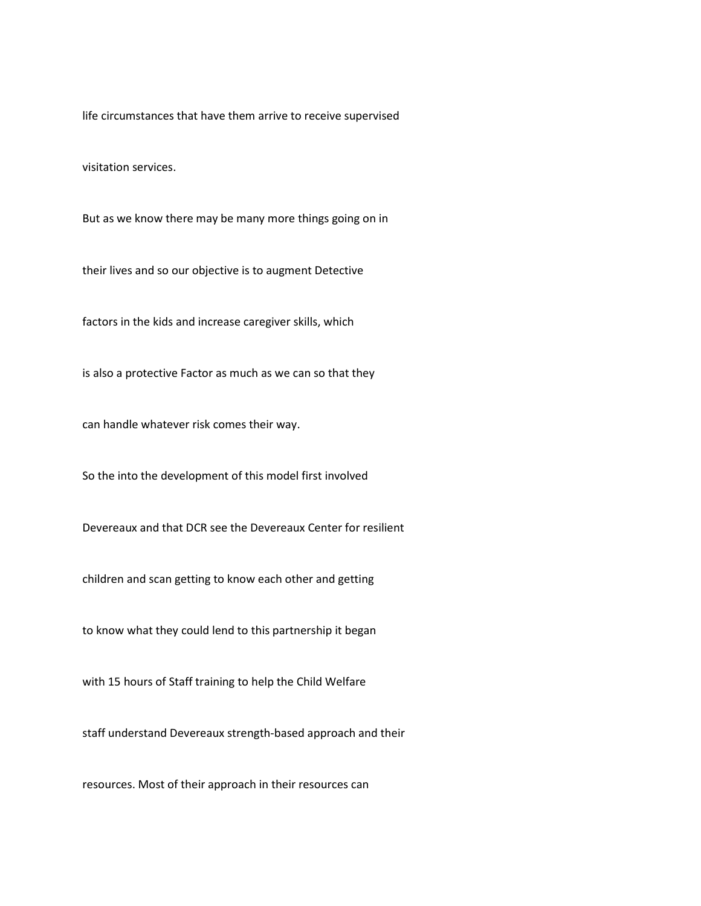life circumstances that have them arrive to receive supervised

visitation services.

But as we know there may be many more things going on in

their lives and so our objective is to augment Detective

factors in the kids and increase caregiver skills, which

is also a protective Factor as much as we can so that they

can handle whatever risk comes their way.

So the into the development of this model first involved

Devereaux and that DCR see the Devereaux Center for resilient

children and scan getting to know each other and getting

to know what they could lend to this partnership it began

with 15 hours of Staff training to help the Child Welfare

staff understand Devereaux strength-based approach and their

resources. Most of their approach in their resources can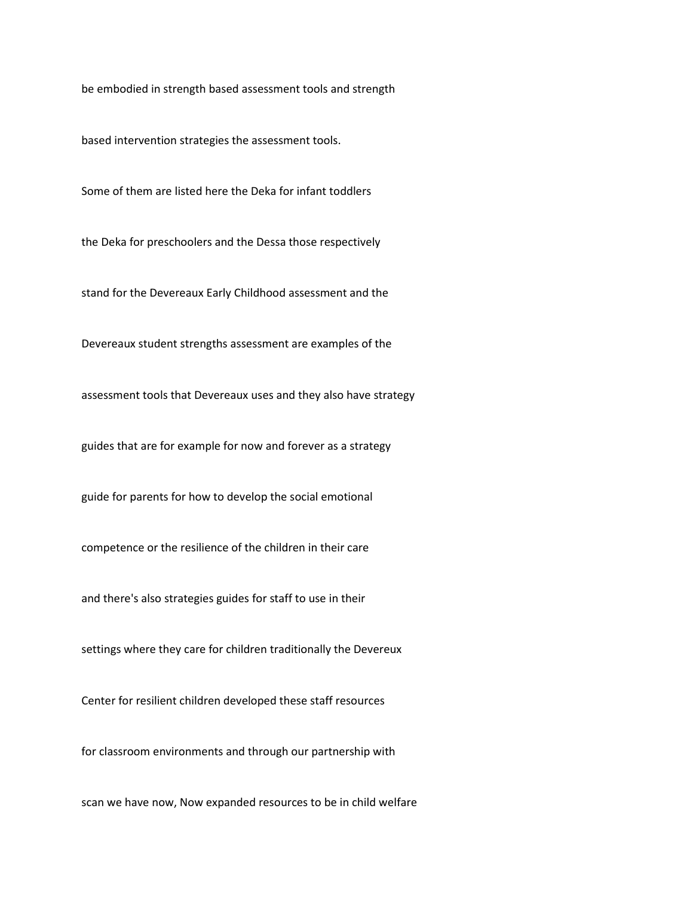be embodied in strength based assessment tools and strength

based intervention strategies the assessment tools.

Some of them are listed here the Deka for infant toddlers

the Deka for preschoolers and the Dessa those respectively

stand for the Devereaux Early Childhood assessment and the

Devereaux student strengths assessment are examples of the

assessment tools that Devereaux uses and they also have strategy

guides that are for example for now and forever as a strategy

guide for parents for how to develop the social emotional

competence or the resilience of the children in their care

and there's also strategies guides for staff to use in their

settings where they care for children traditionally the Devereux

Center for resilient children developed these staff resources

for classroom environments and through our partnership with

scan we have now, Now expanded resources to be in child welfare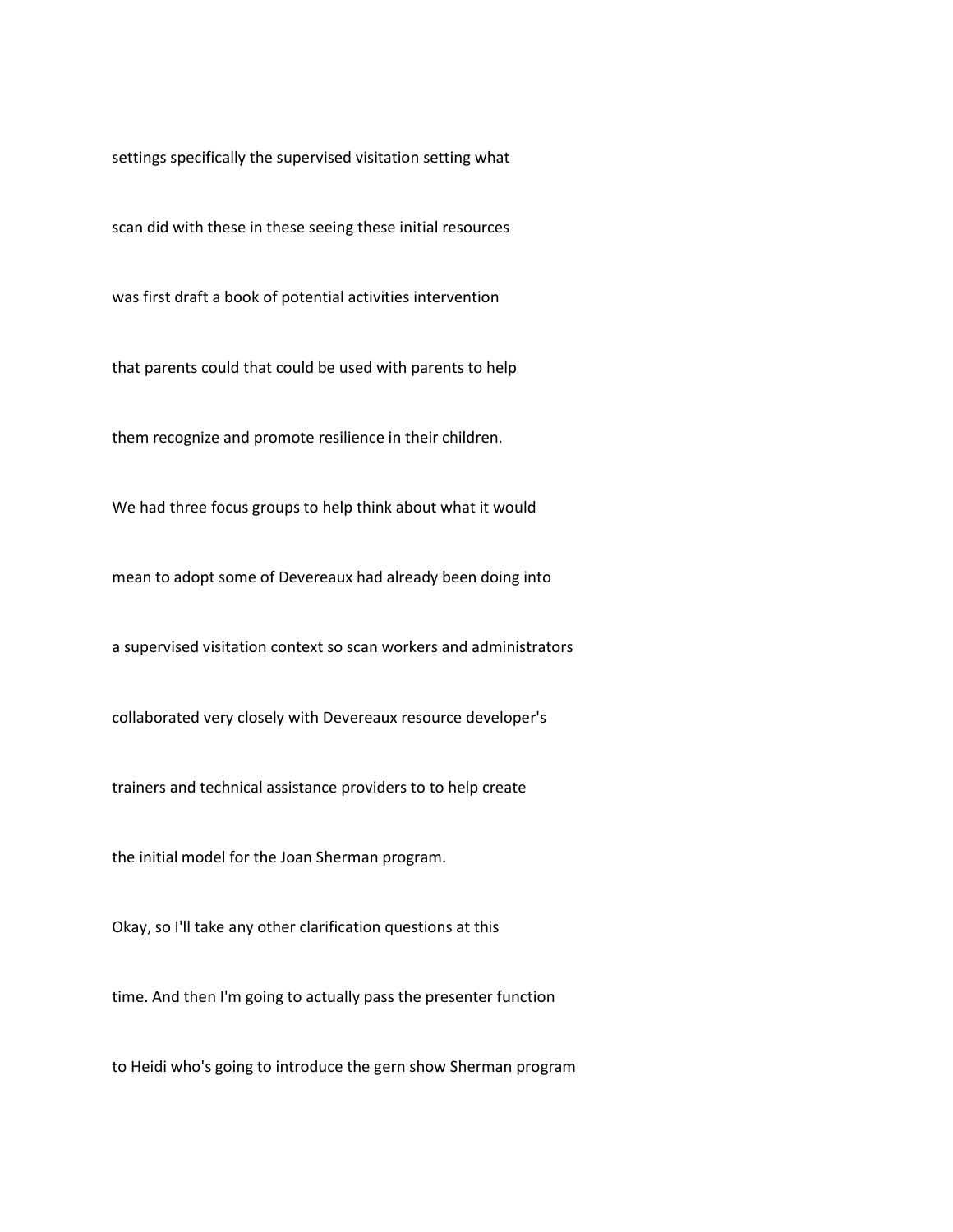settings specifically the supervised visitation setting what

scan did with these in these seeing these initial resources

was first draft a book of potential activities intervention

that parents could that could be used with parents to help

them recognize and promote resilience in their children.

We had three focus groups to help think about what it would

mean to adopt some of Devereaux had already been doing into

a supervised visitation context so scan workers and administrators

collaborated very closely with Devereaux resource developer's

trainers and technical assistance providers to to help create

the initial model for the Joan Sherman program.

Okay, so I'll take any other clarification questions at this

time. And then I'm going to actually pass the presenter function

to Heidi who's going to introduce the gern show Sherman program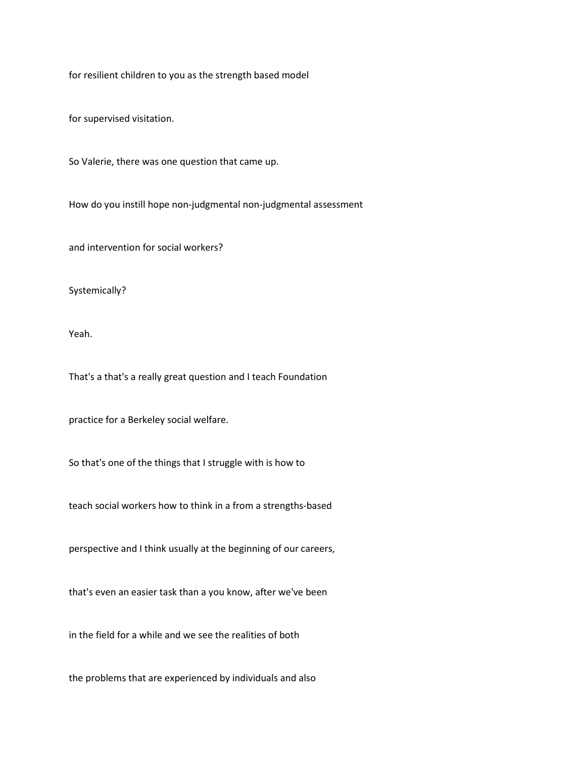for resilient children to you as the strength based model

for supervised visitation.

So Valerie, there was one question that came up.

How do you instill hope non-judgmental non-judgmental assessment

and intervention for social workers?

Systemically?

Yeah.

That's a that's a really great question and I teach Foundation

practice for a Berkeley social welfare.

So that's one of the things that I struggle with is how to

teach social workers how to think in a from a strengths-based

perspective and I think usually at the beginning of our careers,

that's even an easier task than a you know, after we've been

in the field for a while and we see the realities of both

the problems that are experienced by individuals and also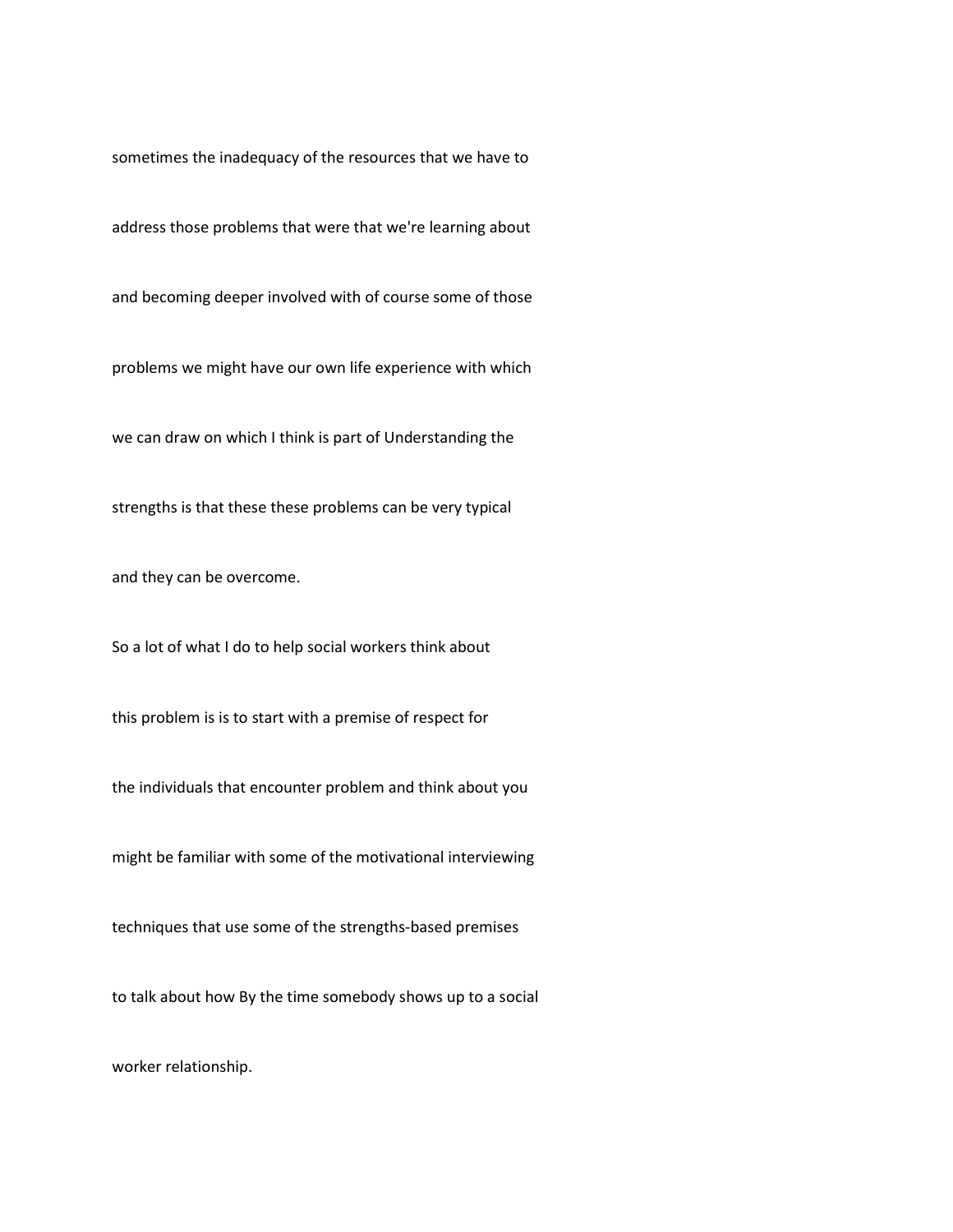sometimes the inadequacy of the resources that we have to

address those problems that were that we're learning about

and becoming deeper involved with of course some of those

problems we might have our own life experience with which

we can draw on which I think is part of Understanding the

strengths is that these these problems can be very typical

and they can be overcome.

So a lot of what I do to help social workers think about

this problem is is to start with a premise of respect for

the individuals that encounter problem and think about you

might be familiar with some of the motivational interviewing

techniques that use some of the strengths-based premises

to talk about how By the time somebody shows up to a social

worker relationship.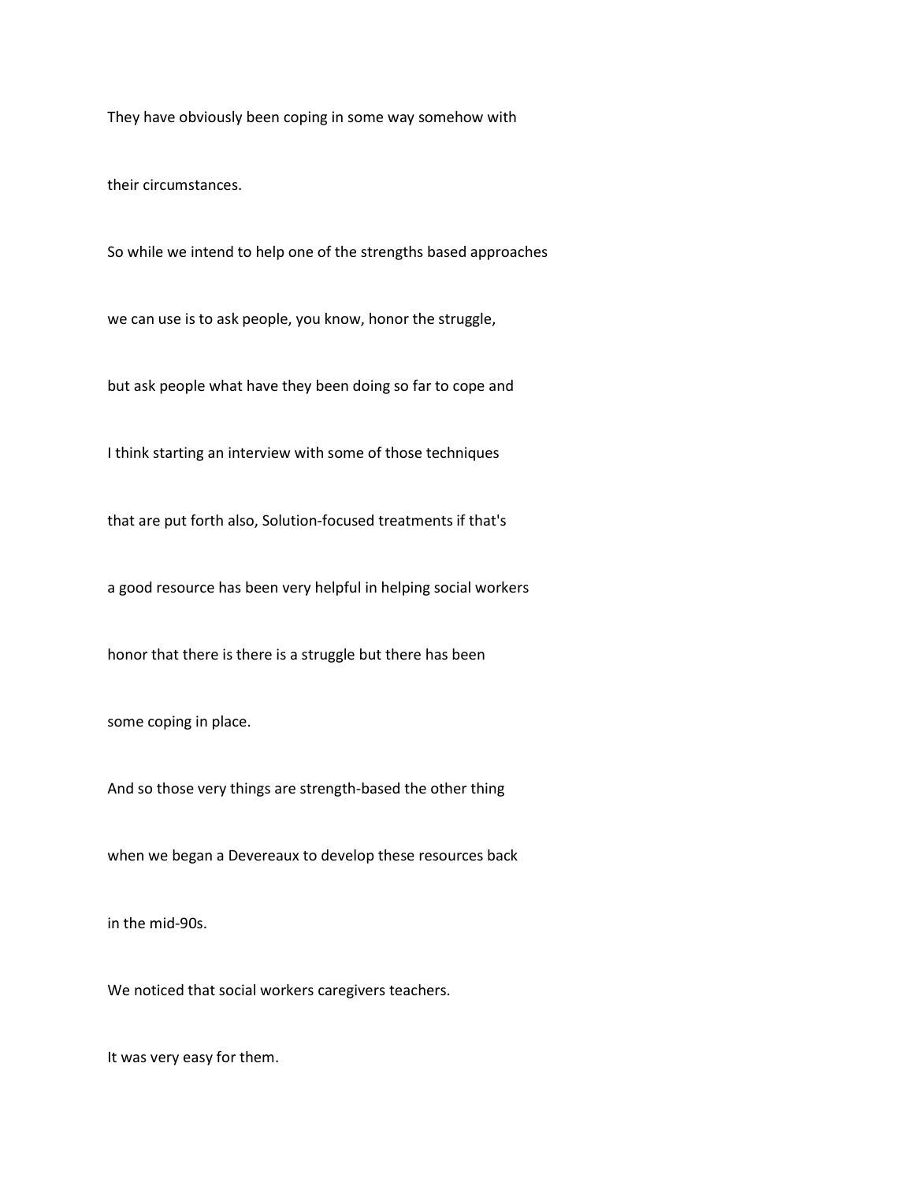They have obviously been coping in some way somehow with

their circumstances.

So while we intend to help one of the strengths based approaches

we can use is to ask people, you know, honor the struggle,

but ask people what have they been doing so far to cope and

I think starting an interview with some of those techniques

that are put forth also, Solution-focused treatments if that's

a good resource has been very helpful in helping social workers

honor that there is there is a struggle but there has been

some coping in place.

And so those very things are strength-based the other thing

when we began a Devereaux to develop these resources back

in the mid-90s.

We noticed that social workers caregivers teachers.

It was very easy for them.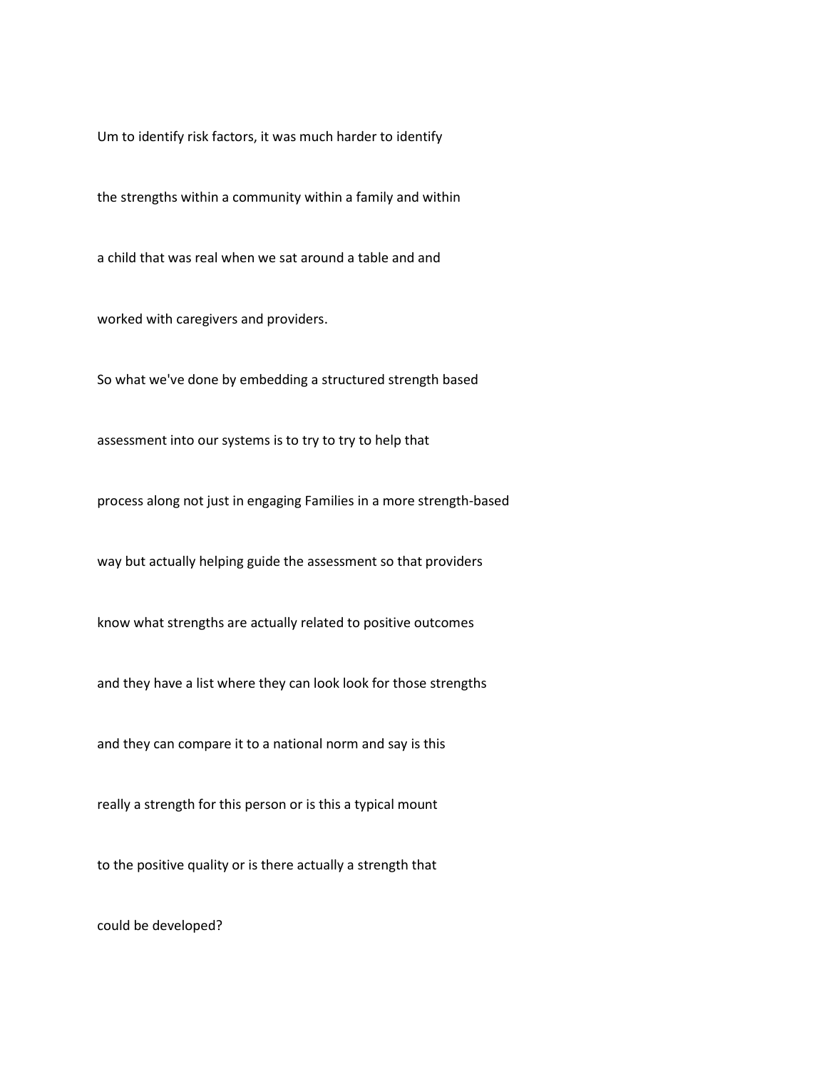Um to identify risk factors, it was much harder to identify

the strengths within a community within a family and within

a child that was real when we sat around a table and and

worked with caregivers and providers.

So what we've done by embedding a structured strength based

assessment into our systems is to try to try to help that

process along not just in engaging Families in a more strength-based

way but actually helping guide the assessment so that providers

know what strengths are actually related to positive outcomes

and they have a list where they can look look for those strengths

and they can compare it to a national norm and say is this

really a strength for this person or is this a typical mount

to the positive quality or is there actually a strength that

could be developed?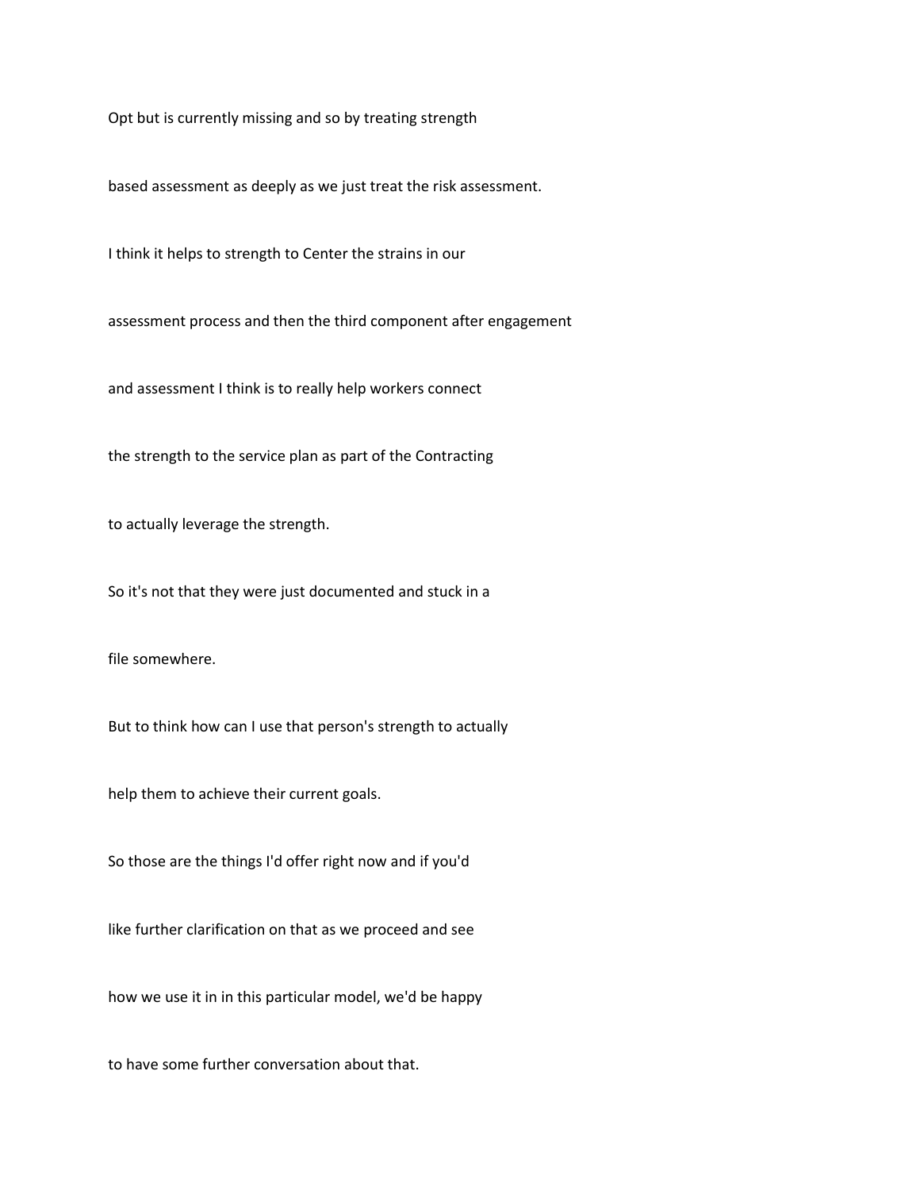Opt but is currently missing and so by treating strength

based assessment as deeply as we just treat the risk assessment.

I think it helps to strength to Center the strains in our

assessment process and then the third component after engagement

and assessment I think is to really help workers connect

the strength to the service plan as part of the Contracting

to actually leverage the strength.

So it's not that they were just documented and stuck in a

file somewhere.

But to think how can I use that person's strength to actually

help them to achieve their current goals.

So those are the things I'd offer right now and if you'd

like further clarification on that as we proceed and see

how we use it in in this particular model, we'd be happy

to have some further conversation about that.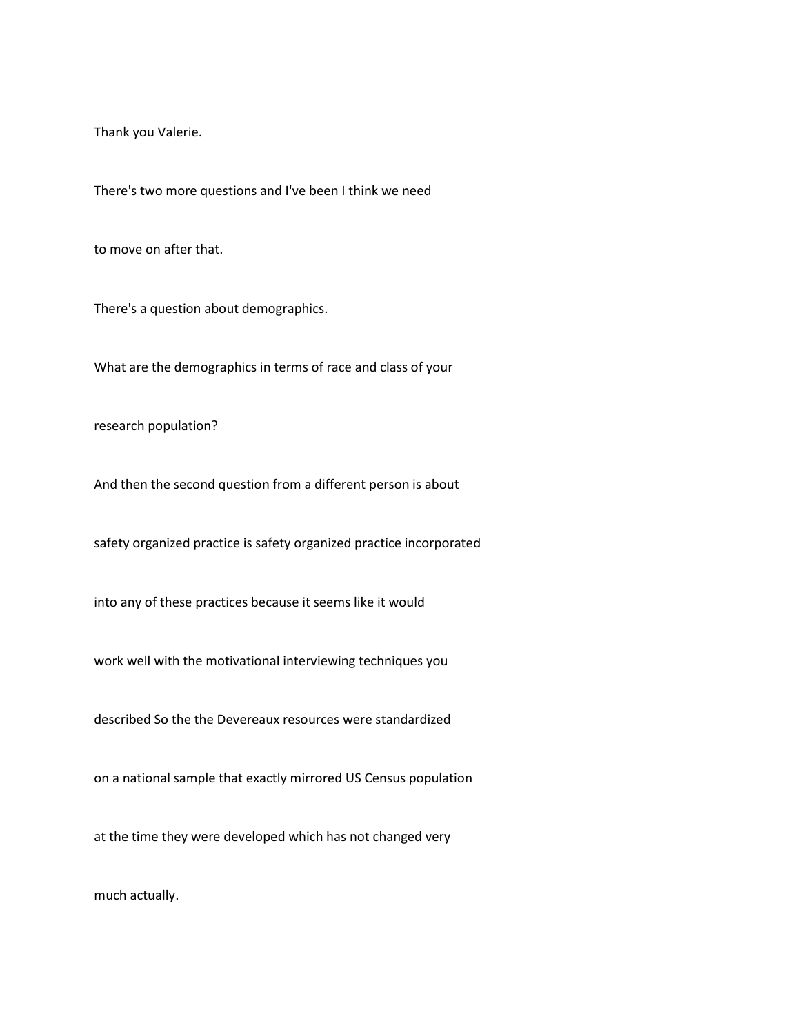Thank you Valerie.

There's two more questions and I've been I think we need

to move on after that.

There's a question about demographics.

What are the demographics in terms of race and class of your

research population?

And then the second question from a different person is about

safety organized practice is safety organized practice incorporated

into any of these practices because it seems like it would

work well with the motivational interviewing techniques you

described So the the Devereaux resources were standardized

on a national sample that exactly mirrored US Census population

at the time they were developed which has not changed very

much actually.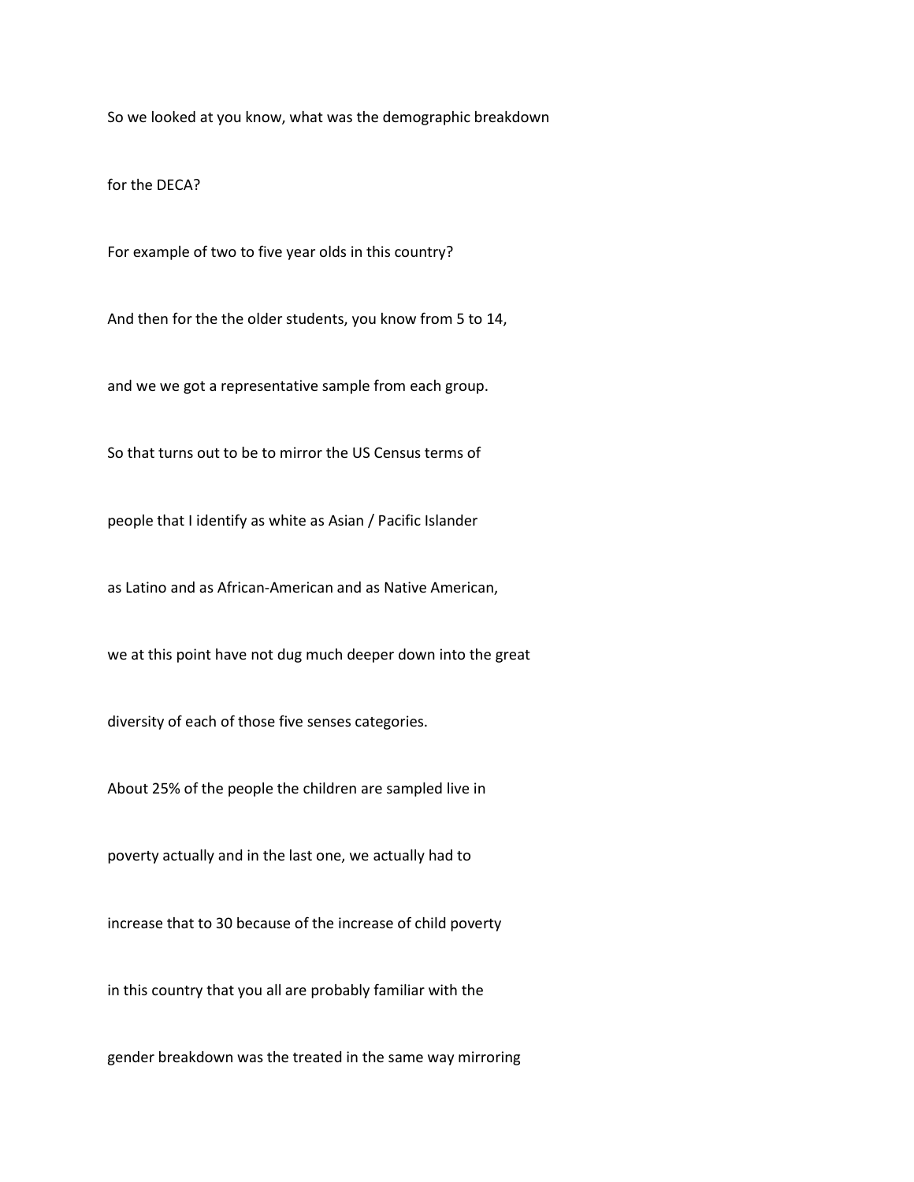So we looked at you know, what was the demographic breakdown

for the DECA?

For example of two to five year olds in this country?

And then for the the older students, you know from 5 to 14,

and we we got a representative sample from each group.

So that turns out to be to mirror the US Census terms of

people that I identify as white as Asian / Pacific Islander

as Latino and as African-American and as Native American,

we at this point have not dug much deeper down into the great

diversity of each of those five senses categories.

About 25% of the people the children are sampled live in

poverty actually and in the last one, we actually had to

increase that to 30 because of the increase of child poverty

in this country that you all are probably familiar with the

gender breakdown was the treated in the same way mirroring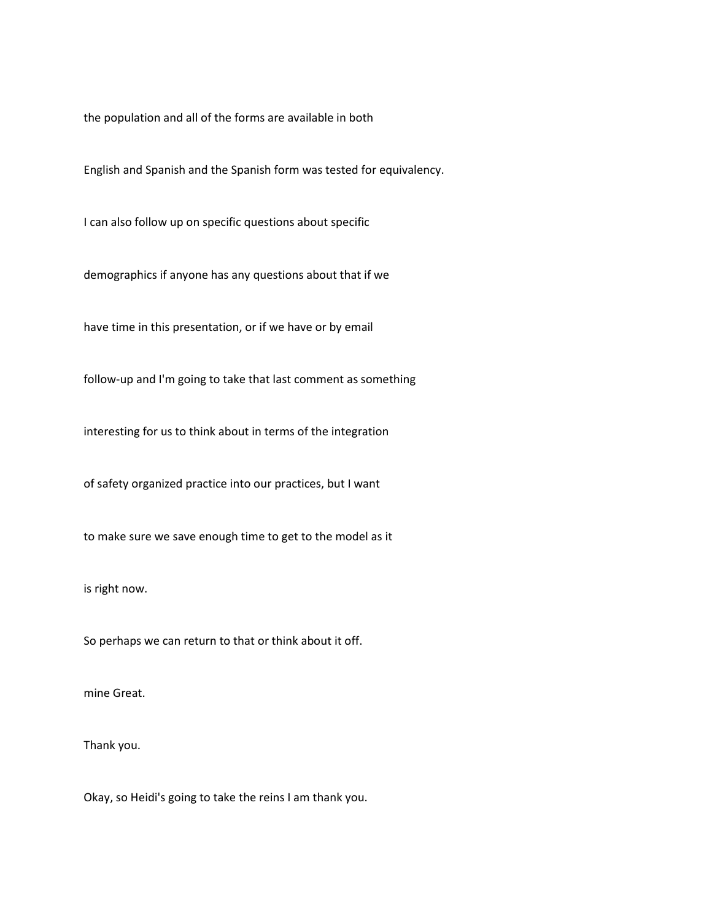the population and all of the forms are available in both

English and Spanish and the Spanish form was tested for equivalency.

I can also follow up on specific questions about specific

demographics if anyone has any questions about that if we

have time in this presentation, or if we have or by email

follow-up and I'm going to take that last comment as something

interesting for us to think about in terms of the integration

of safety organized practice into our practices, but I want

to make sure we save enough time to get to the model as it

is right now.

So perhaps we can return to that or think about it off.

mine Great.

Thank you.

Okay, so Heidi's going to take the reins I am thank you.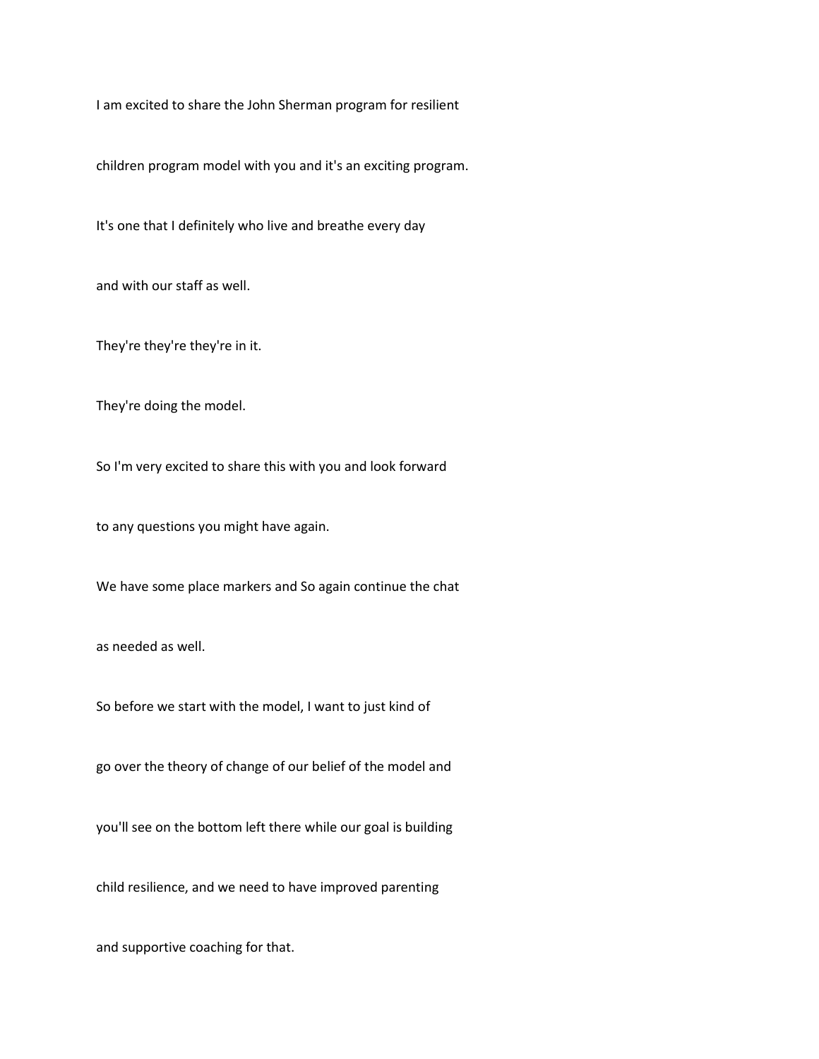I am excited to share the John Sherman program for resilient

children program model with you and it's an exciting program.

It's one that I definitely who live and breathe every day

and with our staff as well.

They're they're they're in it.

They're doing the model.

So I'm very excited to share this with you and look forward

to any questions you might have again.

We have some place markers and So again continue the chat

as needed as well.

So before we start with the model, I want to just kind of

go over the theory of change of our belief of the model and

you'll see on the bottom left there while our goal is building

child resilience, and we need to have improved parenting

and supportive coaching for that.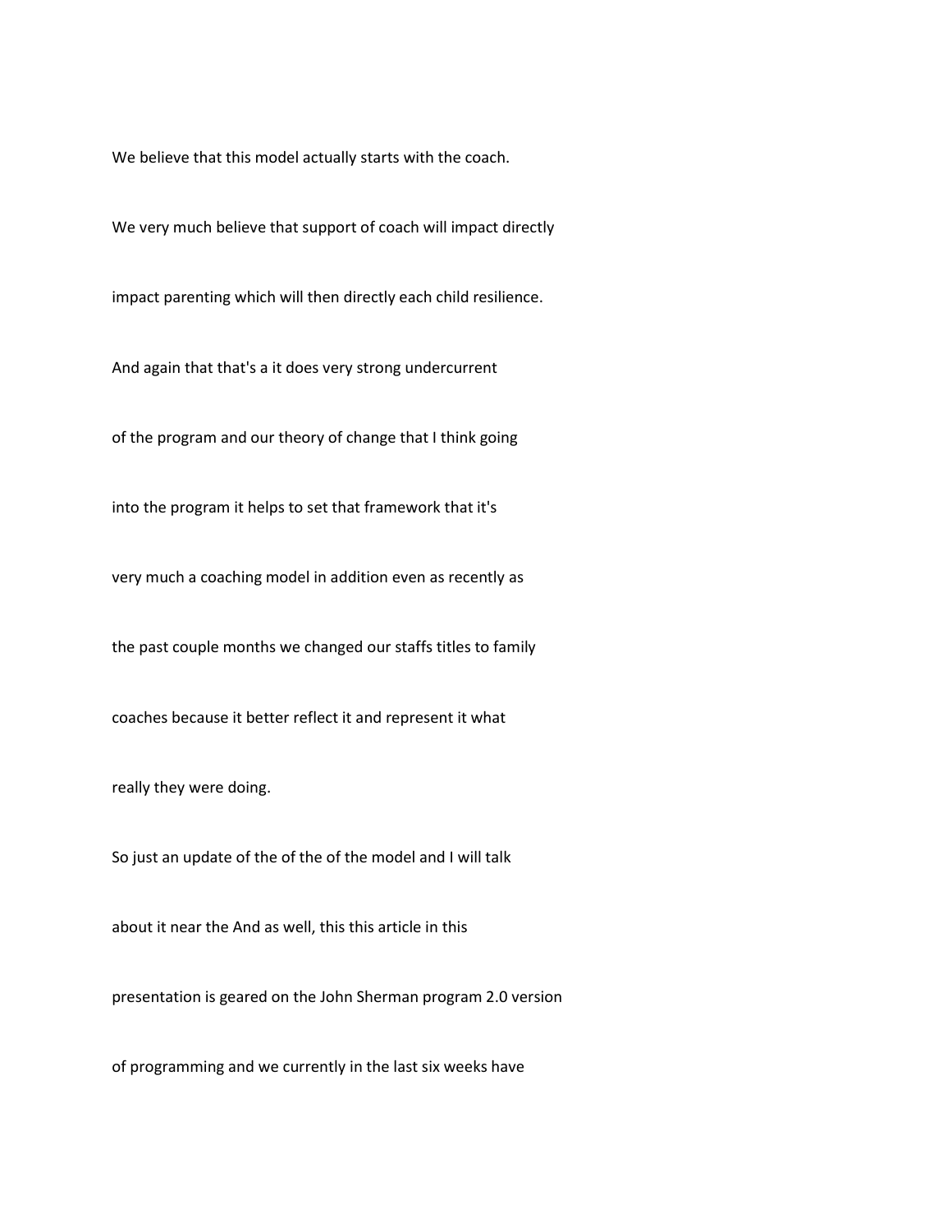We believe that this model actually starts with the coach.

We very much believe that support of coach will impact directly

impact parenting which will then directly each child resilience.

And again that that's a it does very strong undercurrent

of the program and our theory of change that I think going

into the program it helps to set that framework that it's

very much a coaching model in addition even as recently as

the past couple months we changed our staffs titles to family

coaches because it better reflect it and represent it what

really they were doing.

So just an update of the of the of the model and I will talk

about it near the And as well, this this article in this

presentation is geared on the John Sherman program 2.0 version

of programming and we currently in the last six weeks have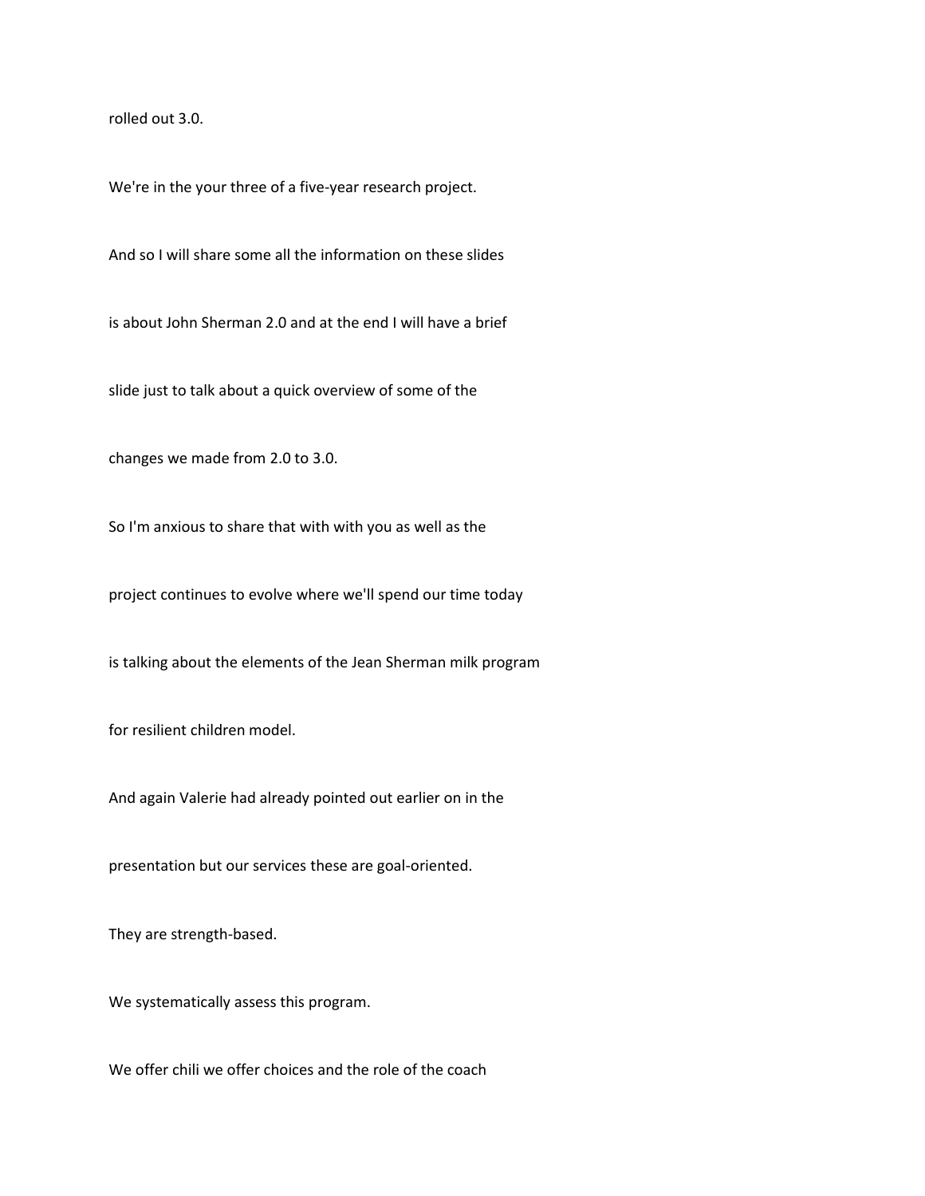rolled out 3.0.

We're in the your three of a five-year research project.

And so I will share some all the information on these slides

is about John Sherman 2.0 and at the end I will have a brief

slide just to talk about a quick overview of some of the

changes we made from 2.0 to 3.0.

So I'm anxious to share that with with you as well as the

project continues to evolve where we'll spend our time today

is talking about the elements of the Jean Sherman milk program

for resilient children model.

And again Valerie had already pointed out earlier on in the

presentation but our services these are goal-oriented.

They are strength-based.

We systematically assess this program.

We offer chili we offer choices and the role of the coach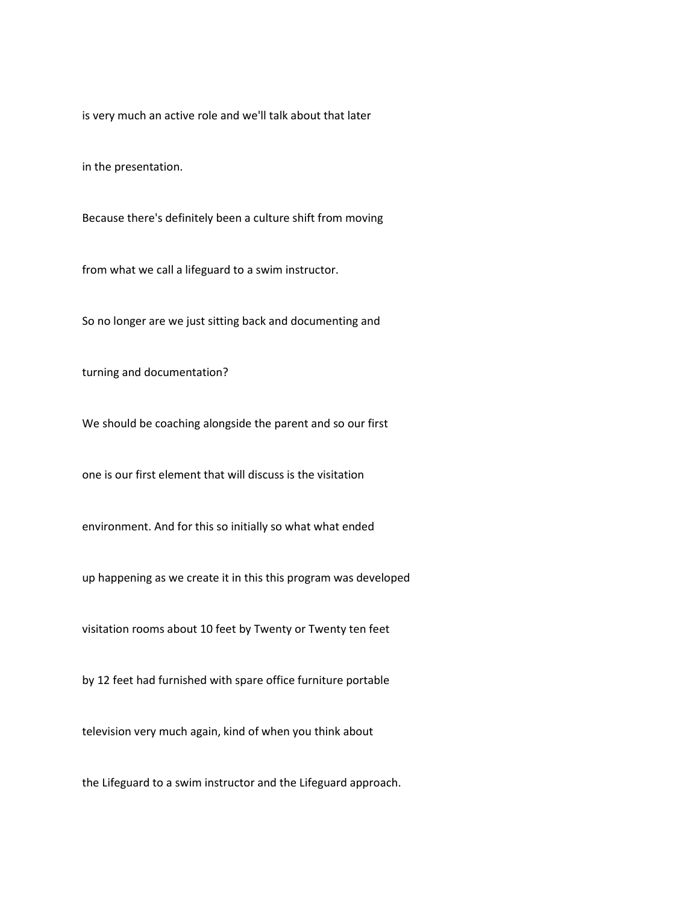is very much an active role and we'll talk about that later

in the presentation.

Because there's definitely been a culture shift from moving

from what we call a lifeguard to a swim instructor.

So no longer are we just sitting back and documenting and

turning and documentation?

We should be coaching alongside the parent and so our first

one is our first element that will discuss is the visitation

environment. And for this so initially so what what ended

up happening as we create it in this this program was developed

visitation rooms about 10 feet by Twenty or Twenty ten feet

by 12 feet had furnished with spare office furniture portable

television very much again, kind of when you think about

the Lifeguard to a swim instructor and the Lifeguard approach.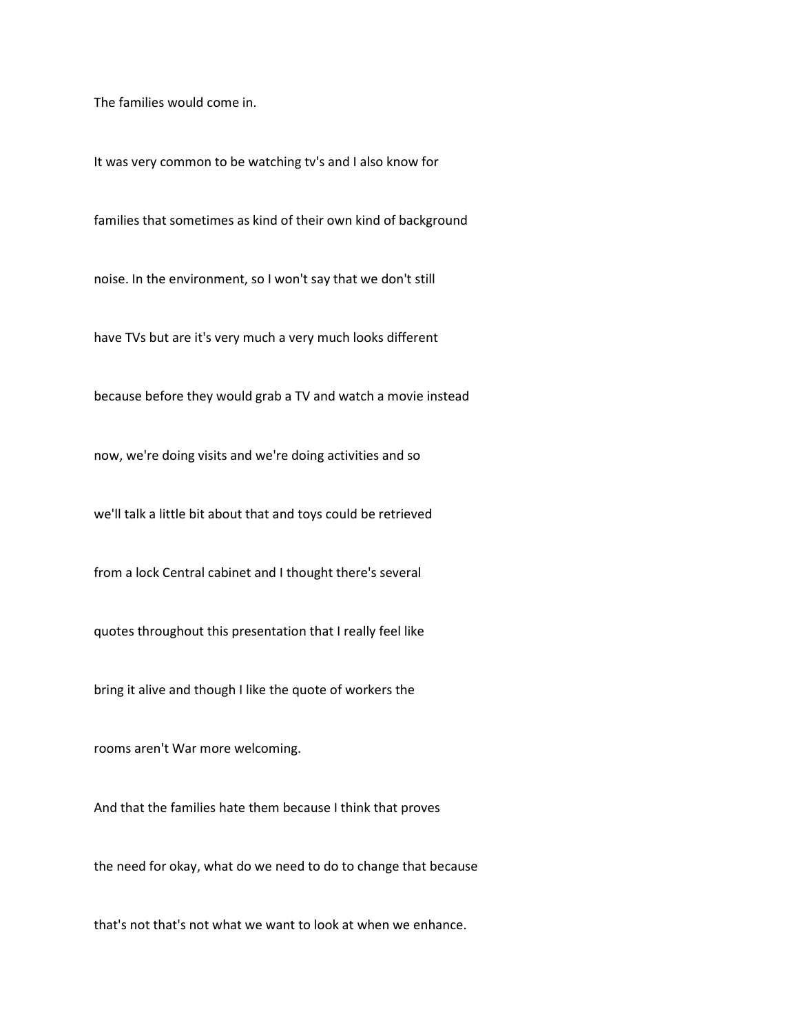The families would come in.

It was very common to be watching tv's and I also know for

families that sometimes as kind of their own kind of background

noise. In the environment, so I won't say that we don't still

have TVs but are it's very much a very much looks different

because before they would grab a TV and watch a movie instead

now, we're doing visits and we're doing activities and so

we'll talk a little bit about that and toys could be retrieved

from a lock Central cabinet and I thought there's several

quotes throughout this presentation that I really feel like

bring it alive and though I like the quote of workers the

rooms aren't War more welcoming.

And that the families hate them because I think that proves

the need for okay, what do we need to do to change that because

that's not that's not what we want to look at when we enhance.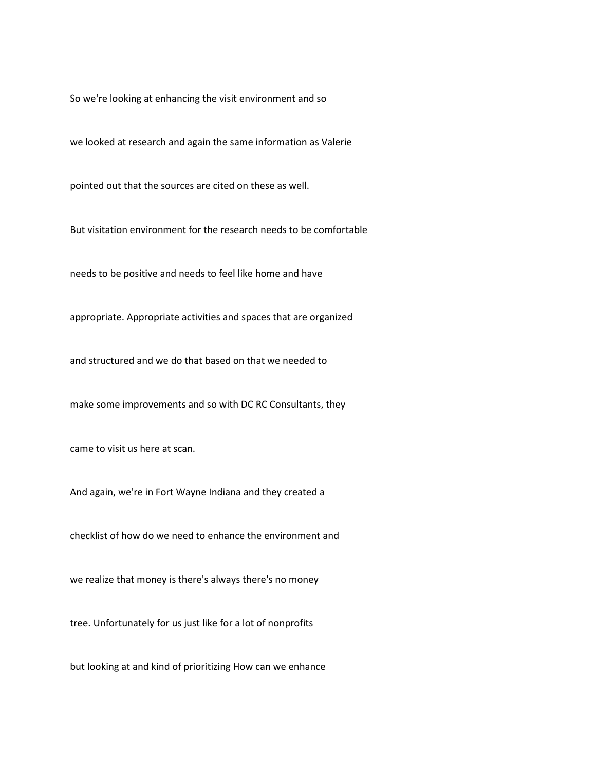So we're looking at enhancing the visit environment and so

we looked at research and again the same information as Valerie

pointed out that the sources are cited on these as well.

But visitation environment for the research needs to be comfortable

needs to be positive and needs to feel like home and have

appropriate. Appropriate activities and spaces that are organized

and structured and we do that based on that we needed to

make some improvements and so with DC RC Consultants, they

came to visit us here at scan.

And again, we're in Fort Wayne Indiana and they created a

checklist of how do we need to enhance the environment and

we realize that money is there's always there's no money

tree. Unfortunately for us just like for a lot of nonprofits

but looking at and kind of prioritizing How can we enhance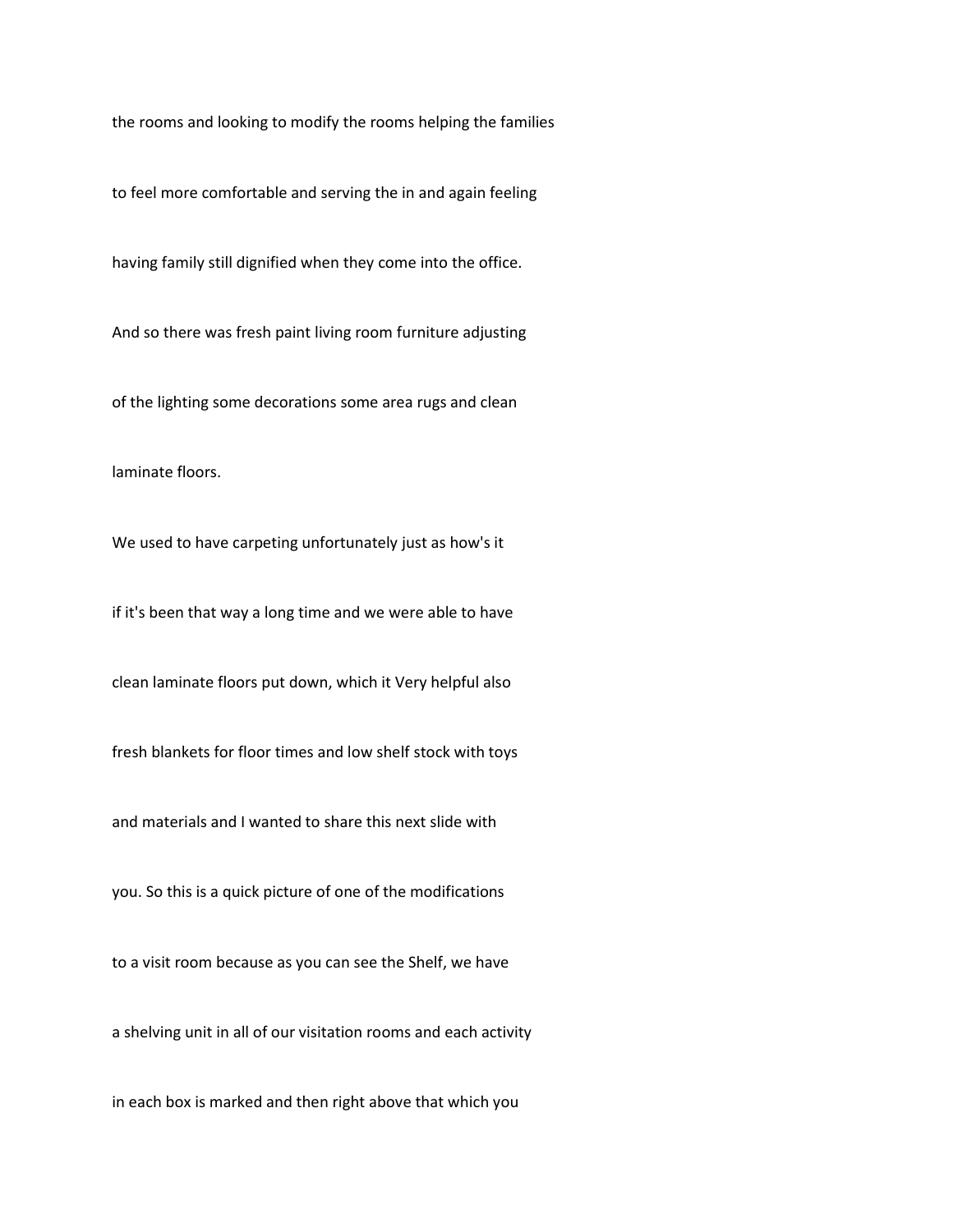the rooms and looking to modify the rooms helping the families

to feel more comfortable and serving the in and again feeling

having family still dignified when they come into the office.

And so there was fresh paint living room furniture adjusting

of the lighting some decorations some area rugs and clean

laminate floors.

We used to have carpeting unfortunately just as how's it

if it's been that way a long time and we were able to have

clean laminate floors put down, which it Very helpful also

fresh blankets for floor times and low shelf stock with toys

and materials and I wanted to share this next slide with

you. So this is a quick picture of one of the modifications

to a visit room because as you can see the Shelf, we have

a shelving unit in all of our visitation rooms and each activity

in each box is marked and then right above that which you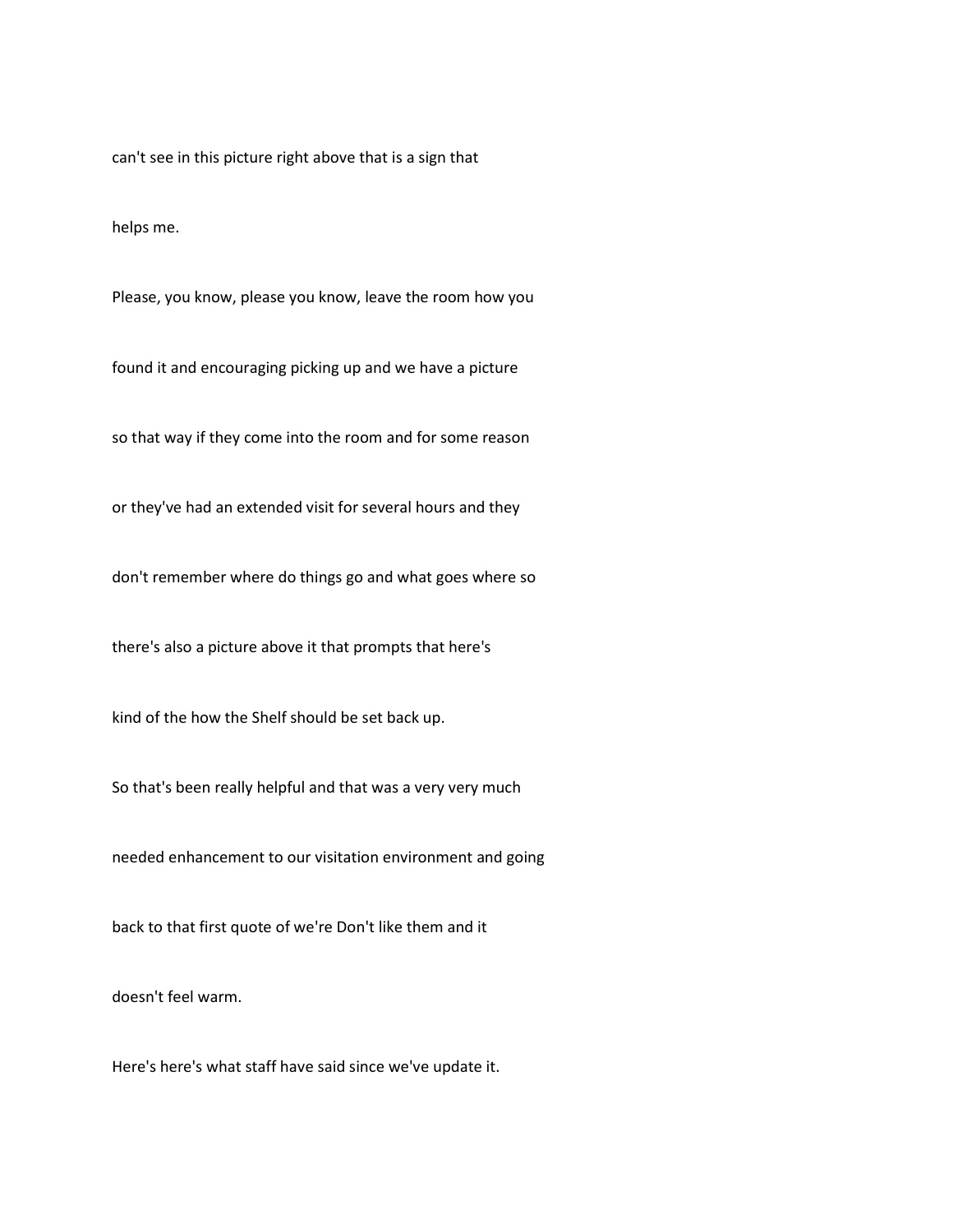can't see in this picture right above that is a sign that

helps me.

Please, you know, please you know, leave the room how you

found it and encouraging picking up and we have a picture

so that way if they come into the room and for some reason

or they've had an extended visit for several hours and they

don't remember where do things go and what goes where so

there's also a picture above it that prompts that here's

kind of the how the Shelf should be set back up.

So that's been really helpful and that was a very very much

needed enhancement to our visitation environment and going

back to that first quote of we're Don't like them and it

doesn't feel warm.

Here's here's what staff have said since we've update it.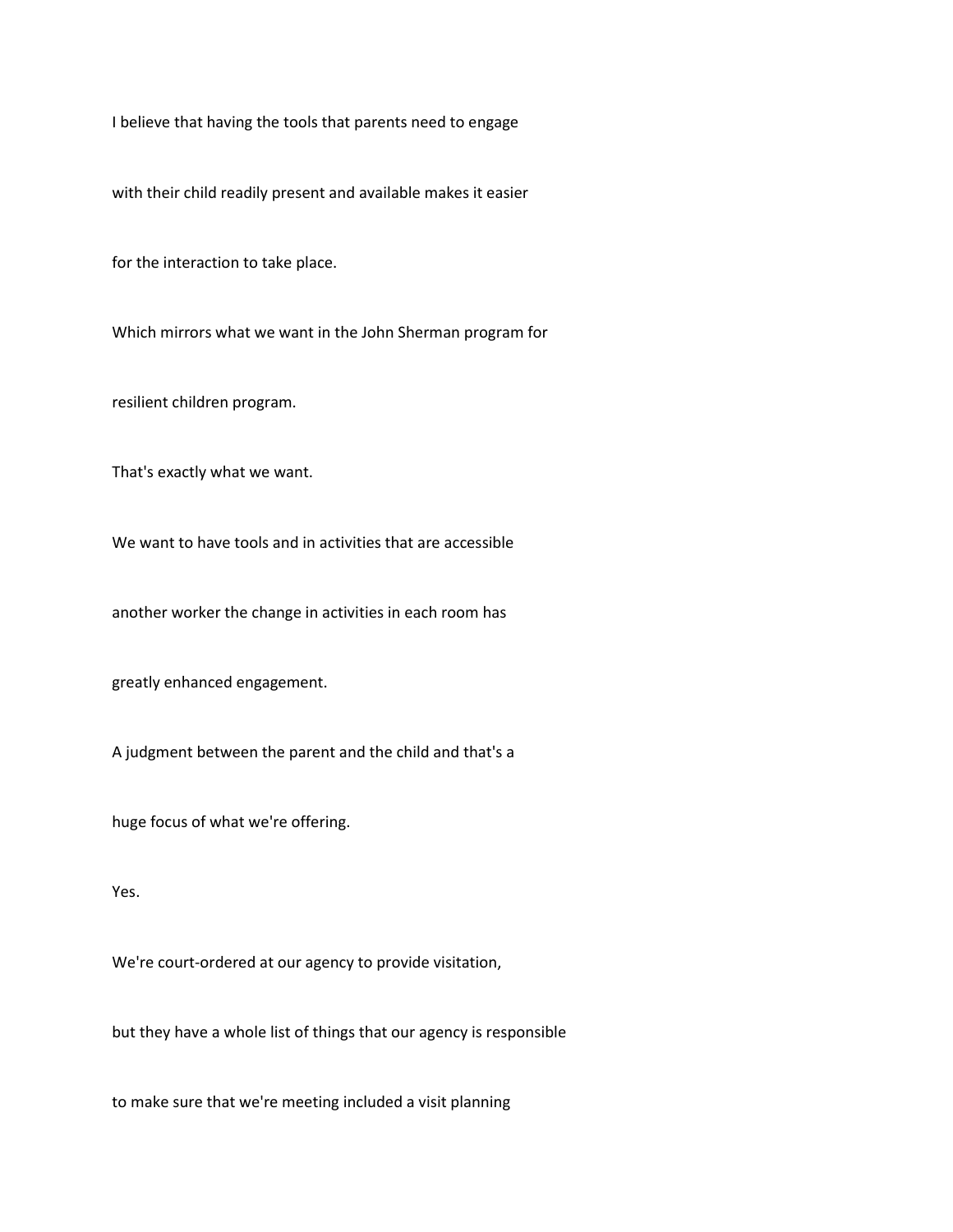I believe that having the tools that parents need to engage

with their child readily present and available makes it easier

for the interaction to take place.

Which mirrors what we want in the John Sherman program for

resilient children program.

That's exactly what we want.

We want to have tools and in activities that are accessible

another worker the change in activities in each room has

greatly enhanced engagement.

A judgment between the parent and the child and that's a

huge focus of what we're offering.

Yes.

We're court-ordered at our agency to provide visitation,

but they have a whole list of things that our agency is responsible

to make sure that we're meeting included a visit planning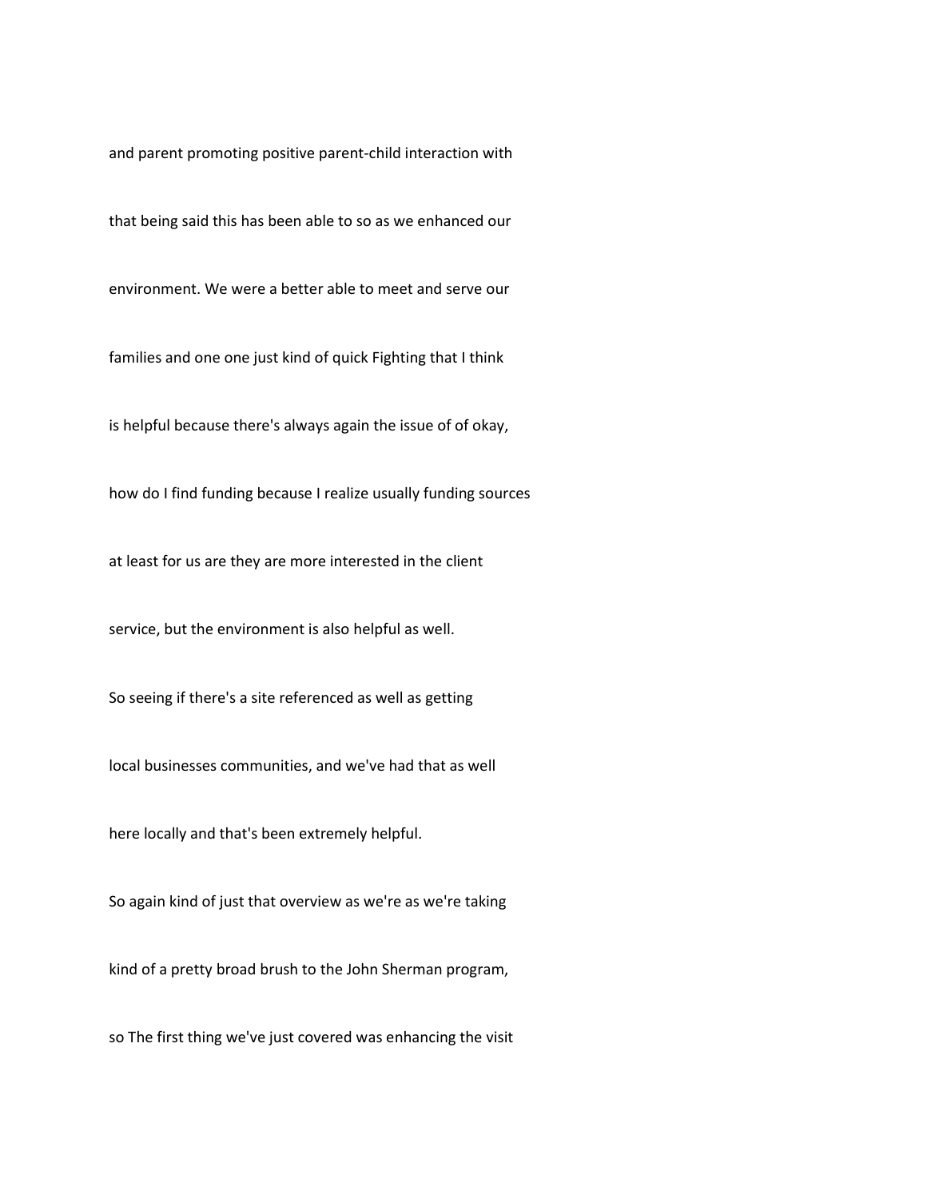and parent promoting positive parent-child interaction with

that being said this has been able to so as we enhanced our

environment. We were a better able to meet and serve our

families and one one just kind of quick Fighting that I think

is helpful because there's always again the issue of of okay,

how do I find funding because I realize usually funding sources

at least for us are they are more interested in the client

service, but the environment is also helpful as well.

So seeing if there's a site referenced as well as getting

local businesses communities, and we've had that as well

here locally and that's been extremely helpful.

So again kind of just that overview as we're as we're taking

kind of a pretty broad brush to the John Sherman program,

so The first thing we've just covered was enhancing the visit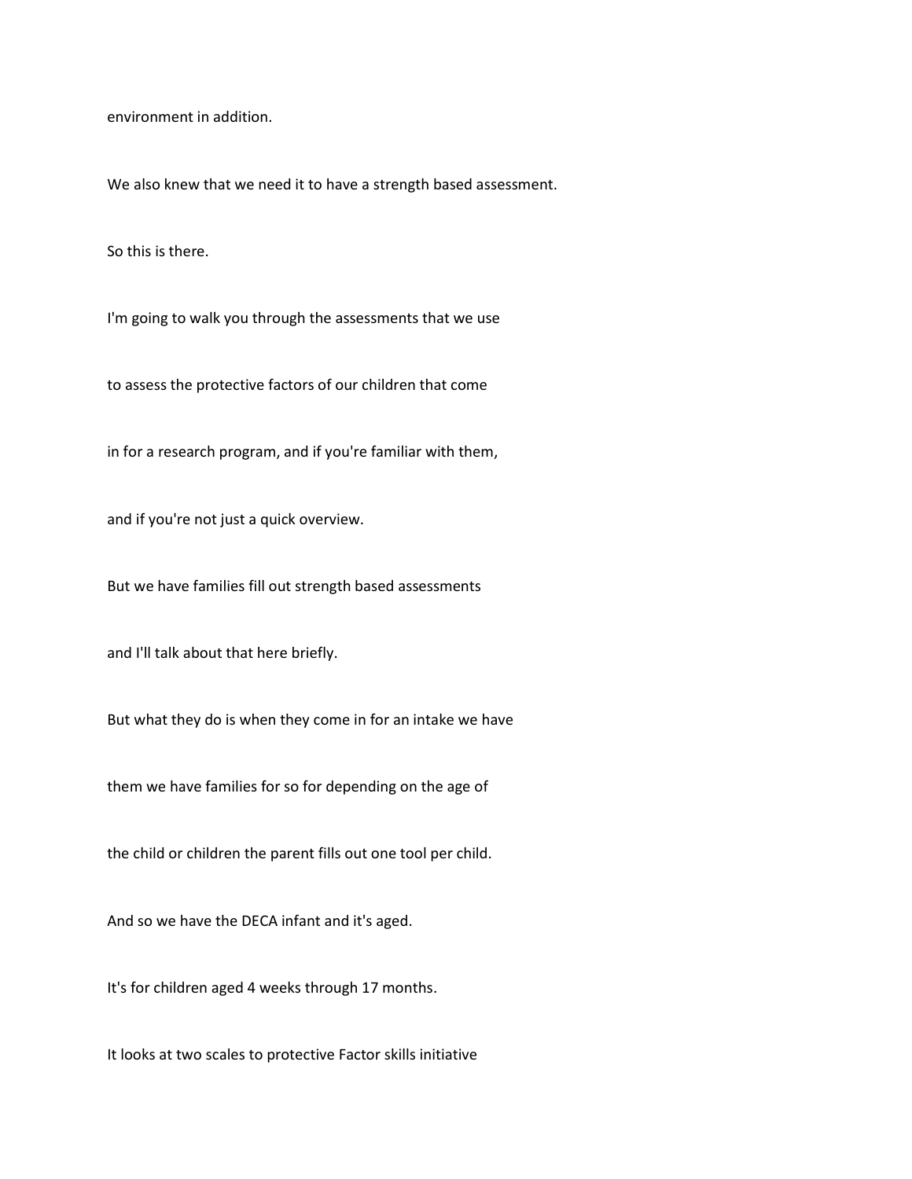environment in addition.

We also knew that we need it to have a strength based assessment.

So this is there.

I'm going to walk you through the assessments that we use

to assess the protective factors of our children that come

in for a research program, and if you're familiar with them,

and if you're not just a quick overview.

But we have families fill out strength based assessments

and I'll talk about that here briefly.

But what they do is when they come in for an intake we have

them we have families for so for depending on the age of

the child or children the parent fills out one tool per child.

And so we have the DECA infant and it's aged.

It's for children aged 4 weeks through 17 months.

It looks at two scales to protective Factor skills initiative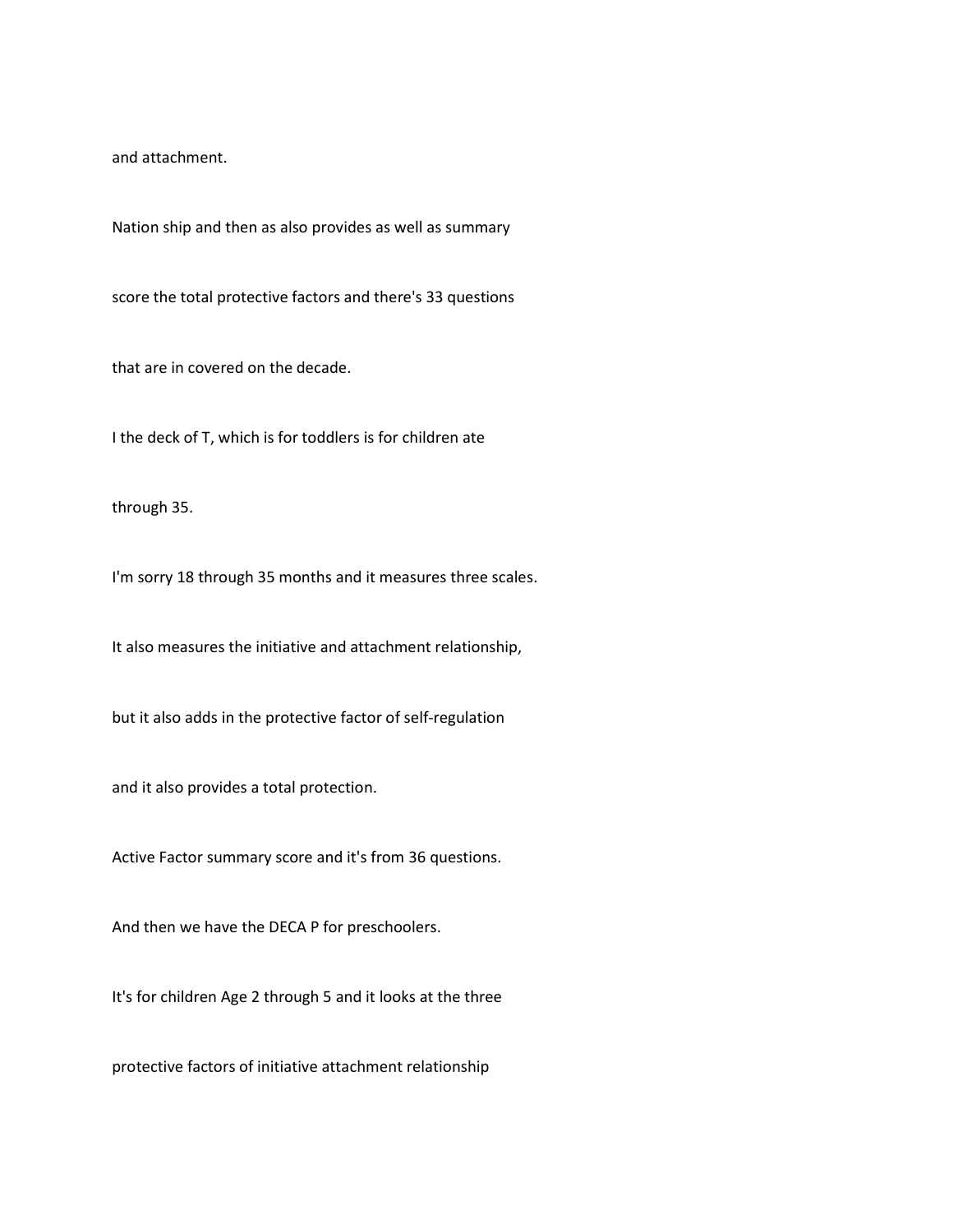and attachment.

Nation ship and then as also provides as well as summary

score the total protective factors and there's 33 questions

that are in covered on the decade.

I the deck of T, which is for toddlers is for children ate

through 35.

I'm sorry 18 through 35 months and it measures three scales.

It also measures the initiative and attachment relationship,

but it also adds in the protective factor of self-regulation

and it also provides a total protection.

Active Factor summary score and it's from 36 questions.

And then we have the DECA P for preschoolers.

It's for children Age 2 through 5 and it looks at the three

protective factors of initiative attachment relationship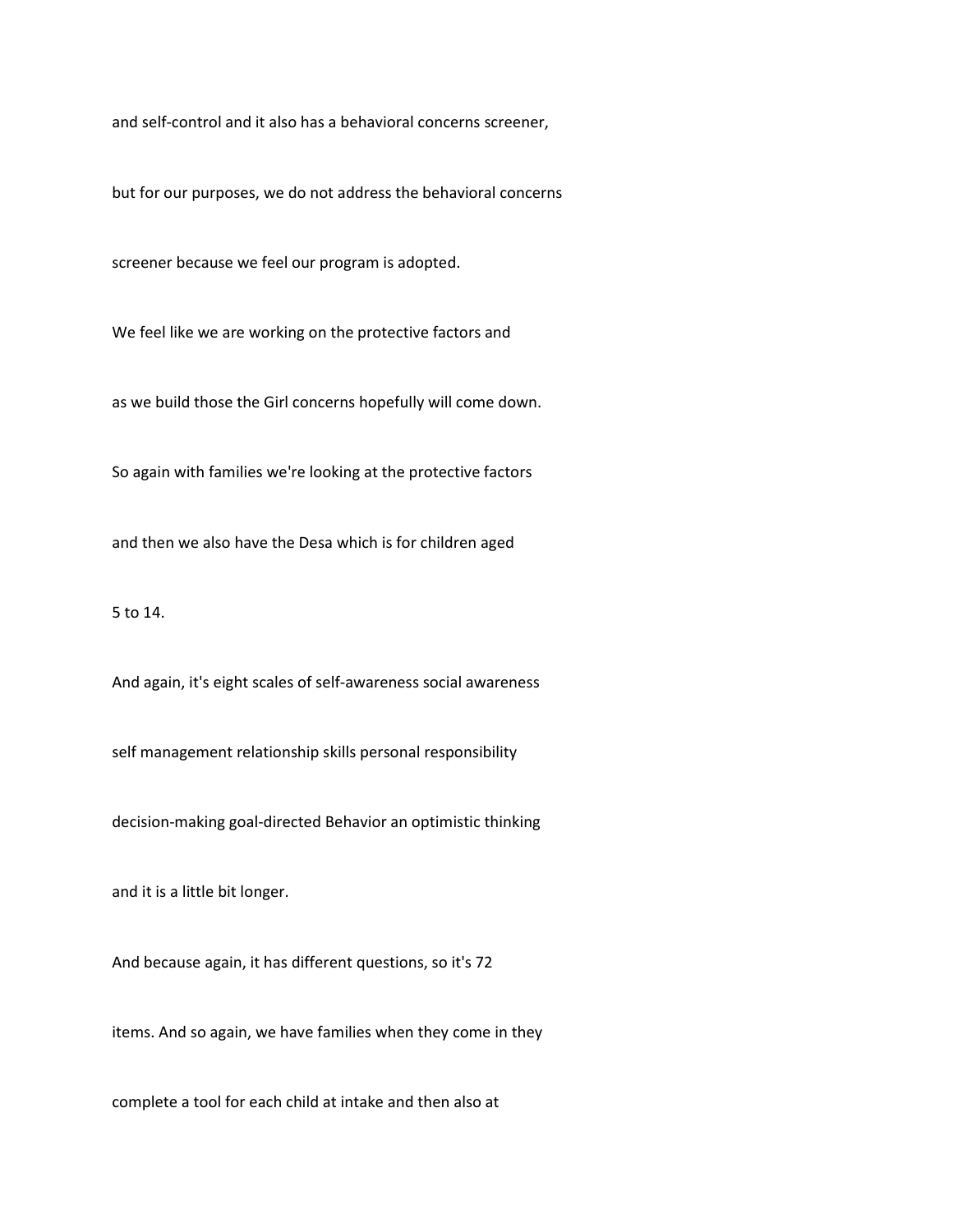and self-control and it also has a behavioral concerns screener,

but for our purposes, we do not address the behavioral concerns

screener because we feel our program is adopted.

We feel like we are working on the protective factors and

as we build those the Girl concerns hopefully will come down.

So again with families we're looking at the protective factors

and then we also have the Desa which is for children aged

5 to 14.

And again, it's eight scales of self-awareness social awareness

self management relationship skills personal responsibility

decision-making goal-directed Behavior an optimistic thinking

and it is a little bit longer.

And because again, it has different questions, so it's 72

items. And so again, we have families when they come in they

complete a tool for each child at intake and then also at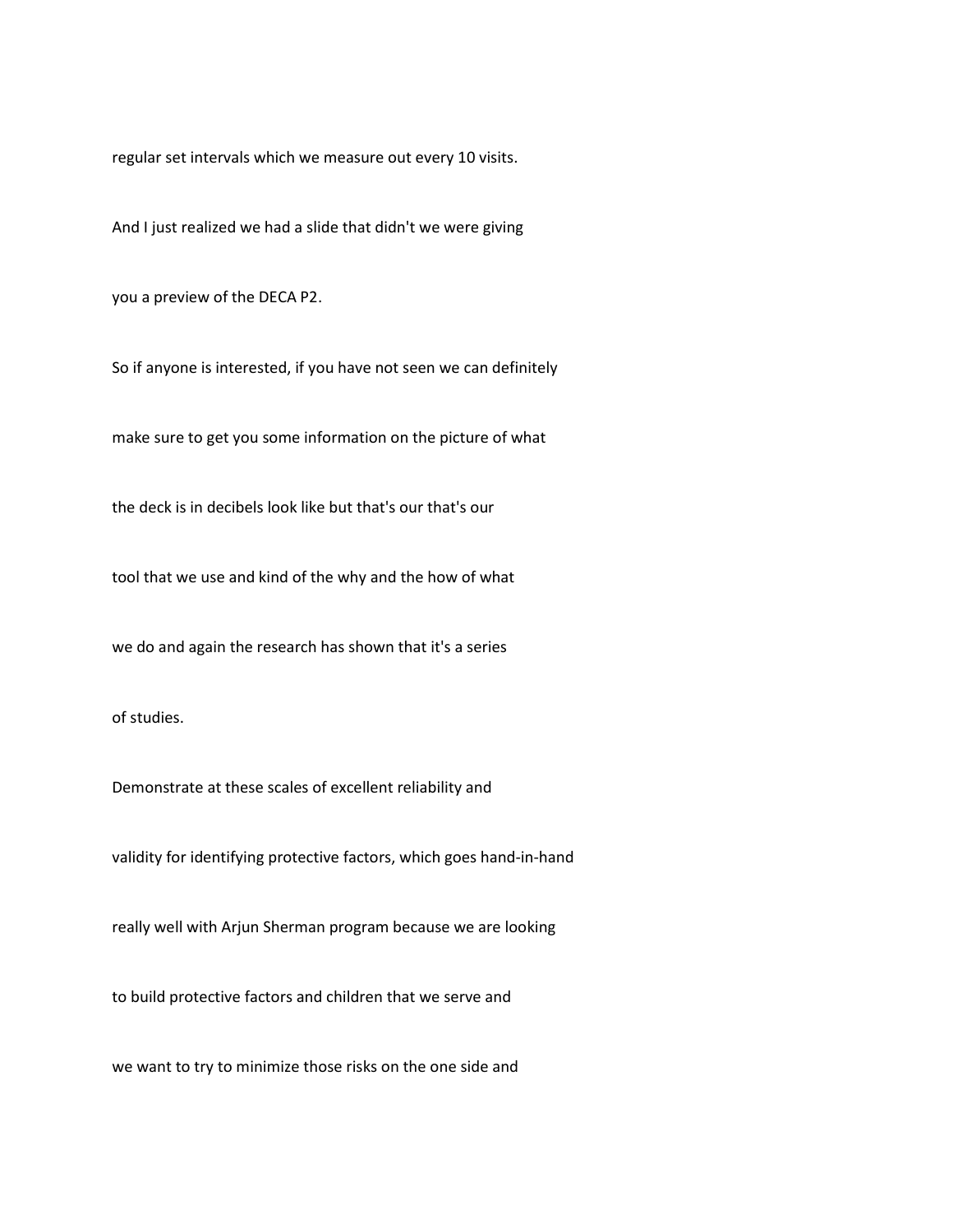regular set intervals which we measure out every 10 visits.

And I just realized we had a slide that didn't we were giving

you a preview of the DECA P2.

So if anyone is interested, if you have not seen we can definitely

make sure to get you some information on the picture of what

the deck is in decibels look like but that's our that's our

tool that we use and kind of the why and the how of what

we do and again the research has shown that it's a series

of studies.

Demonstrate at these scales of excellent reliability and

validity for identifying protective factors, which goes hand-in-hand

really well with Arjun Sherman program because we are looking

to build protective factors and children that we serve and

we want to try to minimize those risks on the one side and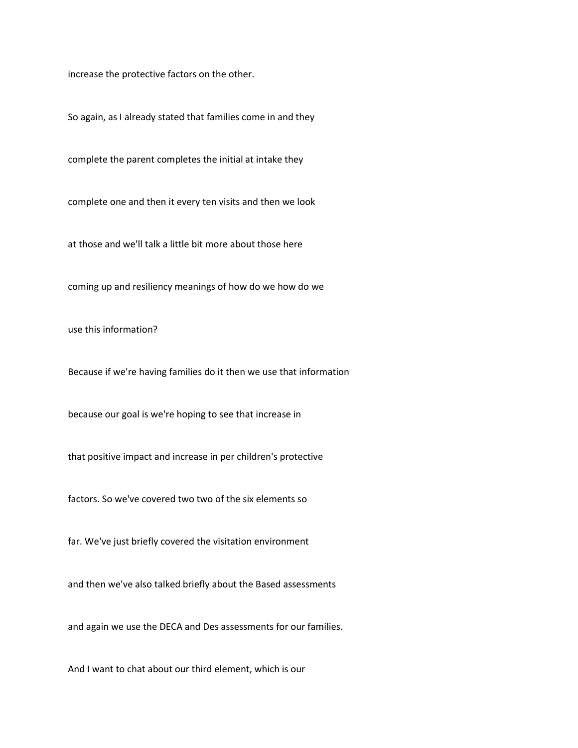increase the protective factors on the other.

So again, as I already stated that families come in and they

complete the parent completes the initial at intake they

complete one and then it every ten visits and then we look

at those and we'll talk a little bit more about those here

coming up and resiliency meanings of how do we how do we

use this information?

Because if we're having families do it then we use that information

because our goal is we're hoping to see that increase in

that positive impact and increase in per children's protective

factors. So we've covered two two of the six elements so

far. We've just briefly covered the visitation environment

and then we've also talked briefly about the Based assessments

and again we use the DECA and Des assessments for our families.

And I want to chat about our third element, which is our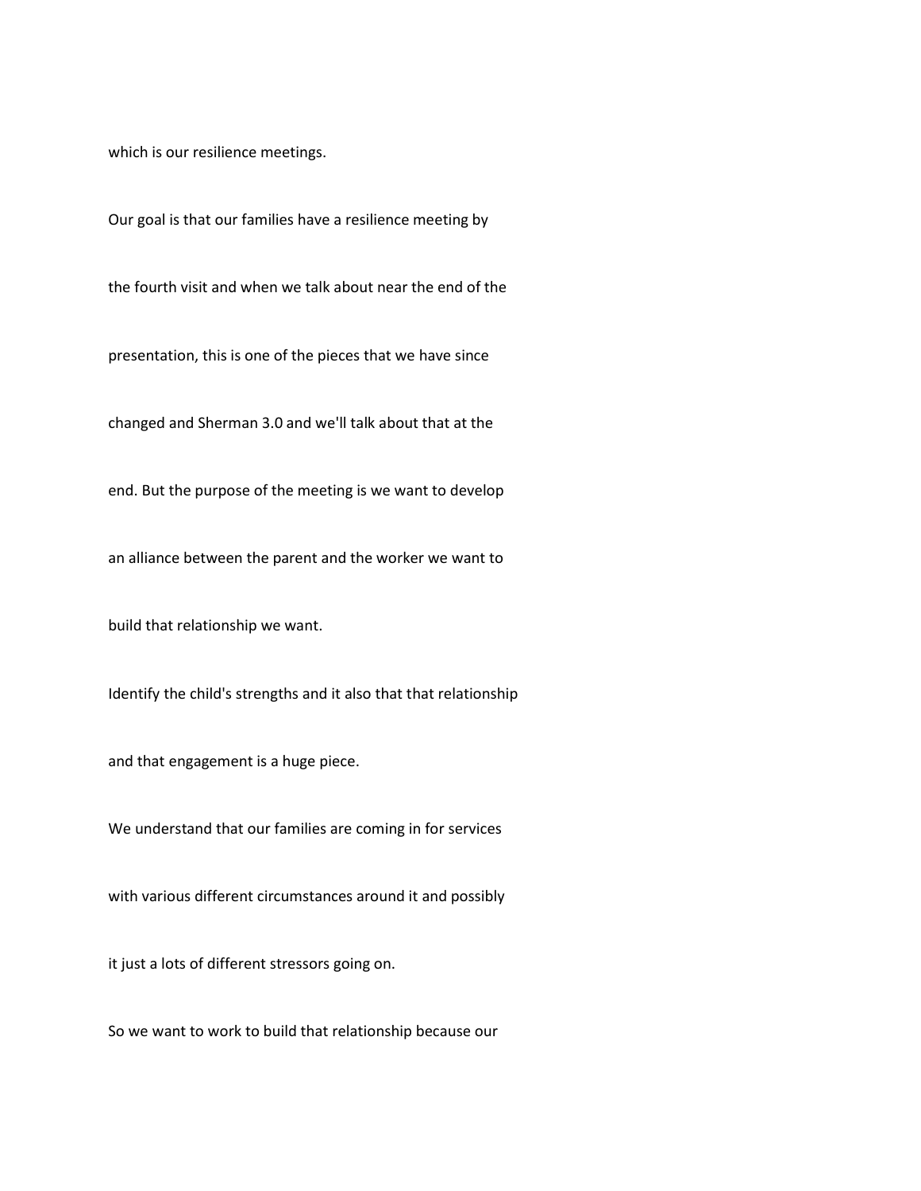which is our resilience meetings.

Our goal is that our families have a resilience meeting by

the fourth visit and when we talk about near the end of the

presentation, this is one of the pieces that we have since

changed and Sherman 3.0 and we'll talk about that at the

end. But the purpose of the meeting is we want to develop

an alliance between the parent and the worker we want to

build that relationship we want.

Identify the child's strengths and it also that that relationship

and that engagement is a huge piece.

We understand that our families are coming in for services

with various different circumstances around it and possibly

it just a lots of different stressors going on.

So we want to work to build that relationship because our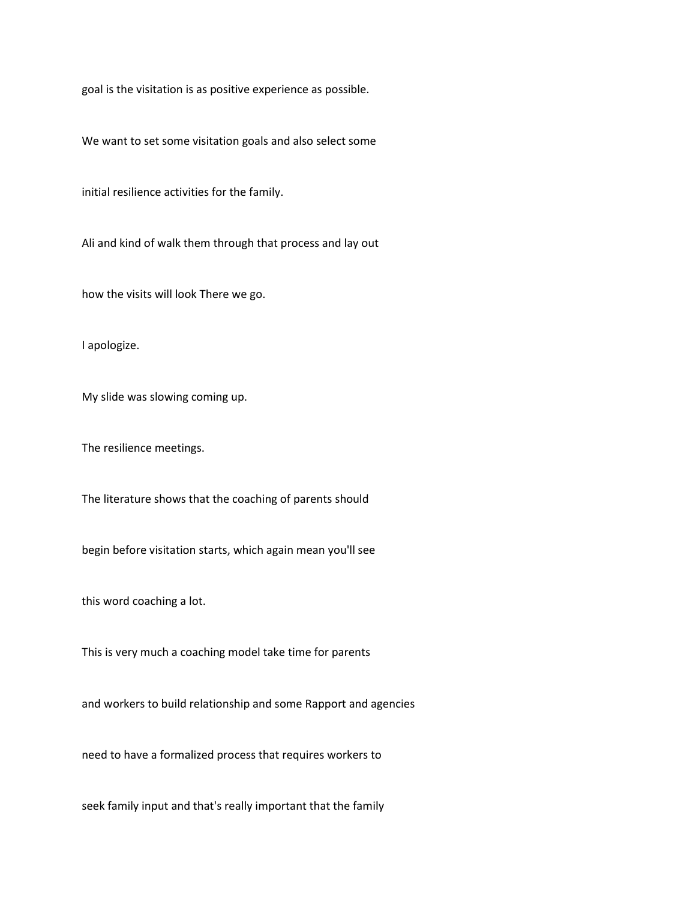goal is the visitation is as positive experience as possible.

We want to set some visitation goals and also select some

initial resilience activities for the family.

Ali and kind of walk them through that process and lay out

how the visits will look There we go.

I apologize.

My slide was slowing coming up.

The resilience meetings.

The literature shows that the coaching of parents should

begin before visitation starts, which again mean you'll see

this word coaching a lot.

This is very much a coaching model take time for parents

and workers to build relationship and some Rapport and agencies

need to have a formalized process that requires workers to

seek family input and that's really important that the family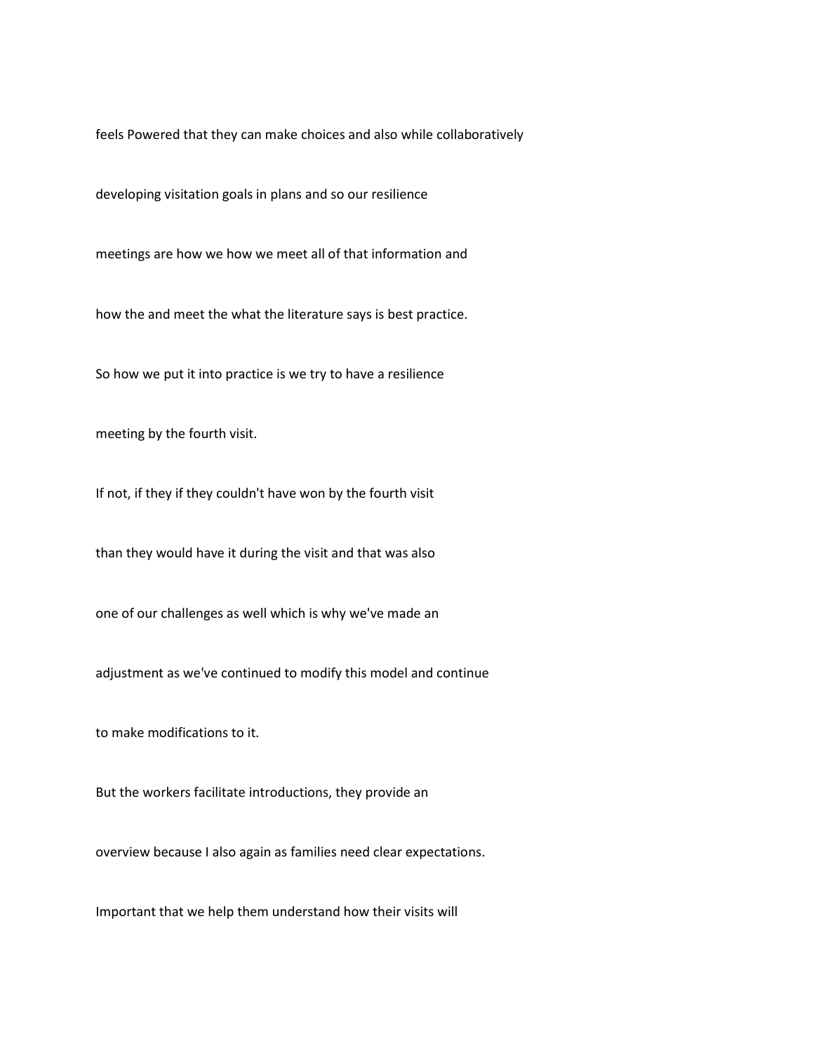feels Powered that they can make choices and also while collaboratively

developing visitation goals in plans and so our resilience

meetings are how we how we meet all of that information and

how the and meet the what the literature says is best practice.

So how we put it into practice is we try to have a resilience

meeting by the fourth visit.

If not, if they if they couldn't have won by the fourth visit

than they would have it during the visit and that was also

one of our challenges as well which is why we've made an

adjustment as we've continued to modify this model and continue

to make modifications to it.

But the workers facilitate introductions, they provide an

overview because I also again as families need clear expectations.

Important that we help them understand how their visits will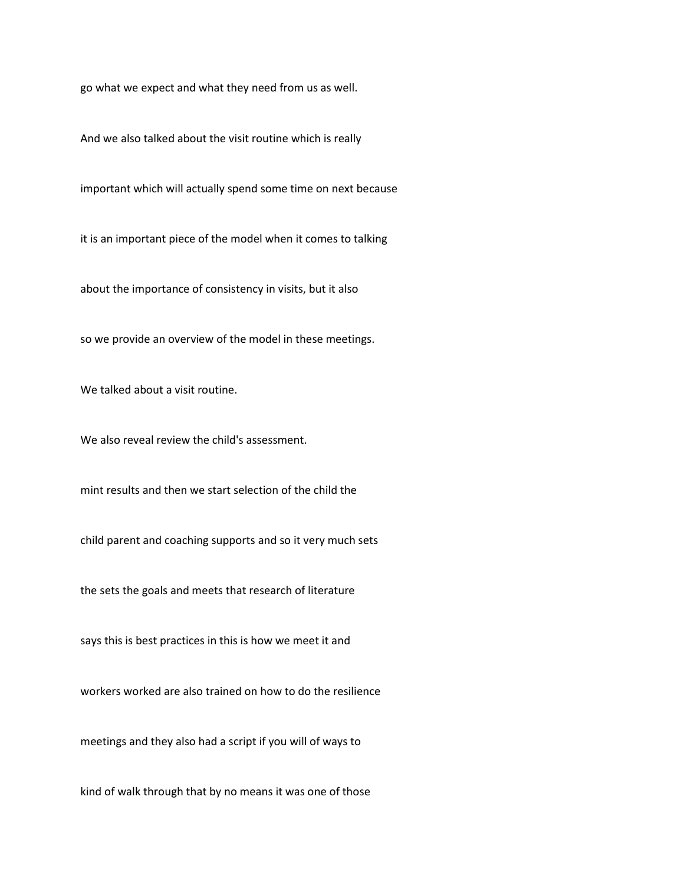go what we expect and what they need from us as well.

And we also talked about the visit routine which is really

important which will actually spend some time on next because

it is an important piece of the model when it comes to talking

about the importance of consistency in visits, but it also

so we provide an overview of the model in these meetings.

We talked about a visit routine.

We also reveal review the child's assessment.

mint results and then we start selection of the child the

child parent and coaching supports and so it very much sets

the sets the goals and meets that research of literature

says this is best practices in this is how we meet it and

workers worked are also trained on how to do the resilience

meetings and they also had a script if you will of ways to

kind of walk through that by no means it was one of those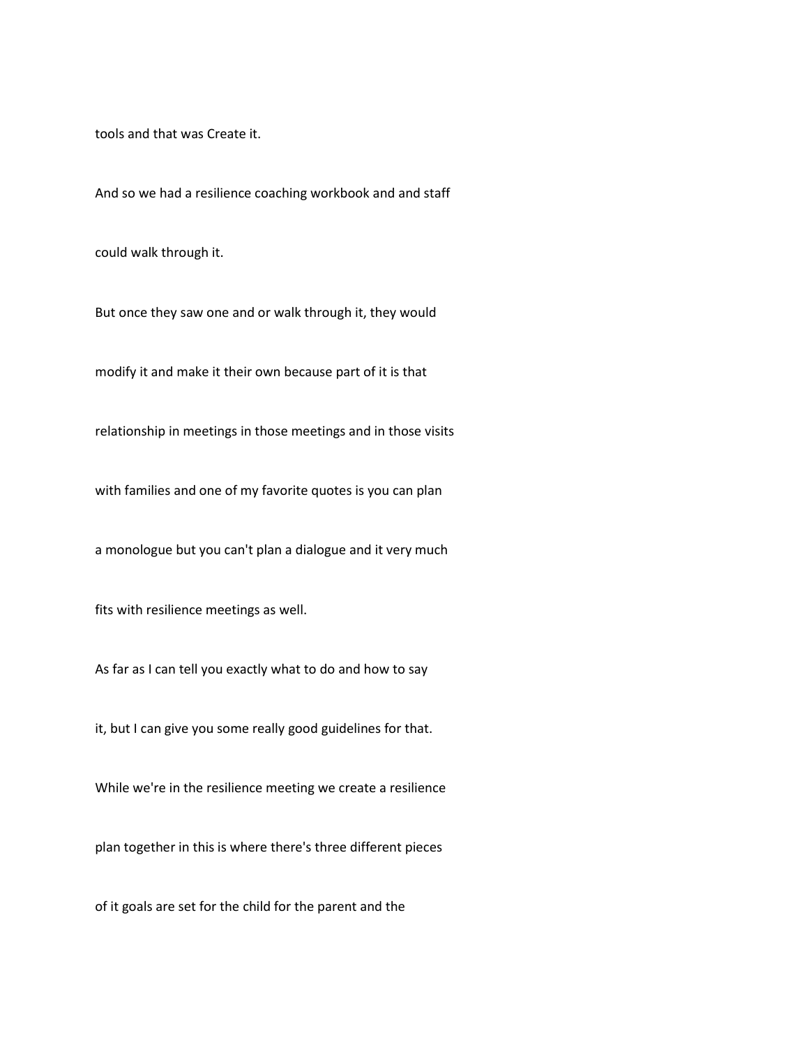tools and that was Create it.

And so we had a resilience coaching workbook and and staff

could walk through it.

But once they saw one and or walk through it, they would

modify it and make it their own because part of it is that

relationship in meetings in those meetings and in those visits

with families and one of my favorite quotes is you can plan

a monologue but you can't plan a dialogue and it very much

fits with resilience meetings as well.

As far as I can tell you exactly what to do and how to say

it, but I can give you some really good guidelines for that.

While we're in the resilience meeting we create a resilience

plan together in this is where there's three different pieces

of it goals are set for the child for the parent and the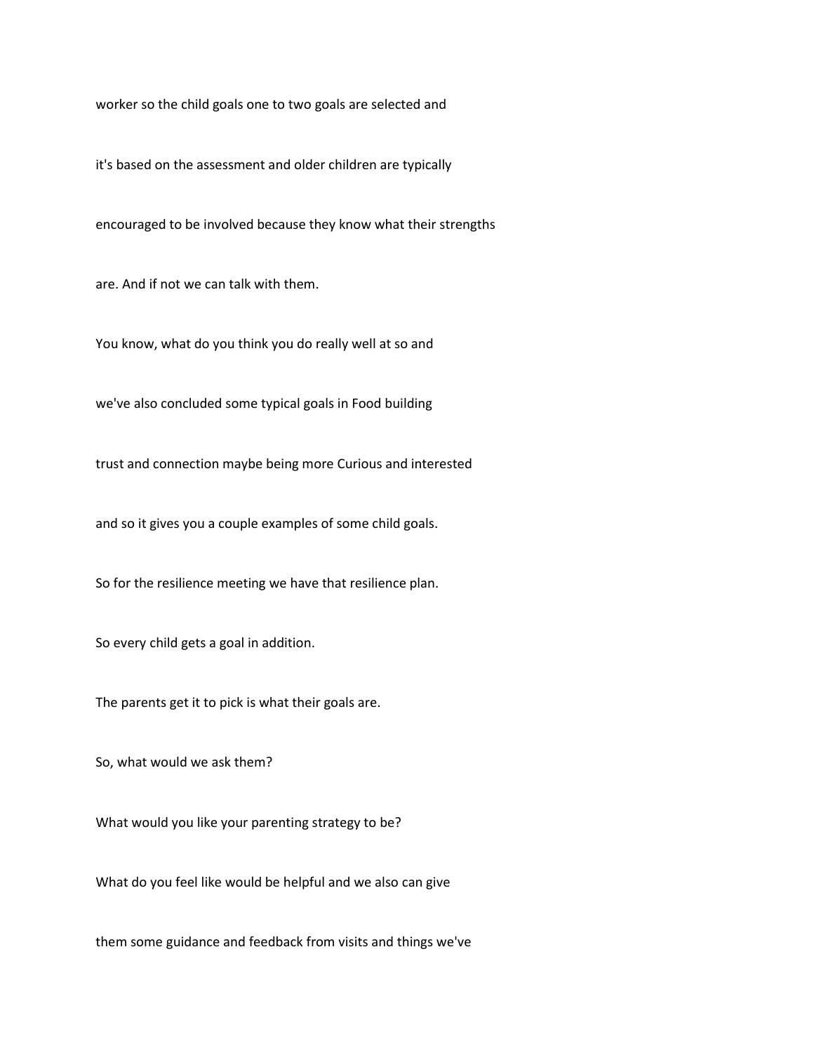worker so the child goals one to two goals are selected and

it's based on the assessment and older children are typically

encouraged to be involved because they know what their strengths

are. And if not we can talk with them.

You know, what do you think you do really well at so and

we've also concluded some typical goals in Food building

trust and connection maybe being more Curious and interested

and so it gives you a couple examples of some child goals.

So for the resilience meeting we have that resilience plan.

So every child gets a goal in addition.

The parents get it to pick is what their goals are.

So, what would we ask them?

What would you like your parenting strategy to be?

What do you feel like would be helpful and we also can give

them some guidance and feedback from visits and things we've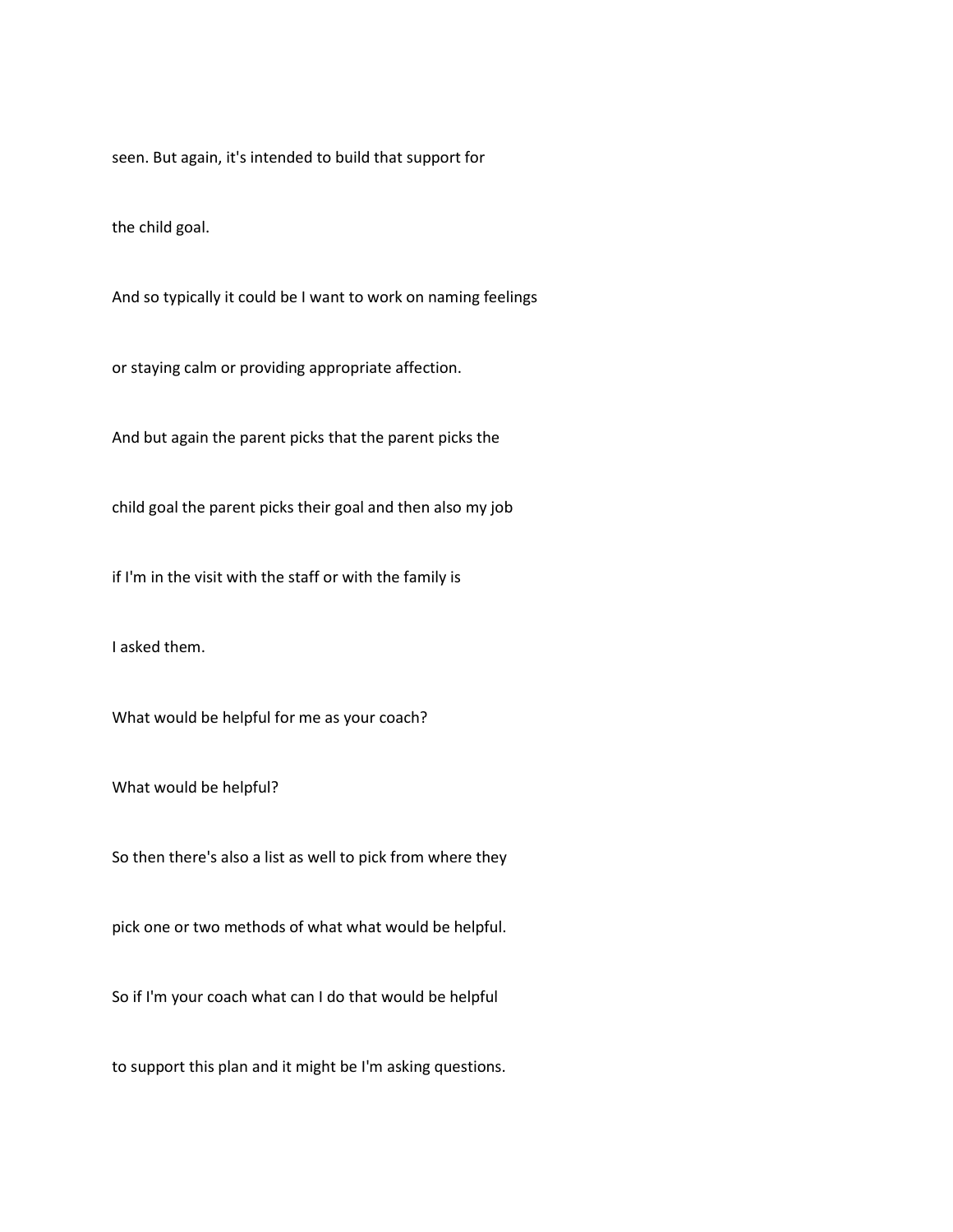seen. But again, it's intended to build that support for

the child goal.

And so typically it could be I want to work on naming feelings

or staying calm or providing appropriate affection.

And but again the parent picks that the parent picks the

child goal the parent picks their goal and then also my job

if I'm in the visit with the staff or with the family is

I asked them.

What would be helpful for me as your coach?

What would be helpful?

So then there's also a list as well to pick from where they

pick one or two methods of what what would be helpful.

So if I'm your coach what can I do that would be helpful

to support this plan and it might be I'm asking questions.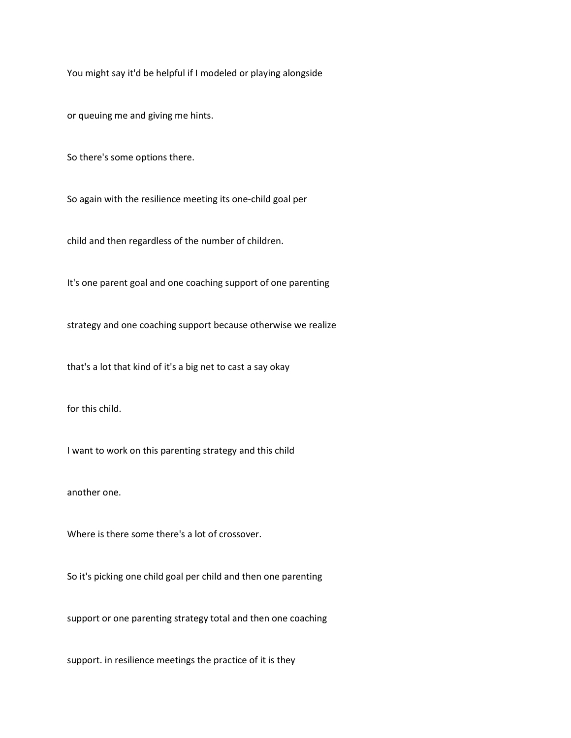You might say it'd be helpful if I modeled or playing alongside

or queuing me and giving me hints.

So there's some options there.

So again with the resilience meeting its one-child goal per

child and then regardless of the number of children.

It's one parent goal and one coaching support of one parenting

strategy and one coaching support because otherwise we realize

that's a lot that kind of it's a big net to cast a say okay

for this child.

I want to work on this parenting strategy and this child

another one.

Where is there some there's a lot of crossover.

So it's picking one child goal per child and then one parenting

support or one parenting strategy total and then one coaching

support. in resilience meetings the practice of it is they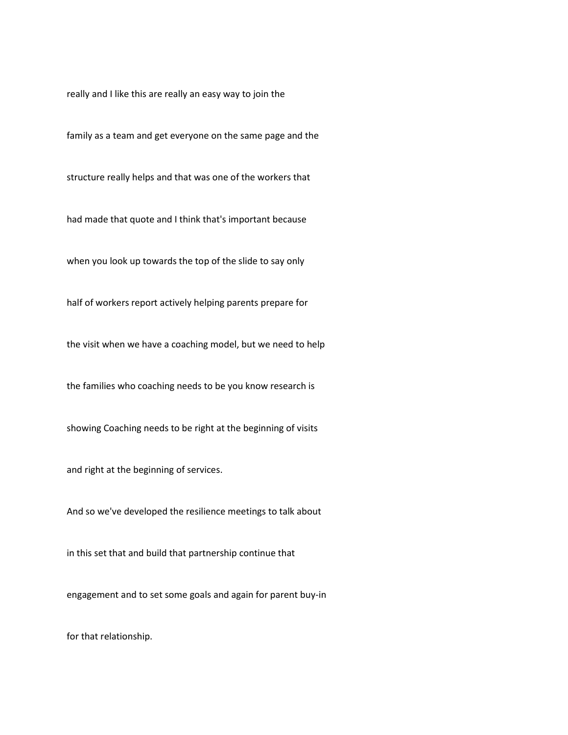really and I like this are really an easy way to join the

family as a team and get everyone on the same page and the

structure really helps and that was one of the workers that

had made that quote and I think that's important because

when you look up towards the top of the slide to say only

half of workers report actively helping parents prepare for

the visit when we have a coaching model, but we need to help

the families who coaching needs to be you know research is

showing Coaching needs to be right at the beginning of visits

and right at the beginning of services.

And so we've developed the resilience meetings to talk about

in this set that and build that partnership continue that

engagement and to set some goals and again for parent buy-in

for that relationship.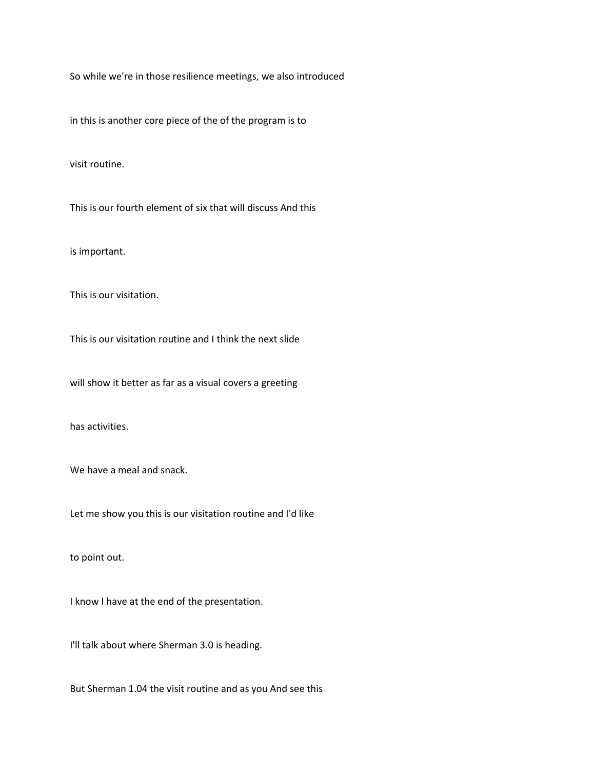So while we're in those resilience meetings, we also introduced

in this is another core piece of the of the program is to

visit routine.

This is our fourth element of six that will discuss And this

is important.

This is our visitation.

This is our visitation routine and I think the next slide

will show it better as far as a visual covers a greeting

has activities.

We have a meal and snack.

Let me show you this is our visitation routine and I'd like

to point out.

I know I have at the end of the presentation.

I'll talk about where Sherman 3.0 is heading.

But Sherman 1.04 the visit routine and as you And see this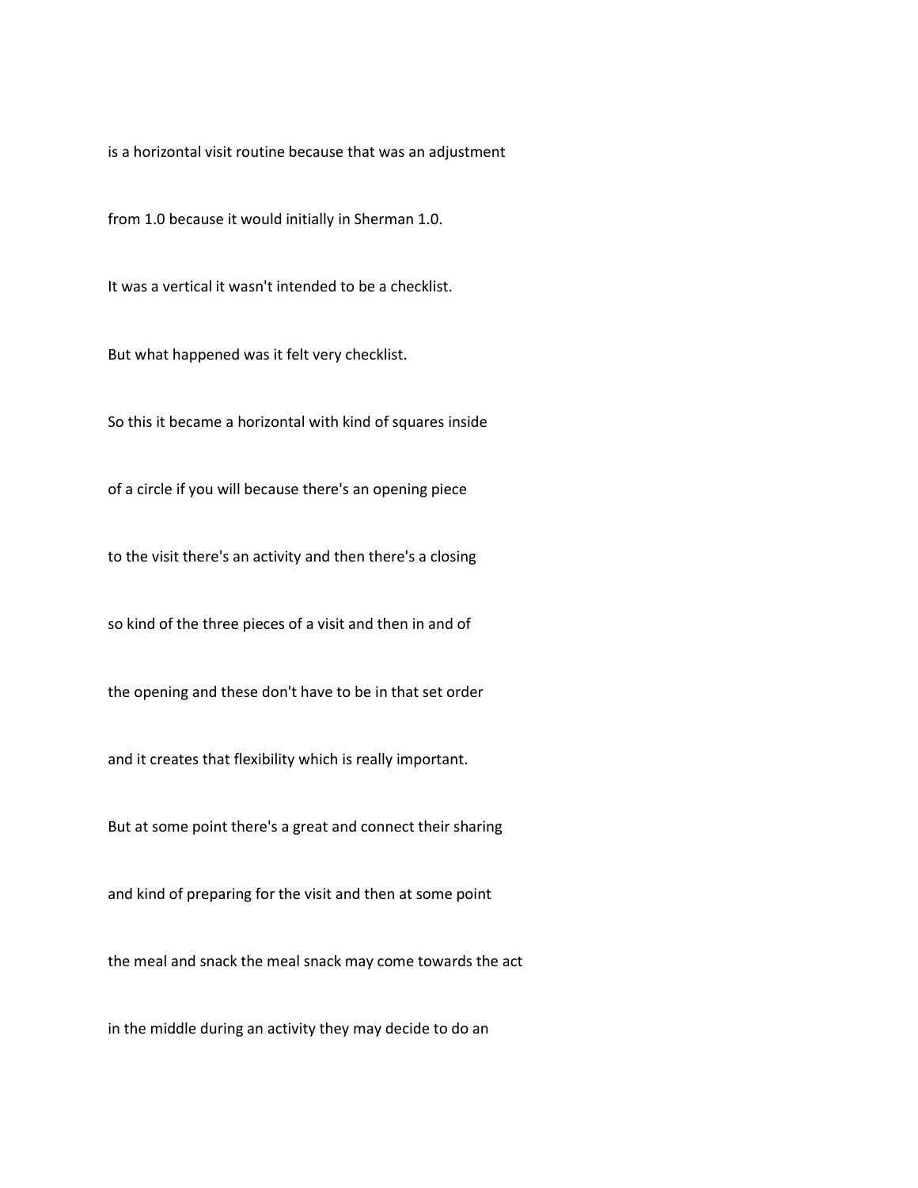is a horizontal visit routine because that was an adjustment

from 1.0 because it would initially in Sherman 1.0.

It was a vertical it wasn't intended to be a checklist.

But what happened was it felt very checklist.

So this it became a horizontal with kind of squares inside

of a circle if you will because there's an opening piece

to the visit there's an activity and then there's a closing

so kind of the three pieces of a visit and then in and of

the opening and these don't have to be in that set order

and it creates that flexibility which is really important.

But at some point there's a great and connect their sharing

and kind of preparing for the visit and then at some point

the meal and snack the meal snack may come towards the act

in the middle during an activity they may decide to do an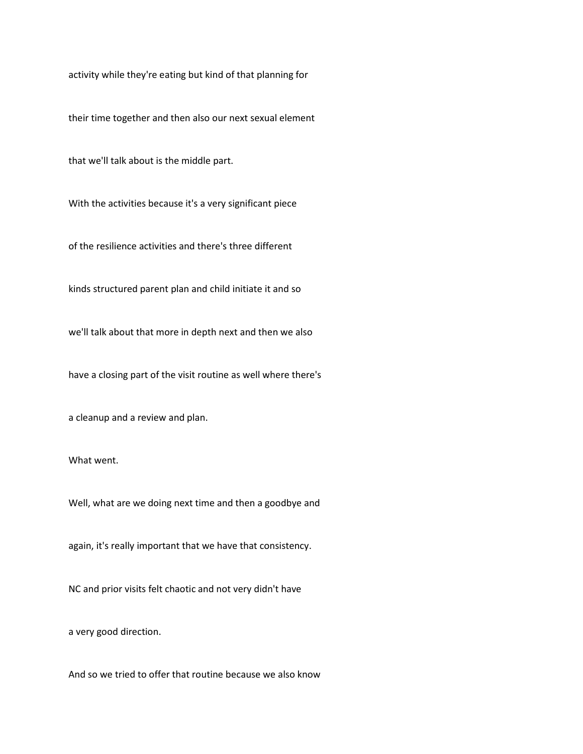activity while they're eating but kind of that planning for

their time together and then also our next sexual element

that we'll talk about is the middle part.

With the activities because it's a very significant piece

of the resilience activities and there's three different

kinds structured parent plan and child initiate it and so

we'll talk about that more in depth next and then we also

have a closing part of the visit routine as well where there's

a cleanup and a review and plan.

What went.

Well, what are we doing next time and then a goodbye and

again, it's really important that we have that consistency.

NC and prior visits felt chaotic and not very didn't have

a very good direction.

And so we tried to offer that routine because we also know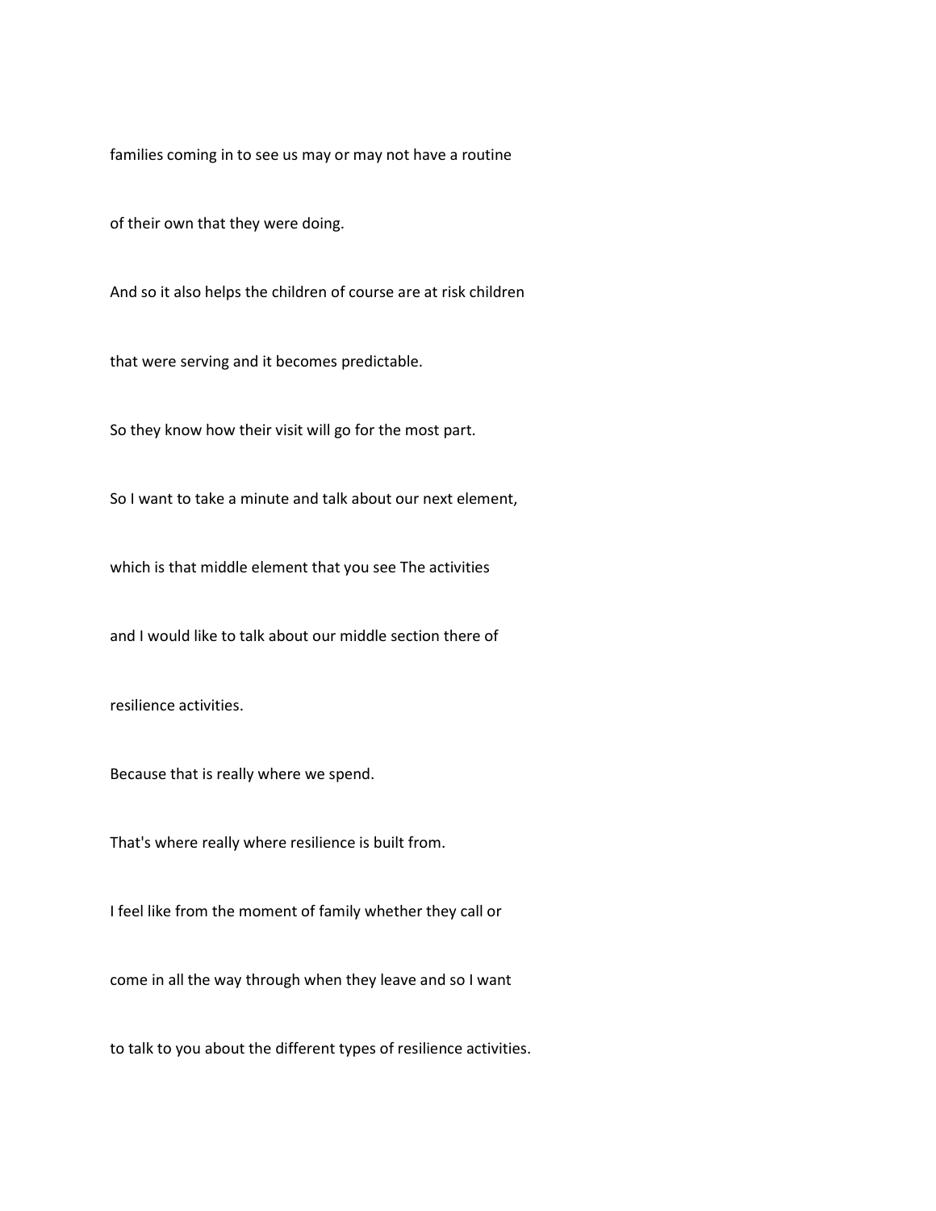families coming in to see us may or may not have a routine

of their own that they were doing.

And so it also helps the children of course are at risk children

that were serving and it becomes predictable.

So they know how their visit will go for the most part.

So I want to take a minute and talk about our next element,

which is that middle element that you see The activities

and I would like to talk about our middle section there of

resilience activities.

Because that is really where we spend.

That's where really where resilience is built from.

I feel like from the moment of family whether they call or

come in all the way through when they leave and so I want

to talk to you about the different types of resilience activities.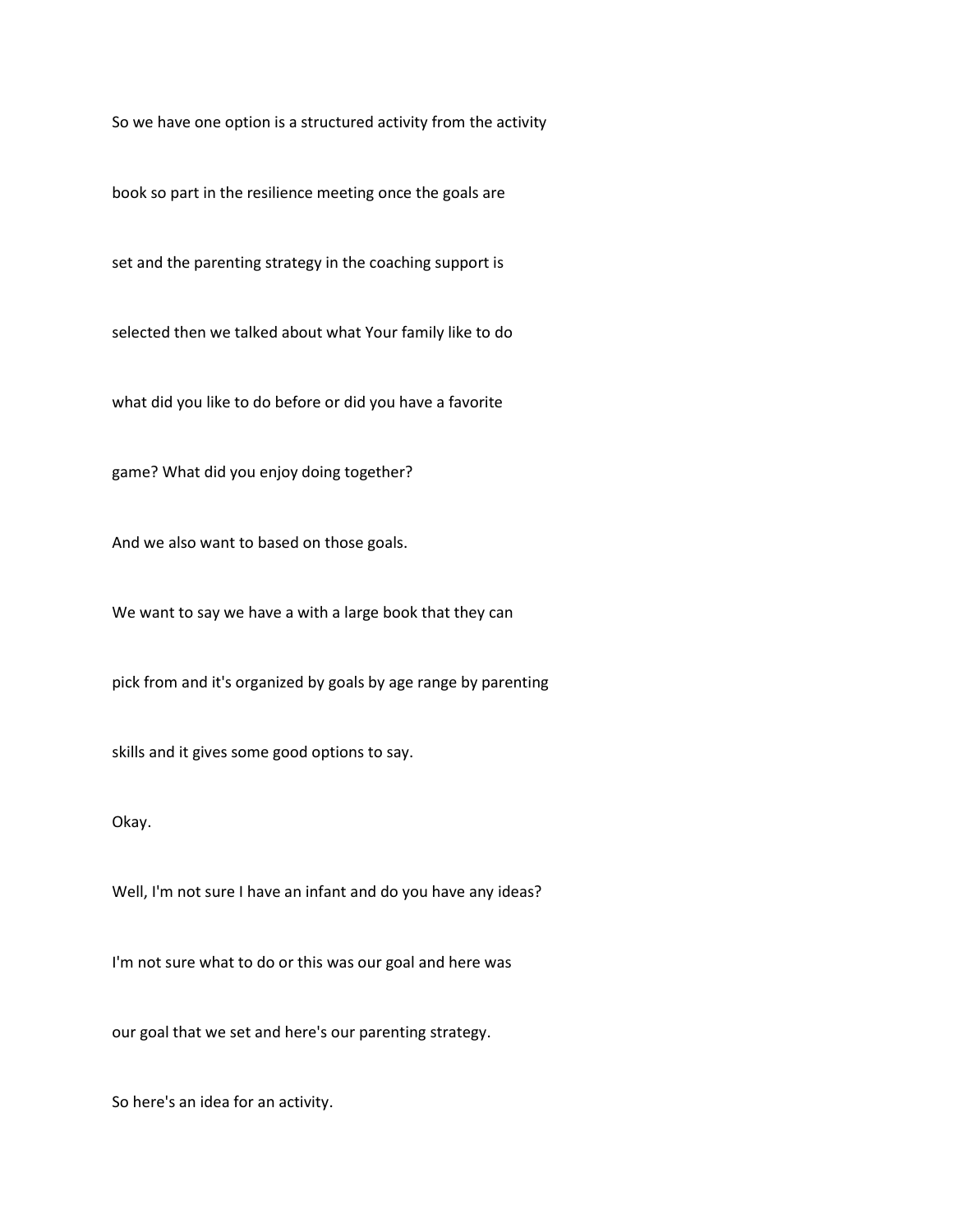So we have one option is a structured activity from the activity

book so part in the resilience meeting once the goals are

set and the parenting strategy in the coaching support is

selected then we talked about what Your family like to do

what did you like to do before or did you have a favorite

game? What did you enjoy doing together?

And we also want to based on those goals.

We want to say we have a with a large book that they can

pick from and it's organized by goals by age range by parenting

skills and it gives some good options to say.

Okay.

Well, I'm not sure I have an infant and do you have any ideas?

I'm not sure what to do or this was our goal and here was

our goal that we set and here's our parenting strategy.

So here's an idea for an activity.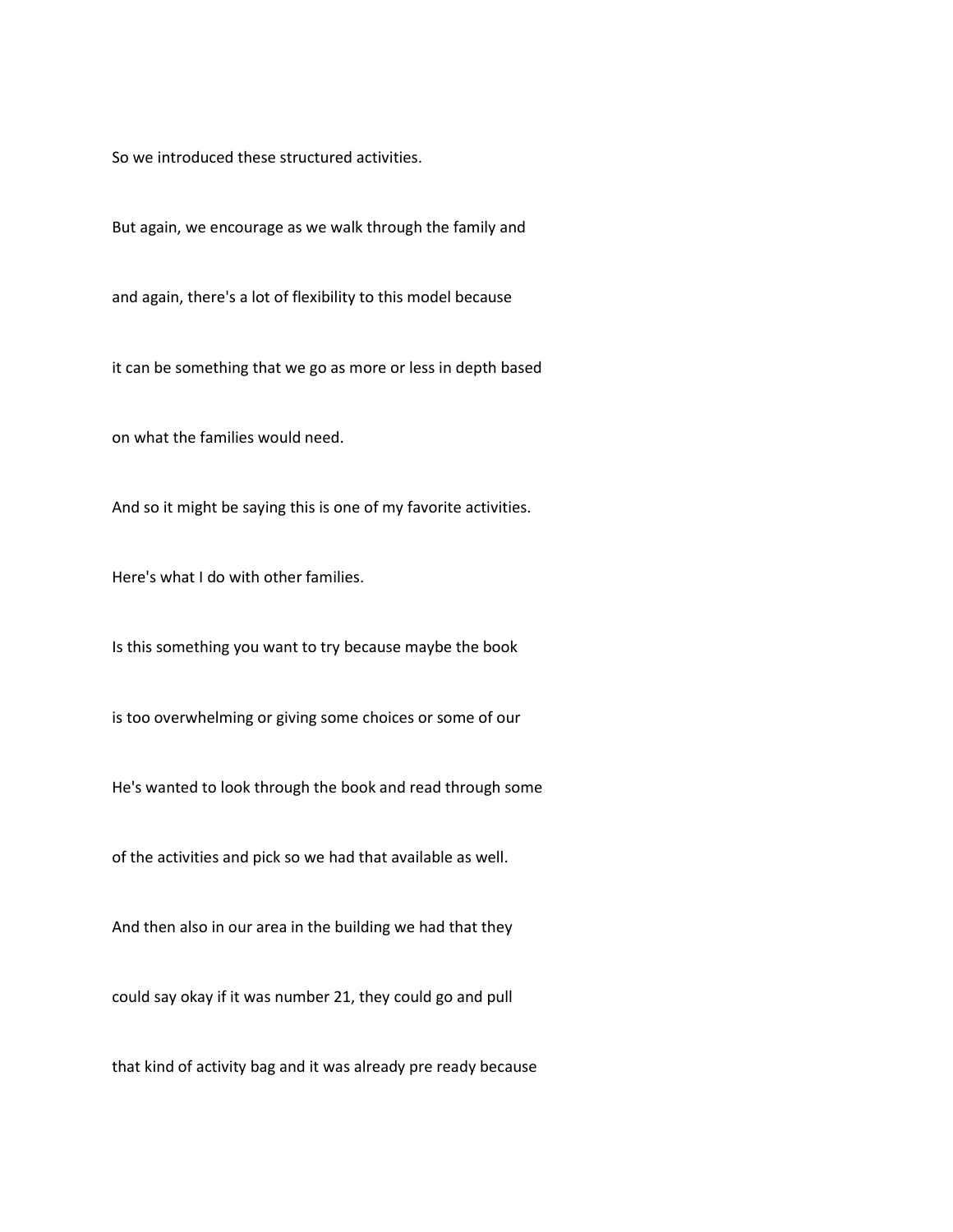So we introduced these structured activities.

But again, we encourage as we walk through the family and

and again, there's a lot of flexibility to this model because

it can be something that we go as more or less in depth based

on what the families would need.

And so it might be saying this is one of my favorite activities.

Here's what I do with other families.

Is this something you want to try because maybe the book

is too overwhelming or giving some choices or some of our

He's wanted to look through the book and read through some

of the activities and pick so we had that available as well.

And then also in our area in the building we had that they

could say okay if it was number 21, they could go and pull

that kind of activity bag and it was already pre ready because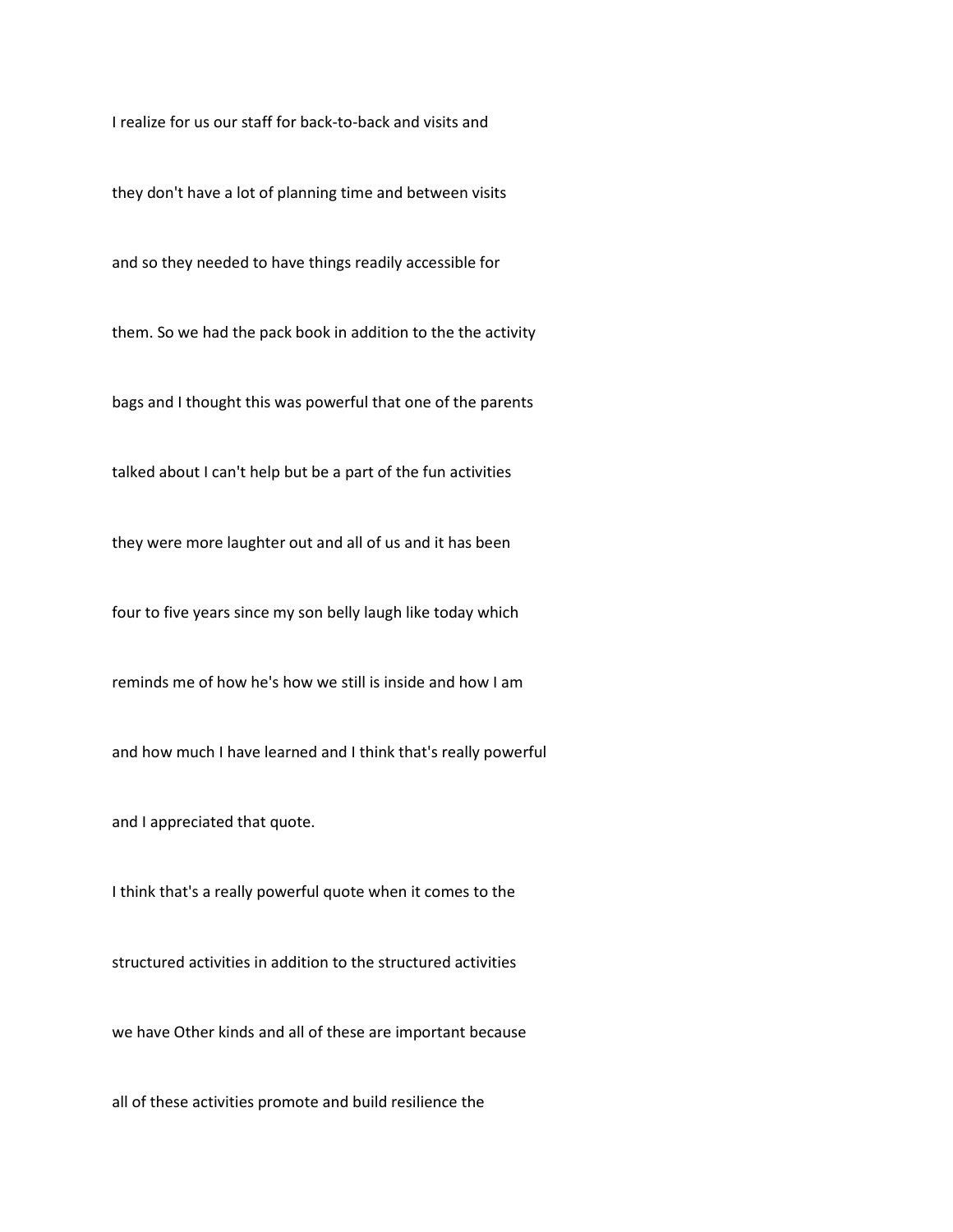I realize for us our staff for back-to-back and visits and

they don't have a lot of planning time and between visits

and so they needed to have things readily accessible for

them. So we had the pack book in addition to the the activity

bags and I thought this was powerful that one of the parents

talked about I can't help but be a part of the fun activities

they were more laughter out and all of us and it has been

four to five years since my son belly laugh like today which

reminds me of how he's how we still is inside and how I am

and how much I have learned and I think that's really powerful

and I appreciated that quote.

I think that's a really powerful quote when it comes to the

structured activities in addition to the structured activities

we have Other kinds and all of these are important because

all of these activities promote and build resilience the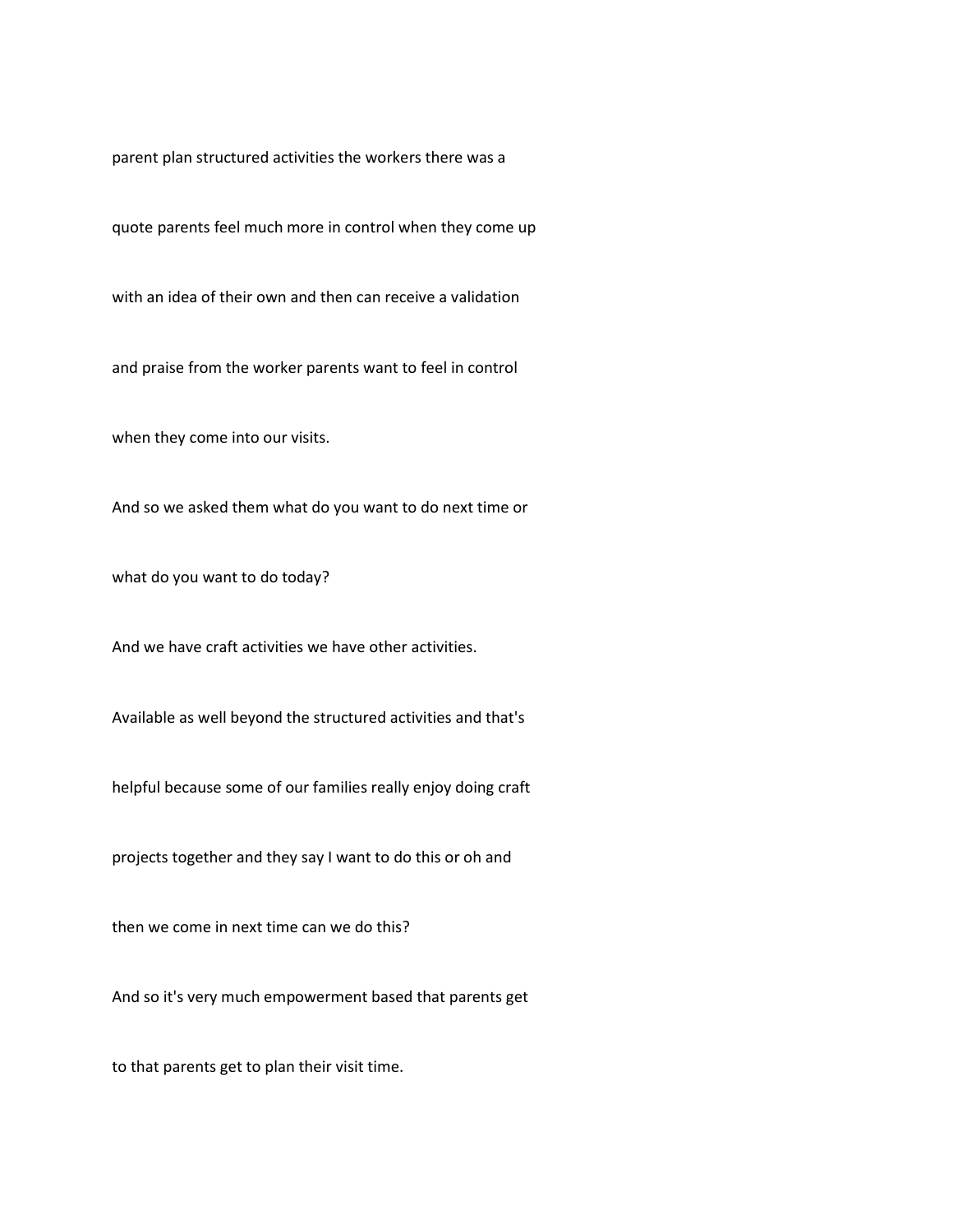parent plan structured activities the workers there was a

quote parents feel much more in control when they come up

with an idea of their own and then can receive a validation

and praise from the worker parents want to feel in control

when they come into our visits.

And so we asked them what do you want to do next time or

what do you want to do today?

And we have craft activities we have other activities.

Available as well beyond the structured activities and that's

helpful because some of our families really enjoy doing craft

projects together and they say I want to do this or oh and

then we come in next time can we do this?

And so it's very much empowerment based that parents get

to that parents get to plan their visit time.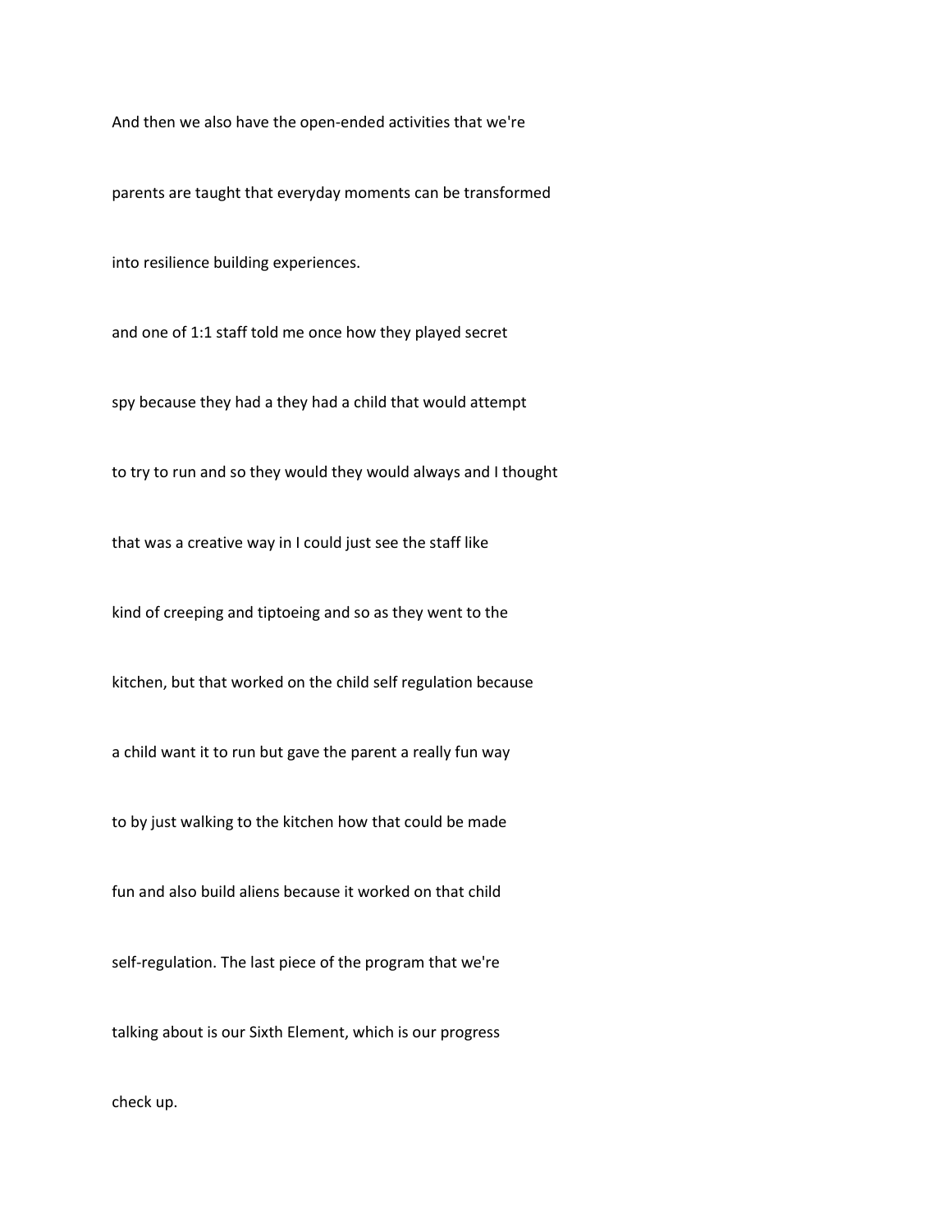And then we also have the open-ended activities that we're

parents are taught that everyday moments can be transformed

into resilience building experiences.

and one of 1:1 staff told me once how they played secret

spy because they had a they had a child that would attempt

to try to run and so they would they would always and I thought

that was a creative way in I could just see the staff like

kind of creeping and tiptoeing and so as they went to the

kitchen, but that worked on the child self regulation because

a child want it to run but gave the parent a really fun way

to by just walking to the kitchen how that could be made

fun and also build aliens because it worked on that child

self-regulation. The last piece of the program that we're

talking about is our Sixth Element, which is our progress

check up.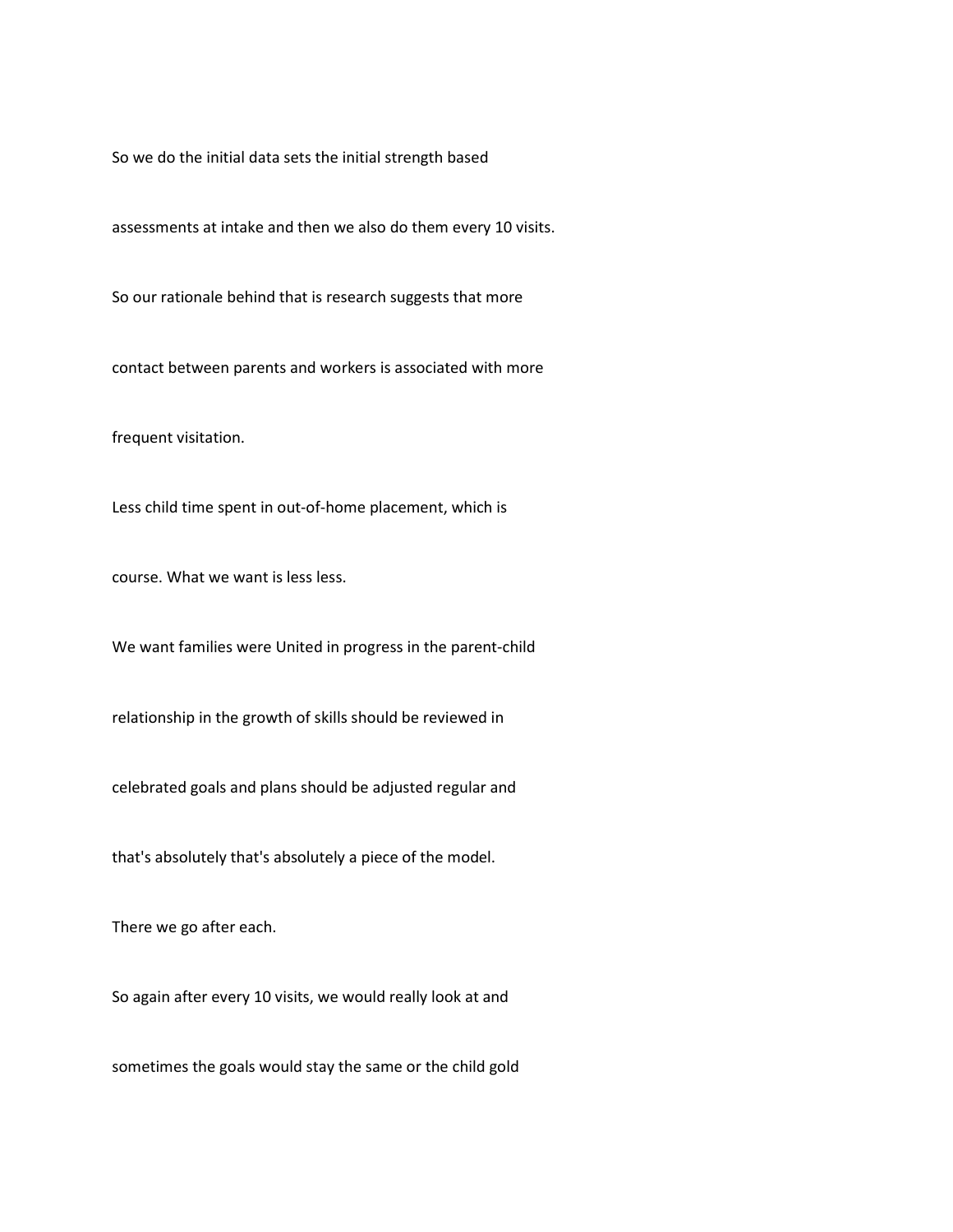So we do the initial data sets the initial strength based

assessments at intake and then we also do them every 10 visits.

So our rationale behind that is research suggests that more

contact between parents and workers is associated with more

frequent visitation.

Less child time spent in out-of-home placement, which is

course. What we want is less less.

We want families were United in progress in the parent-child

relationship in the growth of skills should be reviewed in

celebrated goals and plans should be adjusted regular and

that's absolutely that's absolutely a piece of the model.

There we go after each.

So again after every 10 visits, we would really look at and

sometimes the goals would stay the same or the child gold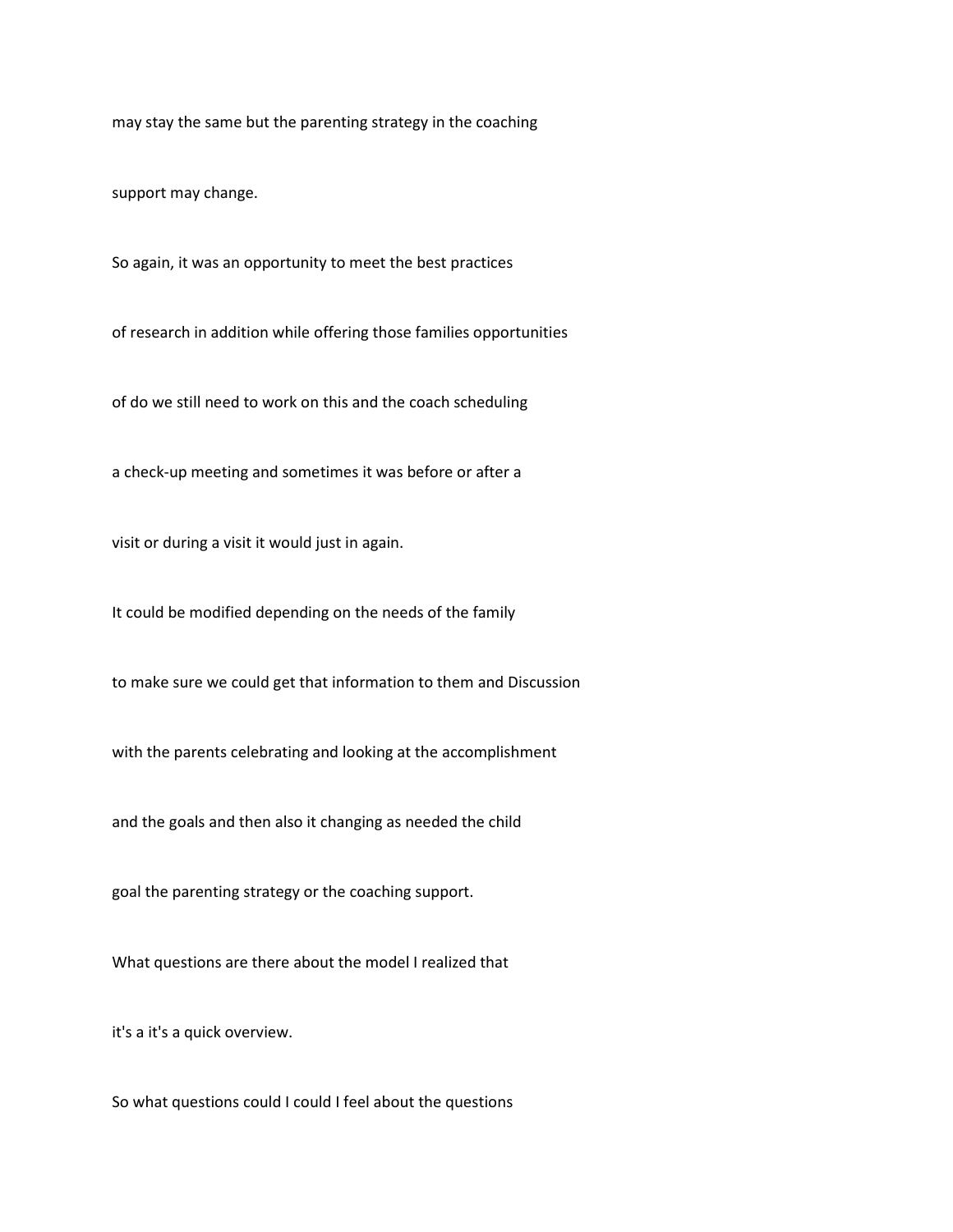may stay the same but the parenting strategy in the coaching

support may change.

So again, it was an opportunity to meet the best practices

of research in addition while offering those families opportunities

of do we still need to work on this and the coach scheduling

a check-up meeting and sometimes it was before or after a

visit or during a visit it would just in again.

It could be modified depending on the needs of the family

to make sure we could get that information to them and Discussion

with the parents celebrating and looking at the accomplishment

and the goals and then also it changing as needed the child

goal the parenting strategy or the coaching support.

What questions are there about the model I realized that

it's a it's a quick overview.

So what questions could I could I feel about the questions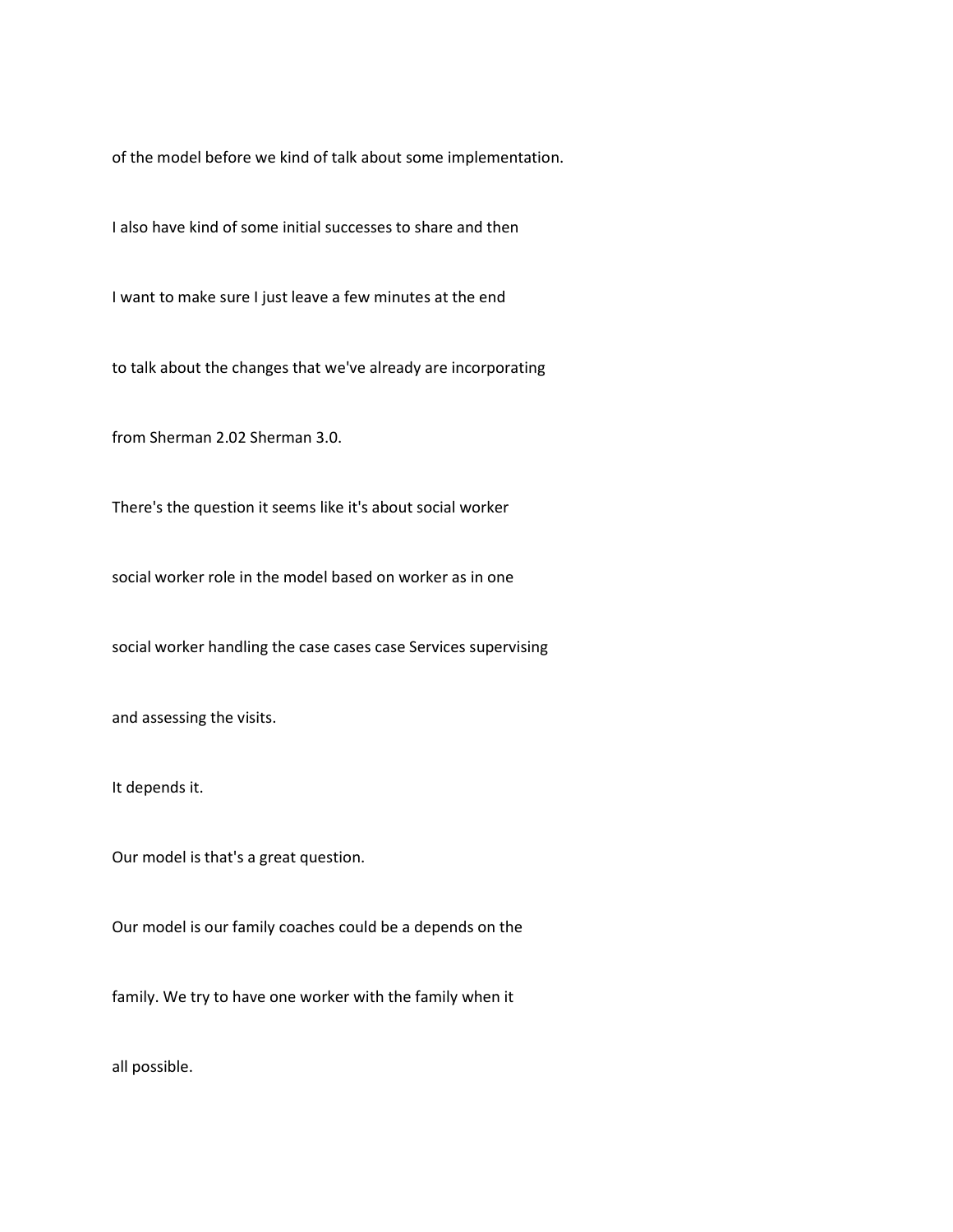of the model before we kind of talk about some implementation.

I also have kind of some initial successes to share and then

I want to make sure I just leave a few minutes at the end

to talk about the changes that we've already are incorporating

from Sherman 2.02 Sherman 3.0.

There's the question it seems like it's about social worker

social worker role in the model based on worker as in one

social worker handling the case cases case Services supervising

and assessing the visits.

It depends it.

Our model is that's a great question.

Our model is our family coaches could be a depends on the

family. We try to have one worker with the family when it

all possible.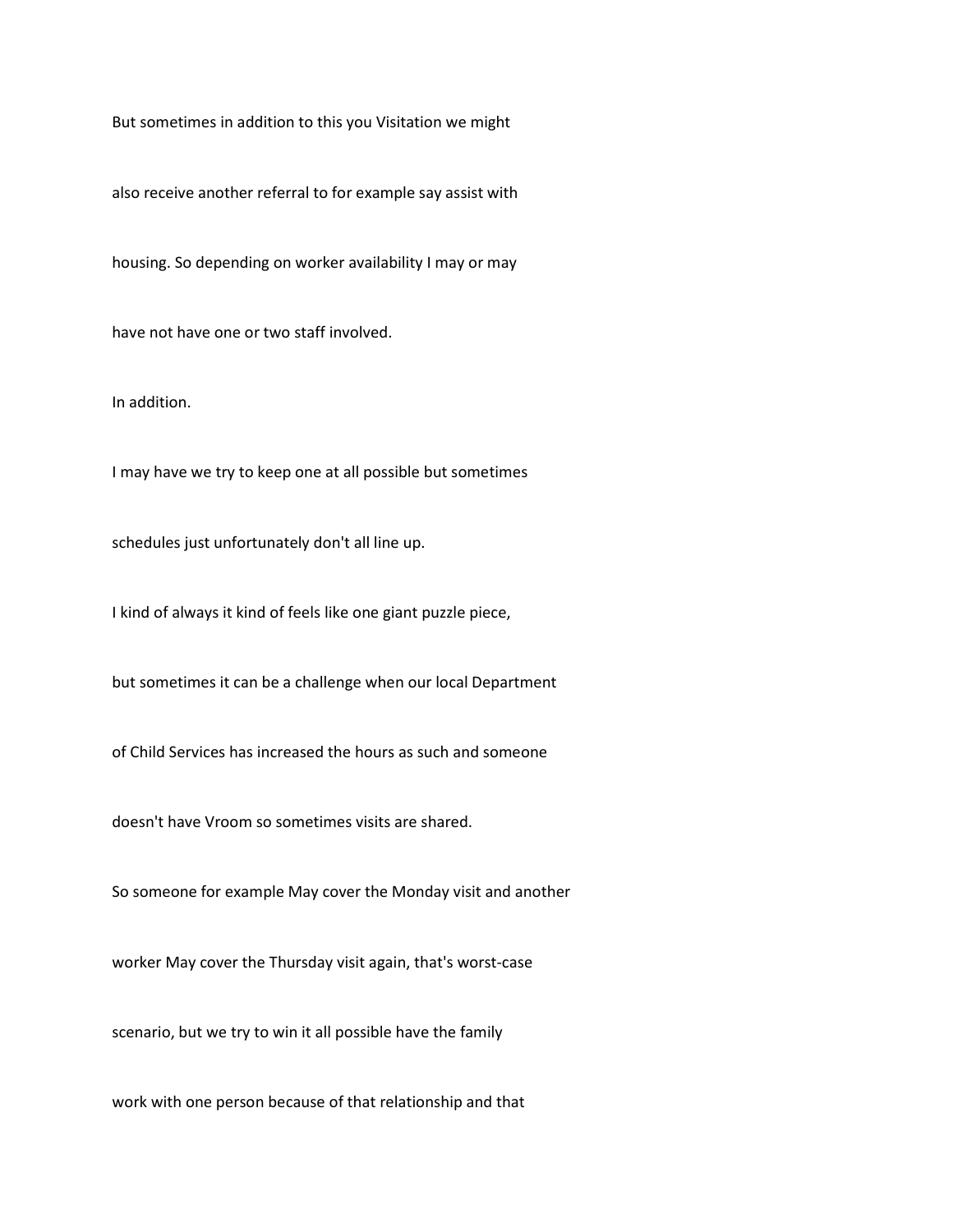But sometimes in addition to this you Visitation we might

also receive another referral to for example say assist with

housing. So depending on worker availability I may or may

have not have one or two staff involved.

In addition.

I may have we try to keep one at all possible but sometimes

schedules just unfortunately don't all line up.

I kind of always it kind of feels like one giant puzzle piece,

but sometimes it can be a challenge when our local Department

of Child Services has increased the hours as such and someone

doesn't have Vroom so sometimes visits are shared.

So someone for example May cover the Monday visit and another

worker May cover the Thursday visit again, that's worst-case

scenario, but we try to win it all possible have the family

work with one person because of that relationship and that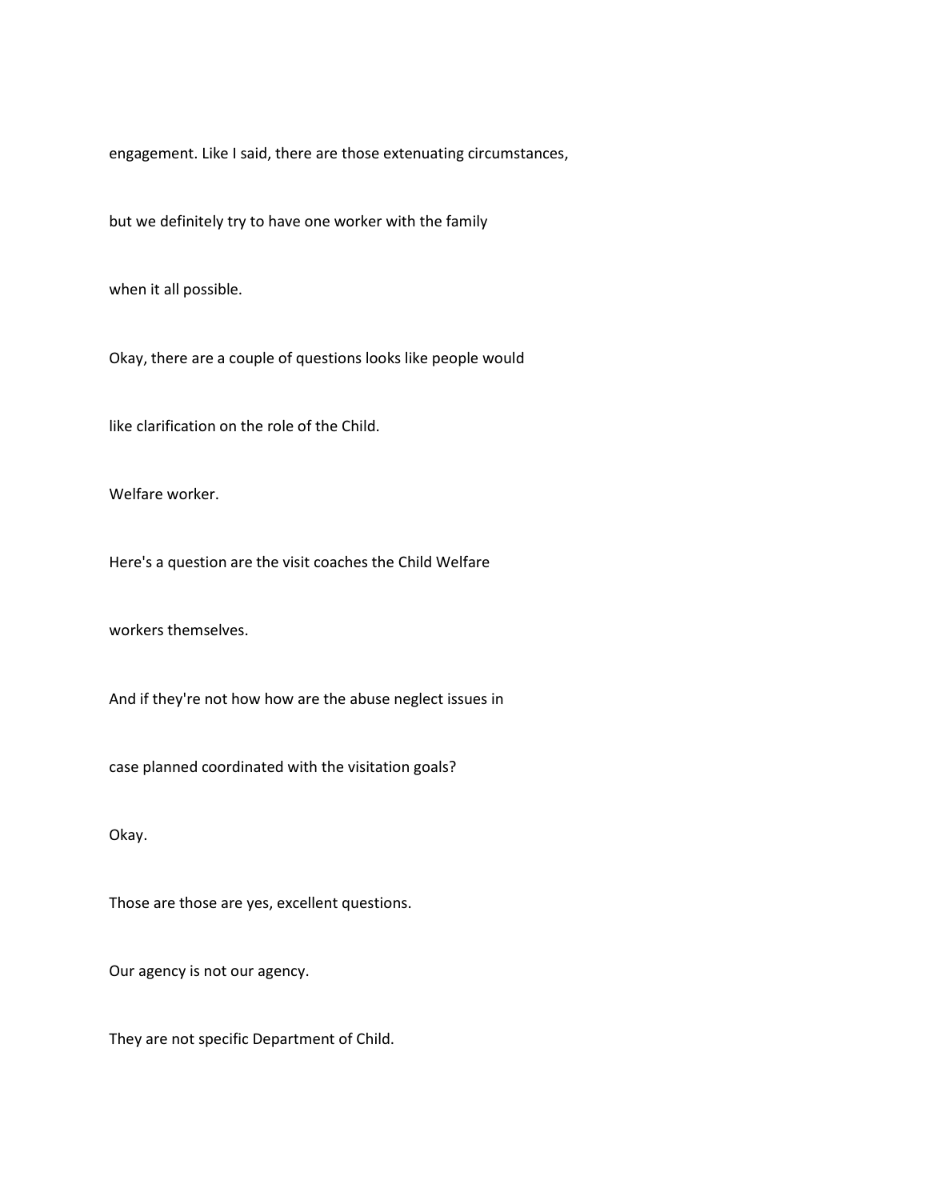engagement. Like I said, there are those extenuating circumstances,

but we definitely try to have one worker with the family

when it all possible.

Okay, there are a couple of questions looks like people would

like clarification on the role of the Child.

Welfare worker.

Here's a question are the visit coaches the Child Welfare

workers themselves.

And if they're not how how are the abuse neglect issues in

case planned coordinated with the visitation goals?

Okay.

Those are those are yes, excellent questions.

Our agency is not our agency.

They are not specific Department of Child.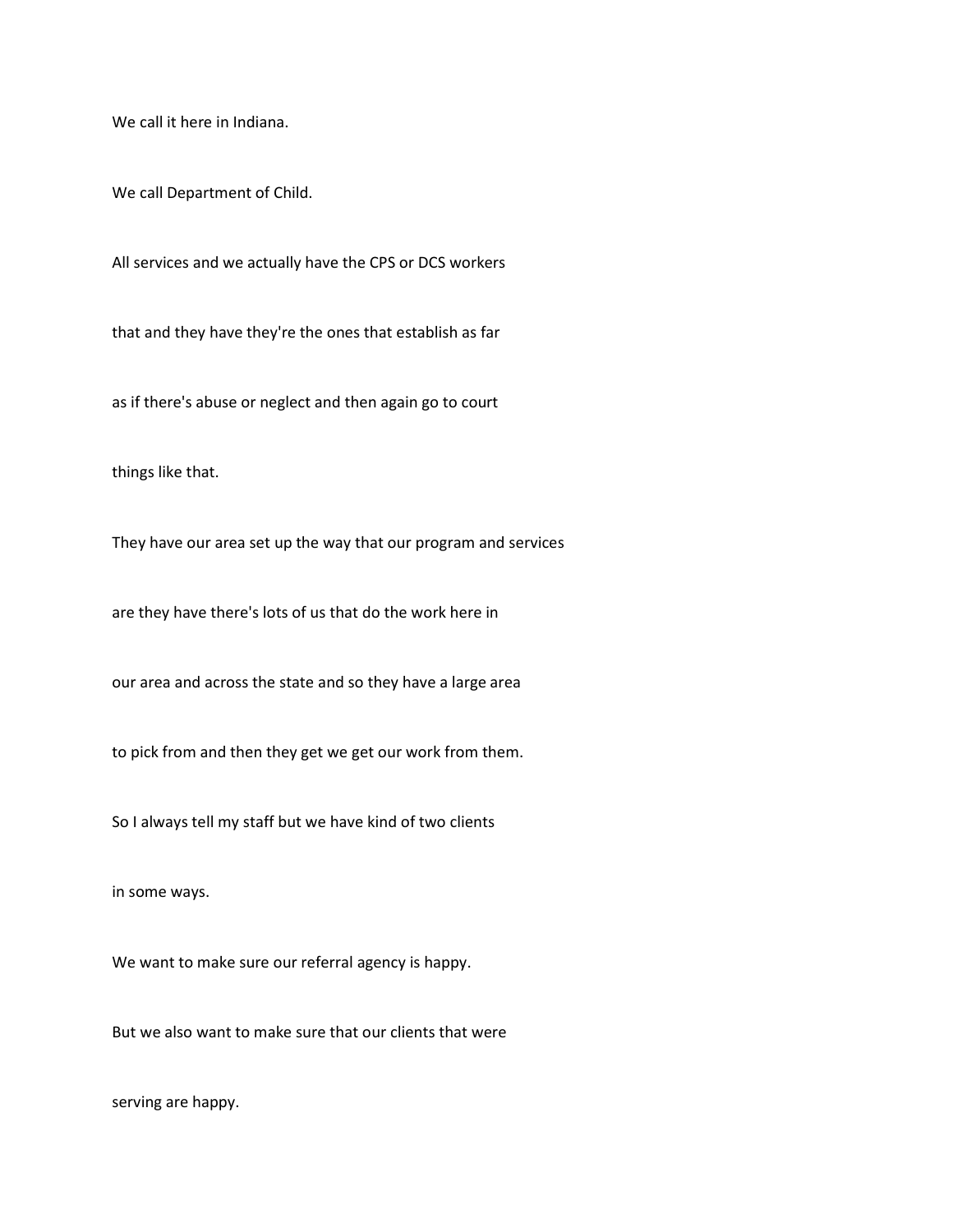We call it here in Indiana.

We call Department of Child.

All services and we actually have the CPS or DCS workers

that and they have they're the ones that establish as far

as if there's abuse or neglect and then again go to court

things like that.

They have our area set up the way that our program and services

are they have there's lots of us that do the work here in

our area and across the state and so they have a large area

to pick from and then they get we get our work from them.

So I always tell my staff but we have kind of two clients

in some ways.

We want to make sure our referral agency is happy.

But we also want to make sure that our clients that were

serving are happy.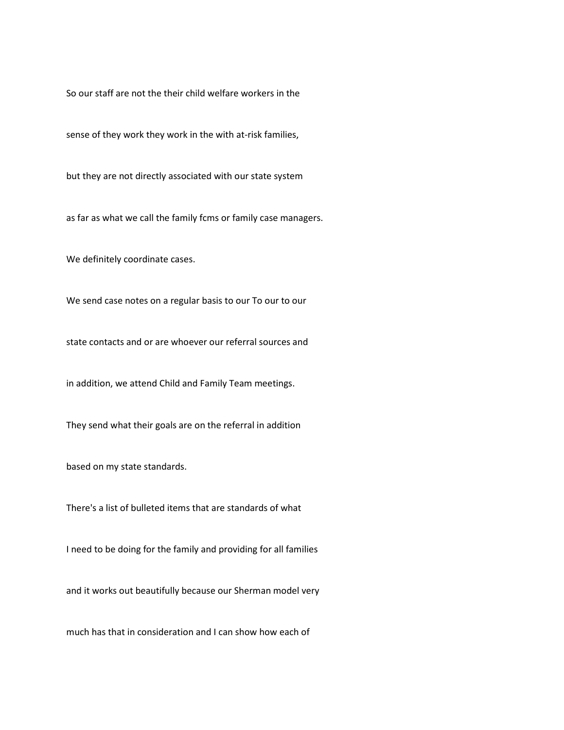So our staff are not the their child welfare workers in the

sense of they work they work in the with at-risk families,

but they are not directly associated with our state system

as far as what we call the family fcms or family case managers.

We definitely coordinate cases.

We send case notes on a regular basis to our To our to our

state contacts and or are whoever our referral sources and

in addition, we attend Child and Family Team meetings.

They send what their goals are on the referral in addition

based on my state standards.

There's a list of bulleted items that are standards of what

I need to be doing for the family and providing for all families

and it works out beautifully because our Sherman model very

much has that in consideration and I can show how each of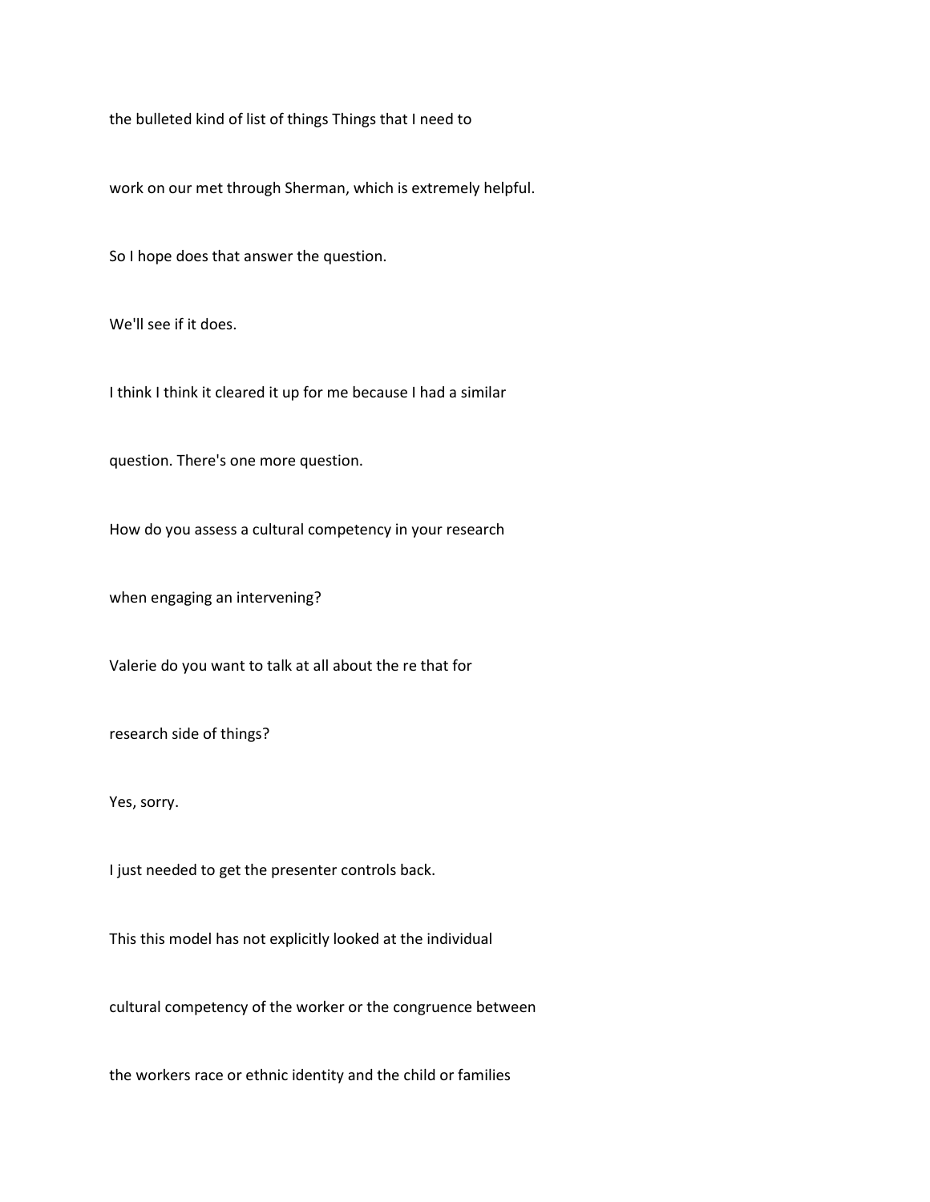the bulleted kind of list of things Things that I need to

work on our met through Sherman, which is extremely helpful.

So I hope does that answer the question.

We'll see if it does.

I think I think it cleared it up for me because I had a similar

question. There's one more question.

How do you assess a cultural competency in your research

when engaging an intervening?

Valerie do you want to talk at all about the re that for

research side of things?

Yes, sorry.

I just needed to get the presenter controls back.

This this model has not explicitly looked at the individual

cultural competency of the worker or the congruence between

the workers race or ethnic identity and the child or families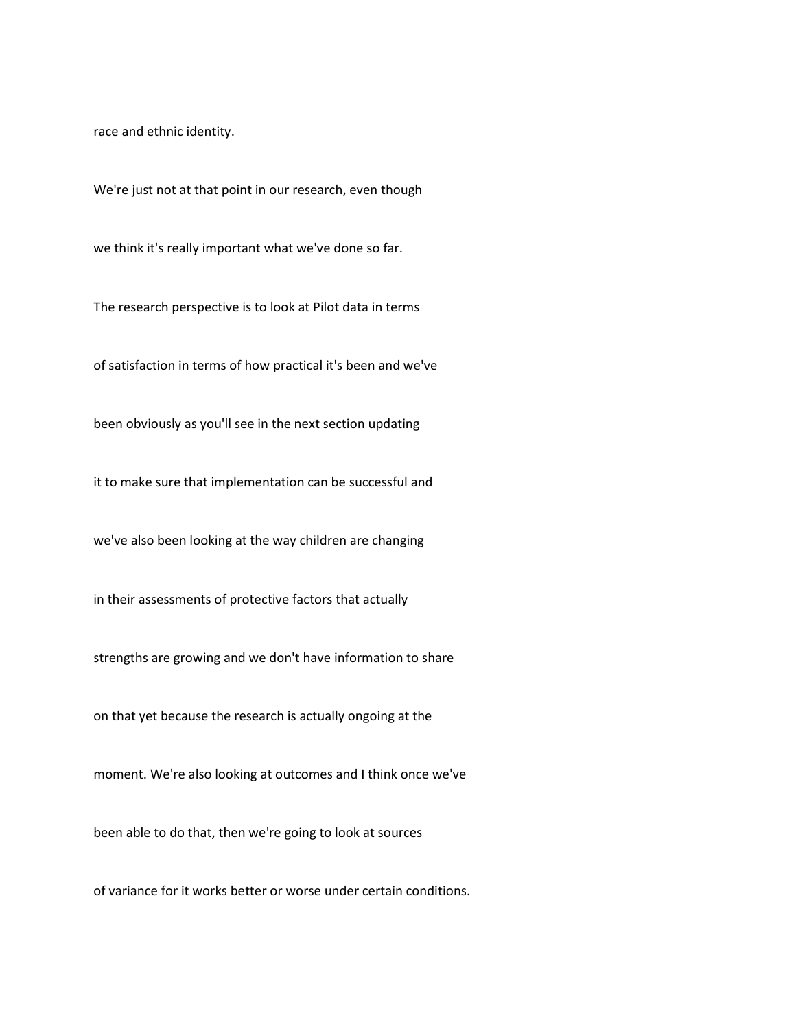race and ethnic identity.

We're just not at that point in our research, even though

we think it's really important what we've done so far.

The research perspective is to look at Pilot data in terms

of satisfaction in terms of how practical it's been and we've

been obviously as you'll see in the next section updating

it to make sure that implementation can be successful and

we've also been looking at the way children are changing

in their assessments of protective factors that actually

strengths are growing and we don't have information to share

on that yet because the research is actually ongoing at the

moment. We're also looking at outcomes and I think once we've

been able to do that, then we're going to look at sources

of variance for it works better or worse under certain conditions.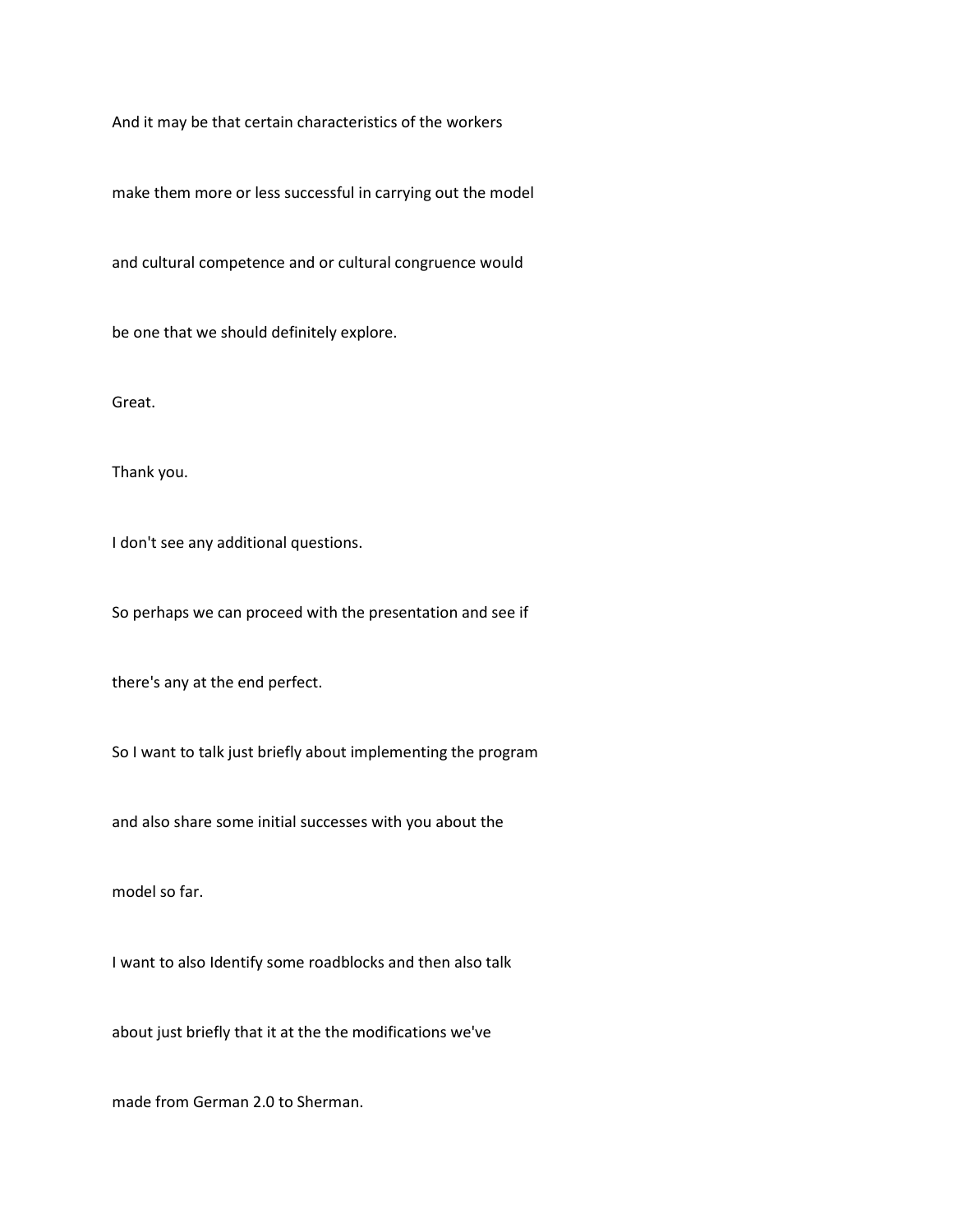And it may be that certain characteristics of the workers

make them more or less successful in carrying out the model

and cultural competence and or cultural congruence would

be one that we should definitely explore.

Great.

Thank you.

I don't see any additional questions.

So perhaps we can proceed with the presentation and see if

there's any at the end perfect.

So I want to talk just briefly about implementing the program

and also share some initial successes with you about the

model so far.

I want to also Identify some roadblocks and then also talk

about just briefly that it at the the modifications we've

made from German 2.0 to Sherman.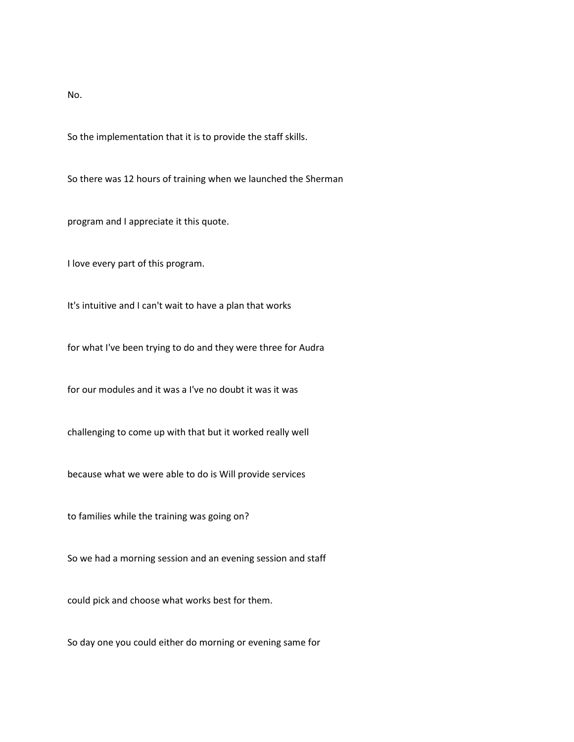No.

So the implementation that it is to provide the staff skills.

So there was 12 hours of training when we launched the Sherman

program and I appreciate it this quote.

I love every part of this program.

It's intuitive and I can't wait to have a plan that works

for what I've been trying to do and they were three for Audra

for our modules and it was a I've no doubt it was it was

challenging to come up with that but it worked really well

because what we were able to do is Will provide services

to families while the training was going on?

So we had a morning session and an evening session and staff

could pick and choose what works best for them.

So day one you could either do morning or evening same for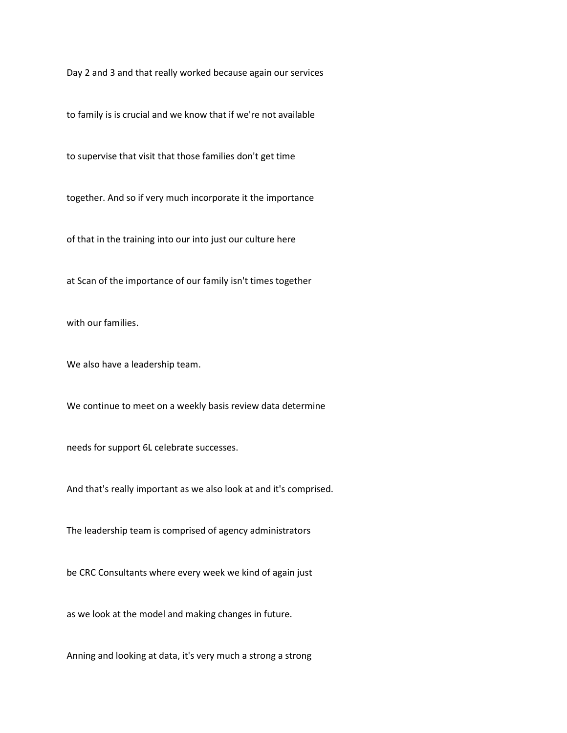Day 2 and 3 and that really worked because again our services

to family is is crucial and we know that if we're not available

to supervise that visit that those families don't get time

together. And so if very much incorporate it the importance

of that in the training into our into just our culture here

at Scan of the importance of our family isn't times together

with our families.

We also have a leadership team.

We continue to meet on a weekly basis review data determine

needs for support 6L celebrate successes.

And that's really important as we also look at and it's comprised.

The leadership team is comprised of agency administrators

be CRC Consultants where every week we kind of again just

as we look at the model and making changes in future.

Anning and looking at data, it's very much a strong a strong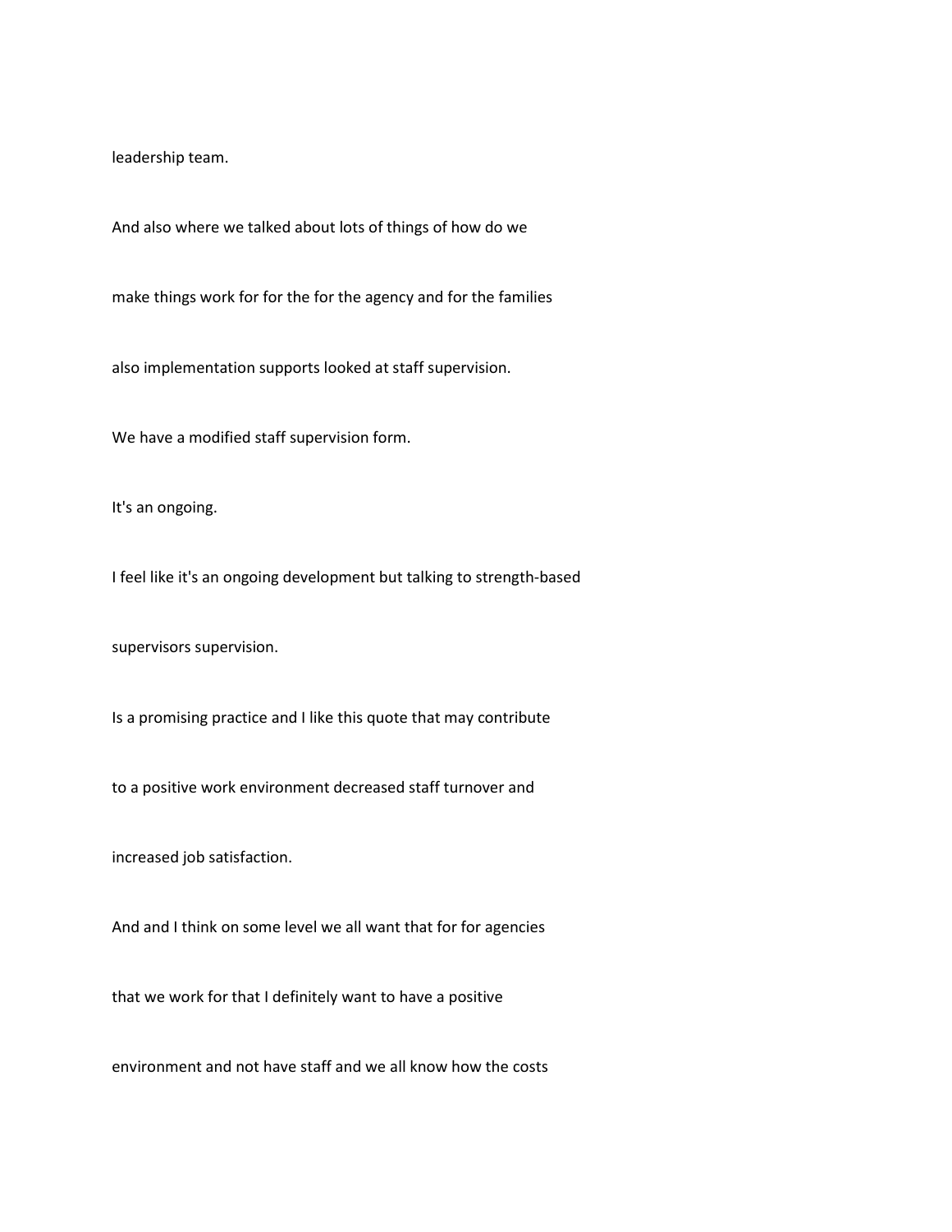leadership team.

And also where we talked about lots of things of how do we

make things work for for the for the agency and for the families

also implementation supports looked at staff supervision.

We have a modified staff supervision form.

It's an ongoing.

I feel like it's an ongoing development but talking to strength-based

supervisors supervision.

Is a promising practice and I like this quote that may contribute

to a positive work environment decreased staff turnover and

increased job satisfaction.

And and I think on some level we all want that for for agencies

that we work for that I definitely want to have a positive

environment and not have staff and we all know how the costs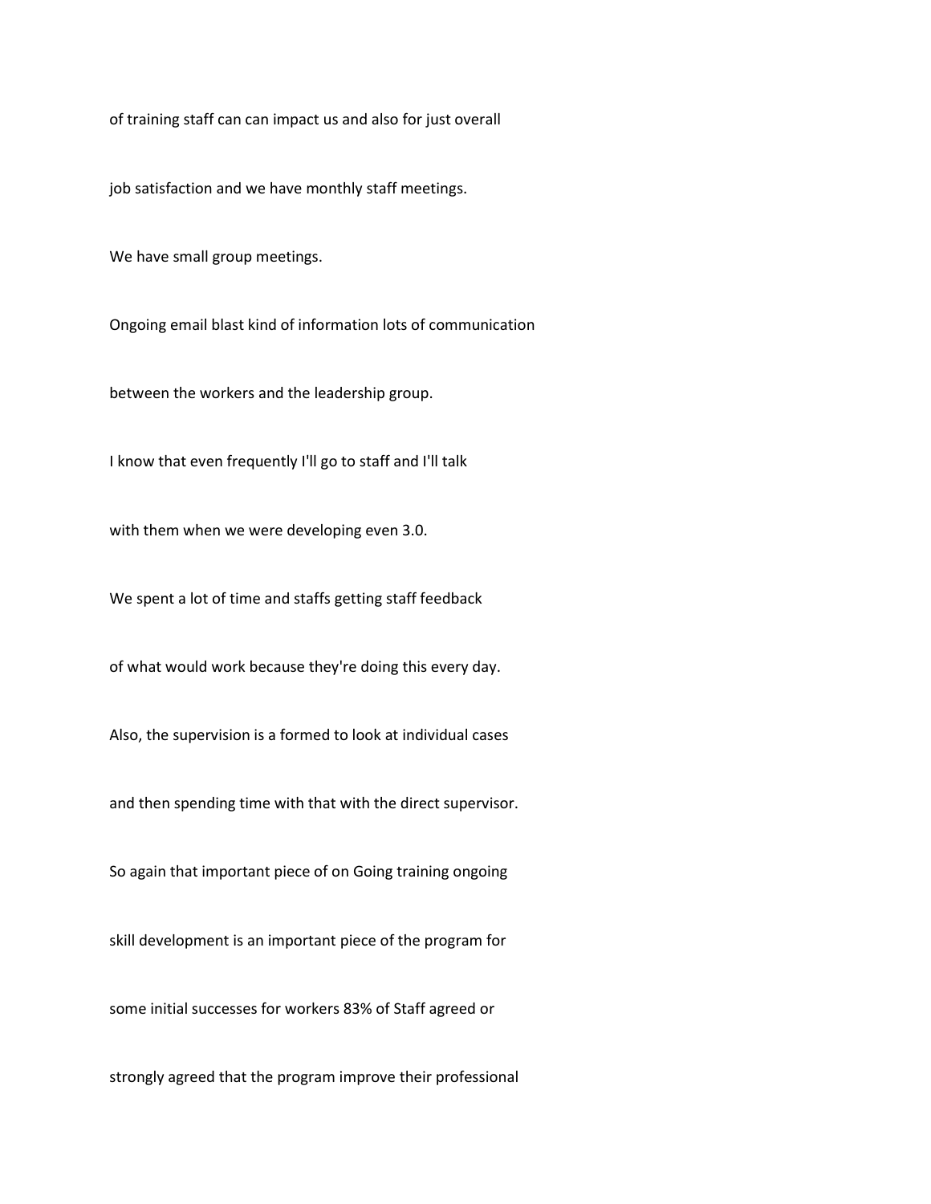of training staff can can impact us and also for just overall

job satisfaction and we have monthly staff meetings.

We have small group meetings.

Ongoing email blast kind of information lots of communication

between the workers and the leadership group.

I know that even frequently I'll go to staff and I'll talk

with them when we were developing even 3.0.

We spent a lot of time and staffs getting staff feedback

of what would work because they're doing this every day.

Also, the supervision is a formed to look at individual cases

and then spending time with that with the direct supervisor.

So again that important piece of on Going training ongoing

skill development is an important piece of the program for

some initial successes for workers 83% of Staff agreed or

strongly agreed that the program improve their professional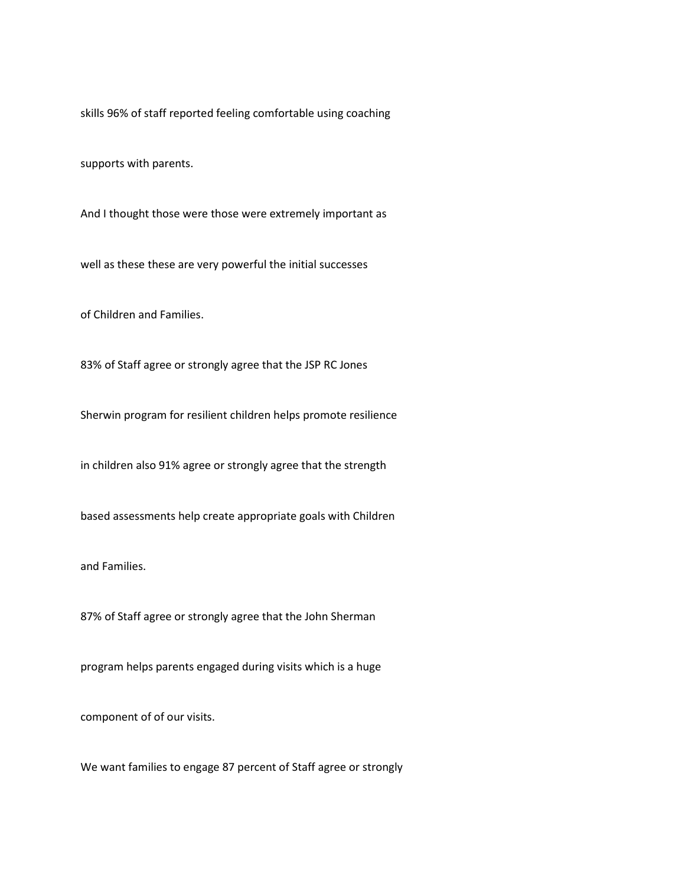skills 96% of staff reported feeling comfortable using coaching

supports with parents.

And I thought those were those were extremely important as

well as these these are very powerful the initial successes

of Children and Families.

83% of Staff agree or strongly agree that the JSP RC Jones

Sherwin program for resilient children helps promote resilience

in children also 91% agree or strongly agree that the strength

based assessments help create appropriate goals with Children

and Families.

87% of Staff agree or strongly agree that the John Sherman

program helps parents engaged during visits which is a huge

component of of our visits.

We want families to engage 87 percent of Staff agree or strongly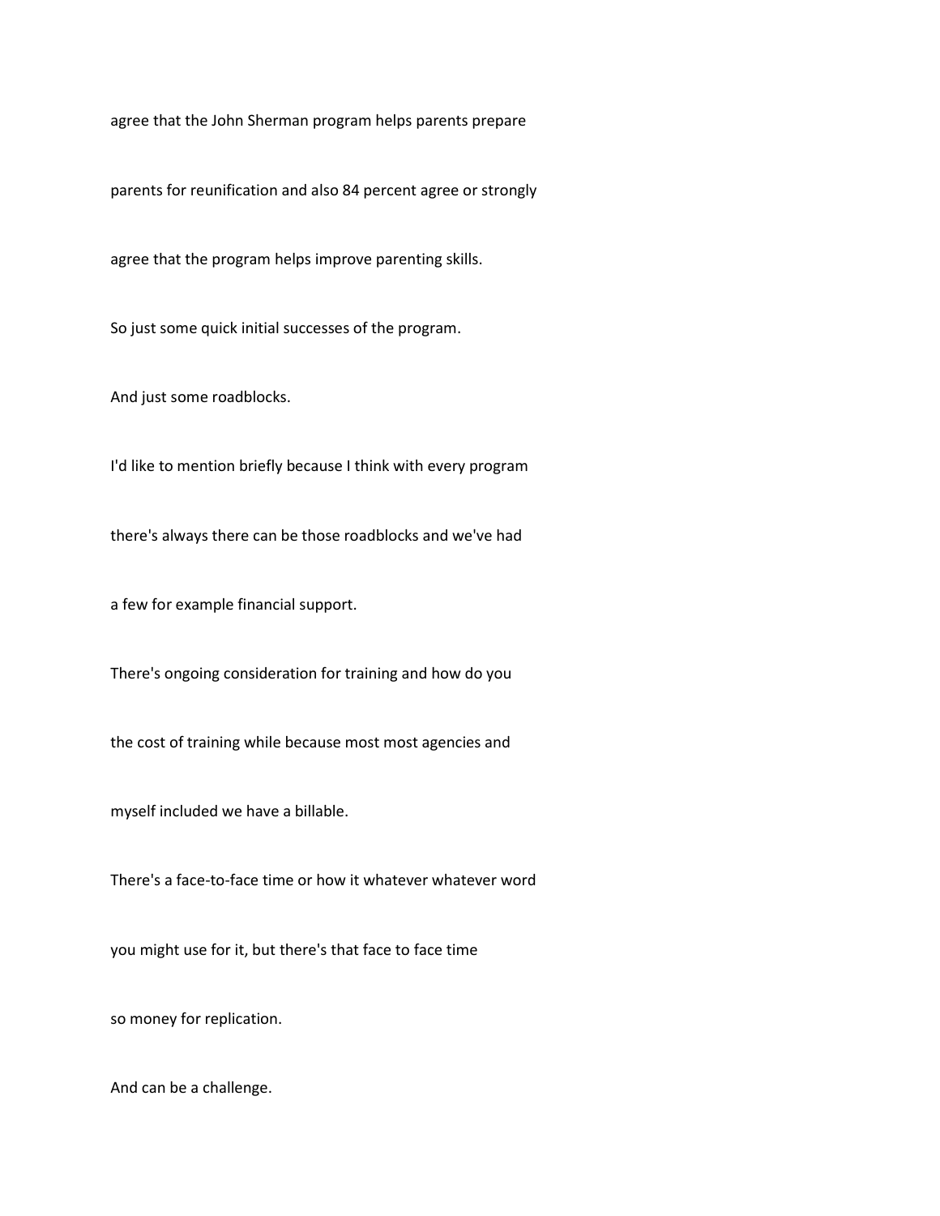agree that the John Sherman program helps parents prepare

parents for reunification and also 84 percent agree or strongly

agree that the program helps improve parenting skills.

So just some quick initial successes of the program.

And just some roadblocks.

I'd like to mention briefly because I think with every program

there's always there can be those roadblocks and we've had

a few for example financial support.

There's ongoing consideration for training and how do you

the cost of training while because most most agencies and

myself included we have a billable.

There's a face-to-face time or how it whatever whatever word

you might use for it, but there's that face to face time

so money for replication.

And can be a challenge.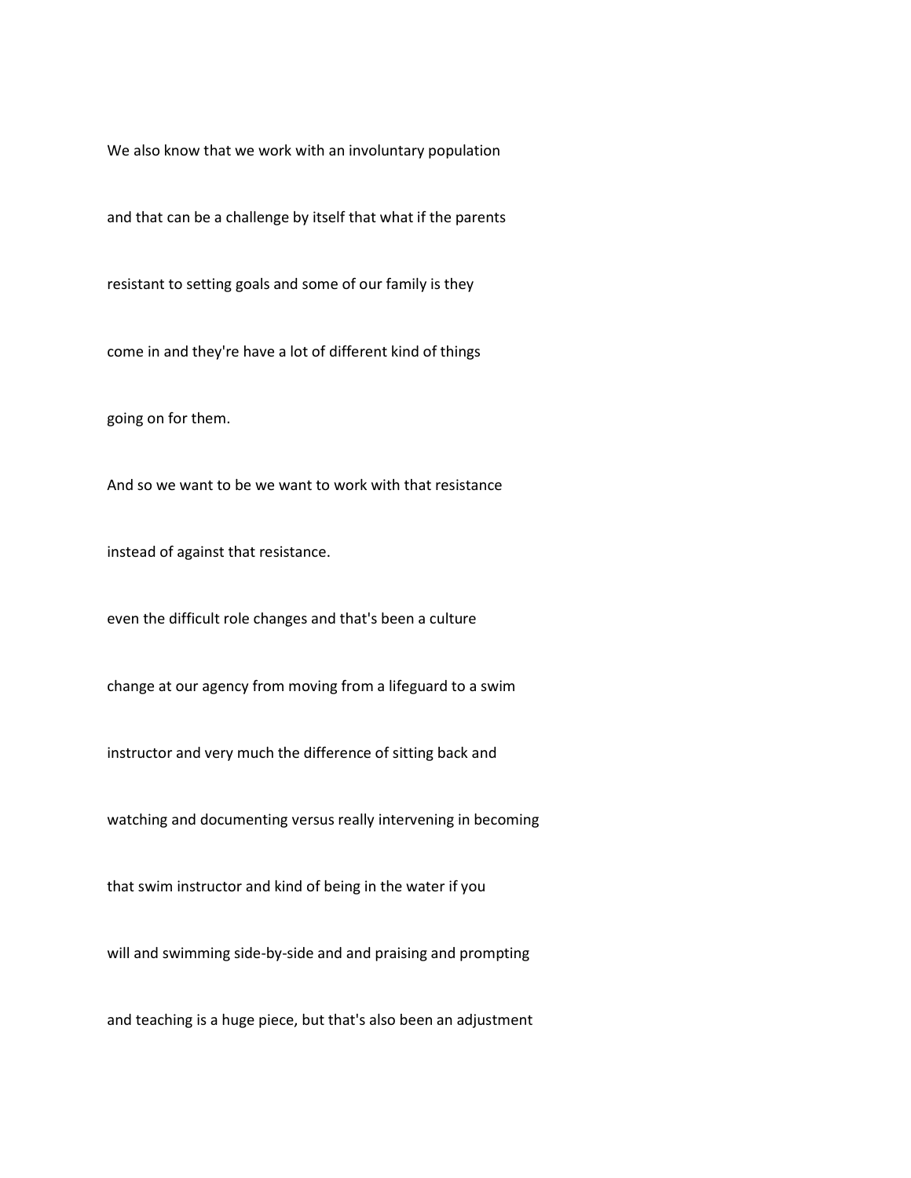We also know that we work with an involuntary population

and that can be a challenge by itself that what if the parents

resistant to setting goals and some of our family is they

come in and they're have a lot of different kind of things

going on for them.

And so we want to be we want to work with that resistance

instead of against that resistance.

even the difficult role changes and that's been a culture

change at our agency from moving from a lifeguard to a swim

instructor and very much the difference of sitting back and

watching and documenting versus really intervening in becoming

that swim instructor and kind of being in the water if you

will and swimming side-by-side and and praising and prompting

and teaching is a huge piece, but that's also been an adjustment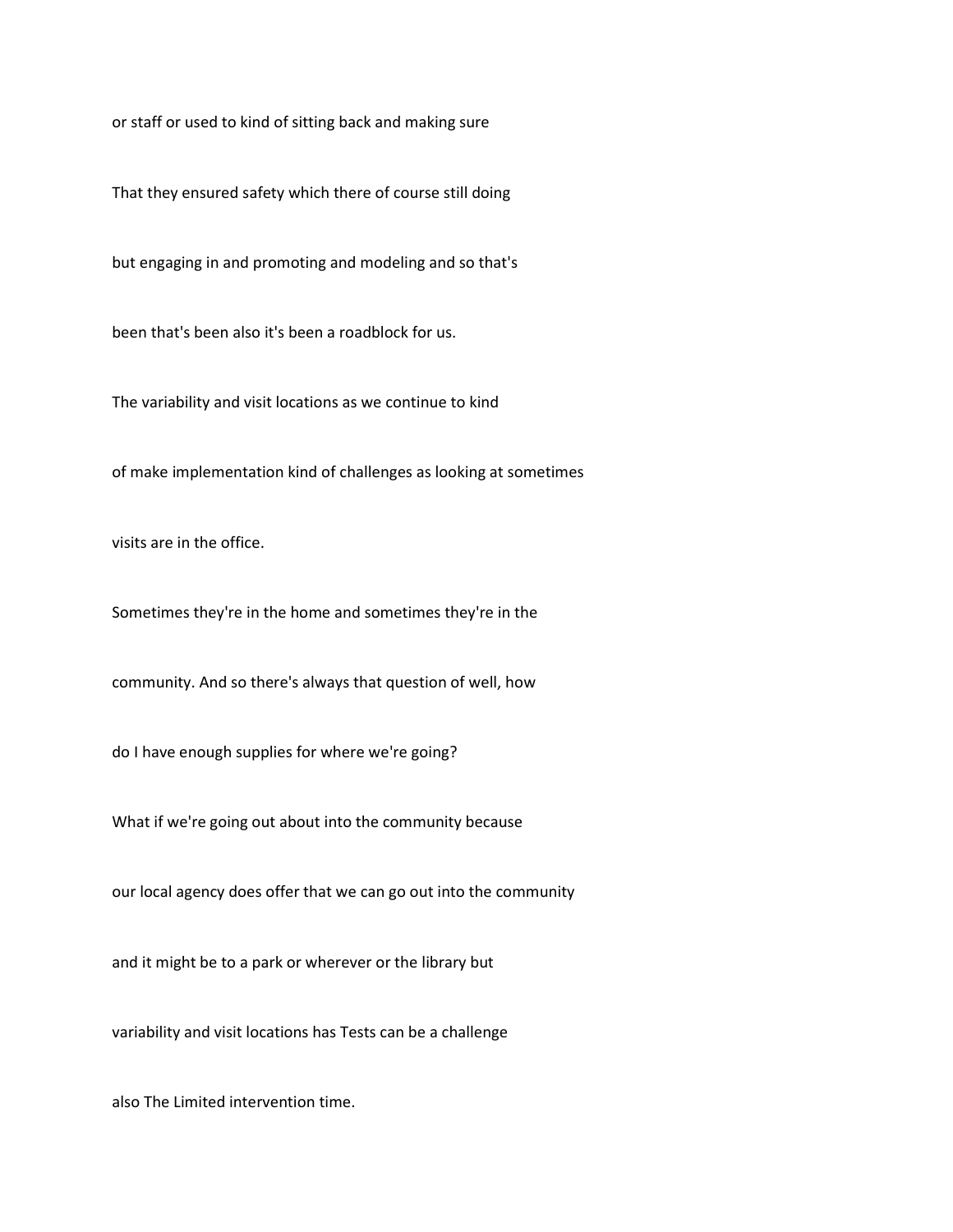or staff or used to kind of sitting back and making sure

That they ensured safety which there of course still doing

but engaging in and promoting and modeling and so that's

been that's been also it's been a roadblock for us.

The variability and visit locations as we continue to kind

of make implementation kind of challenges as looking at sometimes

visits are in the office.

Sometimes they're in the home and sometimes they're in the

community. And so there's always that question of well, how

do I have enough supplies for where we're going?

What if we're going out about into the community because

our local agency does offer that we can go out into the community

and it might be to a park or wherever or the library but

variability and visit locations has Tests can be a challenge

also The Limited intervention time.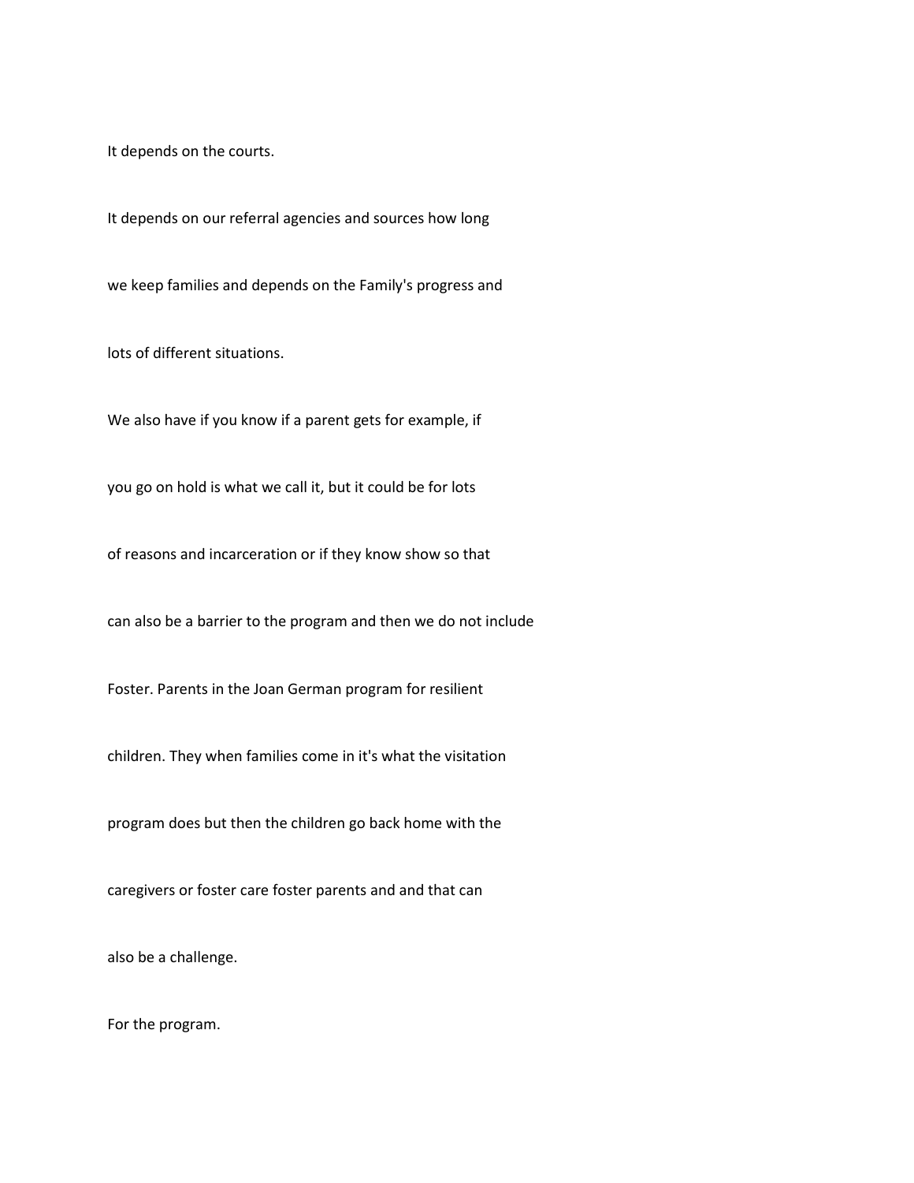It depends on the courts.

It depends on our referral agencies and sources how long we keep families and depends on the Family's progress and lots of different situations.

We also have if you know if a parent gets for example, if you go on hold is what we call it, but it could be for lots of reasons and incarceration or if they know show so that can also be a barrier to the program and then we do not include Foster. Parents in the Joan German program for resilient children. They when families come in it's what the visitation program does but then the children go back home with the caregivers or foster care foster parents and and that can also be a challenge.

For the program.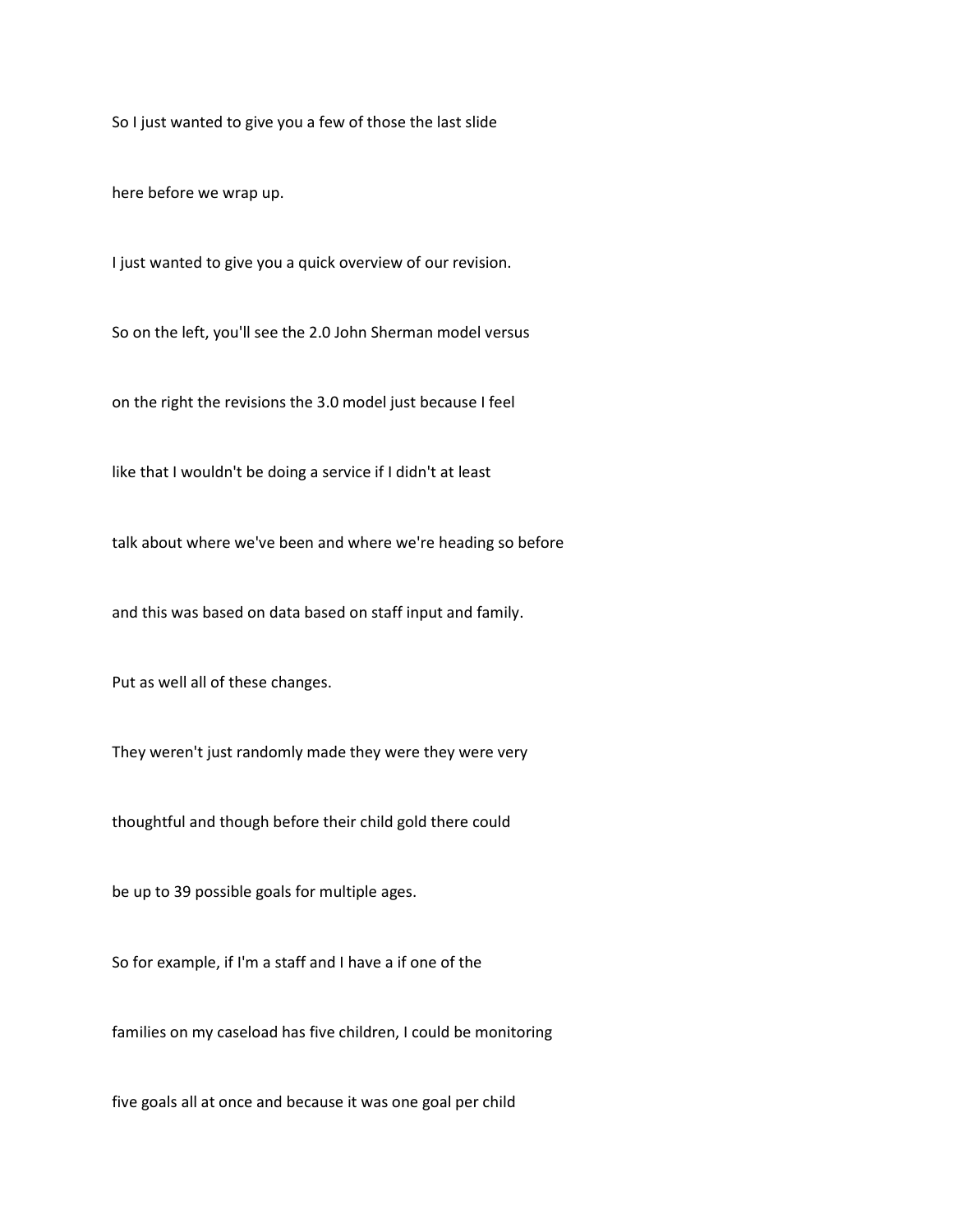So I just wanted to give you a few of those the last slide

here before we wrap up.

I just wanted to give you a quick overview of our revision.

So on the left, you'll see the 2.0 John Sherman model versus

on the right the revisions the 3.0 model just because I feel

like that I wouldn't be doing a service if I didn't at least

talk about where we've been and where we're heading so before

and this was based on data based on staff input and family.

Put as well all of these changes.

They weren't just randomly made they were they were very

thoughtful and though before their child gold there could

be up to 39 possible goals for multiple ages.

So for example, if I'm a staff and I have a if one of the

families on my caseload has five children, I could be monitoring

five goals all at once and because it was one goal per child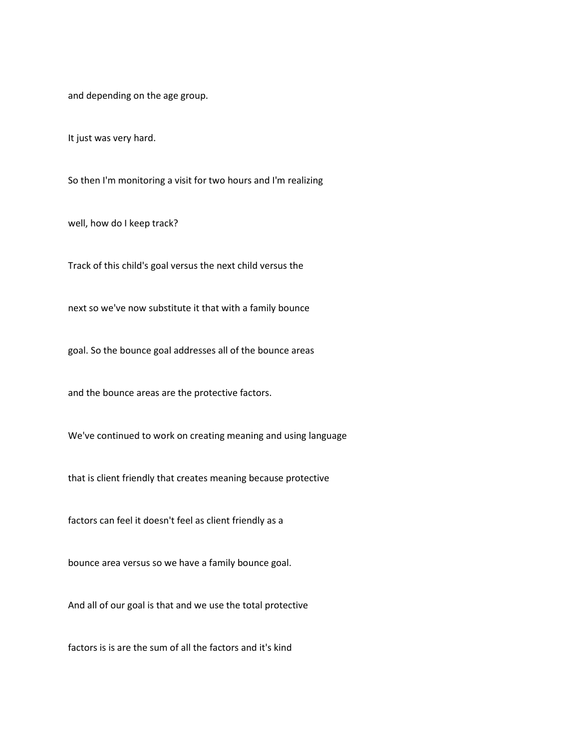and depending on the age group.

It just was very hard.

So then I'm monitoring a visit for two hours and I'm realizing

well, how do I keep track?

Track of this child's goal versus the next child versus the

next so we've now substitute it that with a family bounce

goal. So the bounce goal addresses all of the bounce areas

and the bounce areas are the protective factors.

We've continued to work on creating meaning and using language

that is client friendly that creates meaning because protective

factors can feel it doesn't feel as client friendly as a

bounce area versus so we have a family bounce goal.

And all of our goal is that and we use the total protective

factors is is are the sum of all the factors and it's kind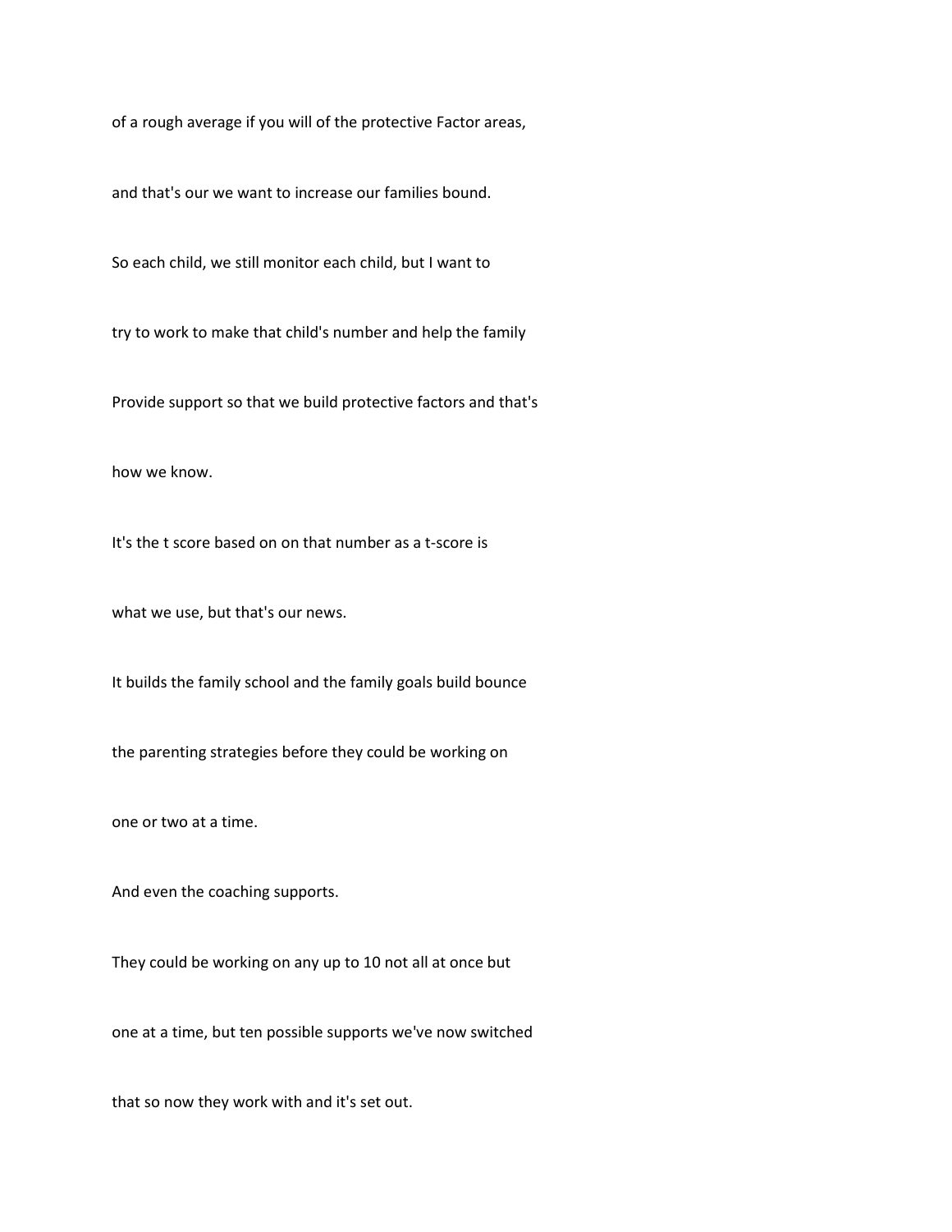of a rough average if you will of the protective Factor areas,

and that's our we want to increase our families bound.

So each child, we still monitor each child, but I want to

try to work to make that child's number and help the family

Provide support so that we build protective factors and that's

how we know.

It's the t score based on on that number as a t-score is

what we use, but that's our news.

It builds the family school and the family goals build bounce

the parenting strategies before they could be working on

one or two at a time.

And even the coaching supports.

They could be working on any up to 10 not all at once but

one at a time, but ten possible supports we've now switched

that so now they work with and it's set out.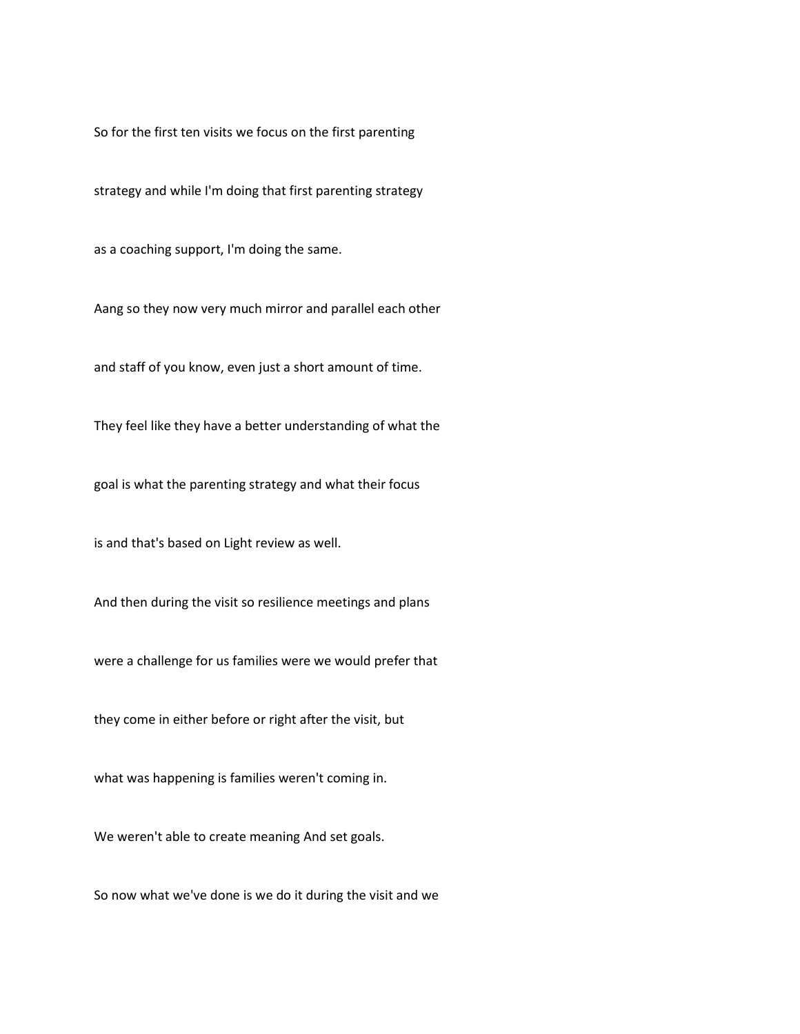So for the first ten visits we focus on the first parenting

strategy and while I'm doing that first parenting strategy

as a coaching support, I'm doing the same.

Aang so they now very much mirror and parallel each other

and staff of you know, even just a short amount of time.

They feel like they have a better understanding of what the

goal is what the parenting strategy and what their focus

is and that's based on Light review as well.

And then during the visit so resilience meetings and plans

were a challenge for us families were we would prefer that

they come in either before or right after the visit, but

what was happening is families weren't coming in.

We weren't able to create meaning And set goals.

So now what we've done is we do it during the visit and we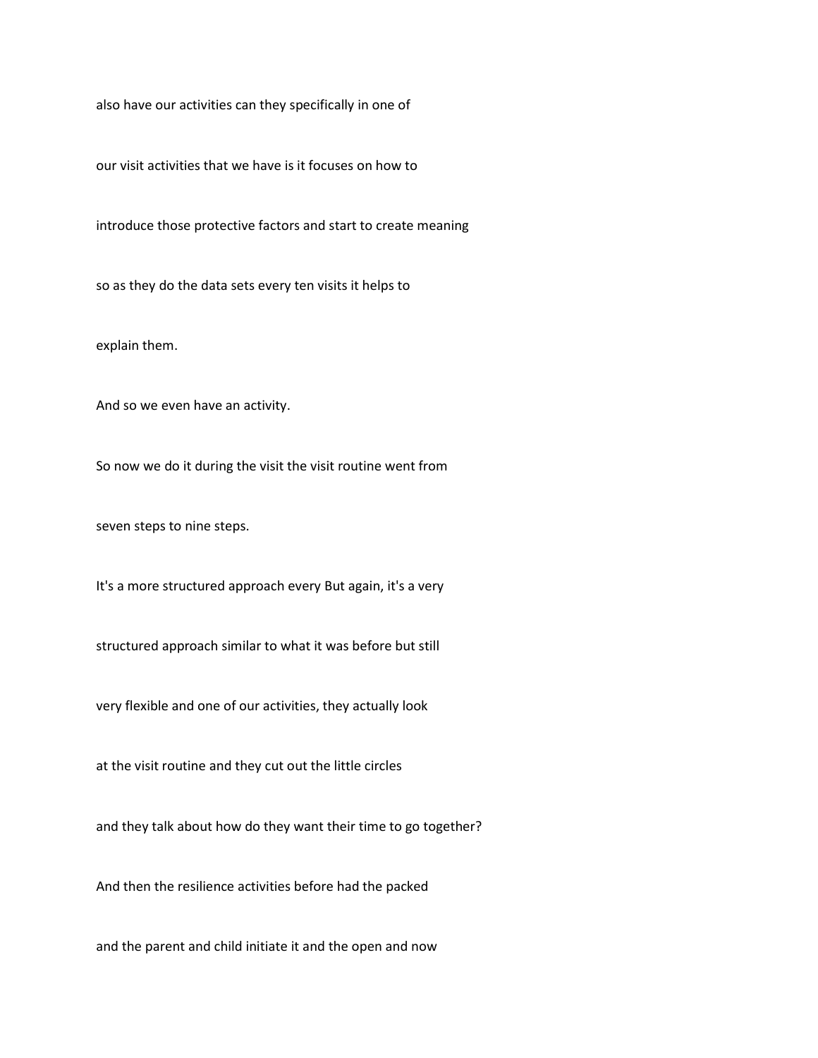also have our activities can they specifically in one of

our visit activities that we have is it focuses on how to

introduce those protective factors and start to create meaning

so as they do the data sets every ten visits it helps to

explain them.

And so we even have an activity.

So now we do it during the visit the visit routine went from

seven steps to nine steps.

It's a more structured approach every But again, it's a very

structured approach similar to what it was before but still

very flexible and one of our activities, they actually look

at the visit routine and they cut out the little circles

and they talk about how do they want their time to go together?

And then the resilience activities before had the packed

and the parent and child initiate it and the open and now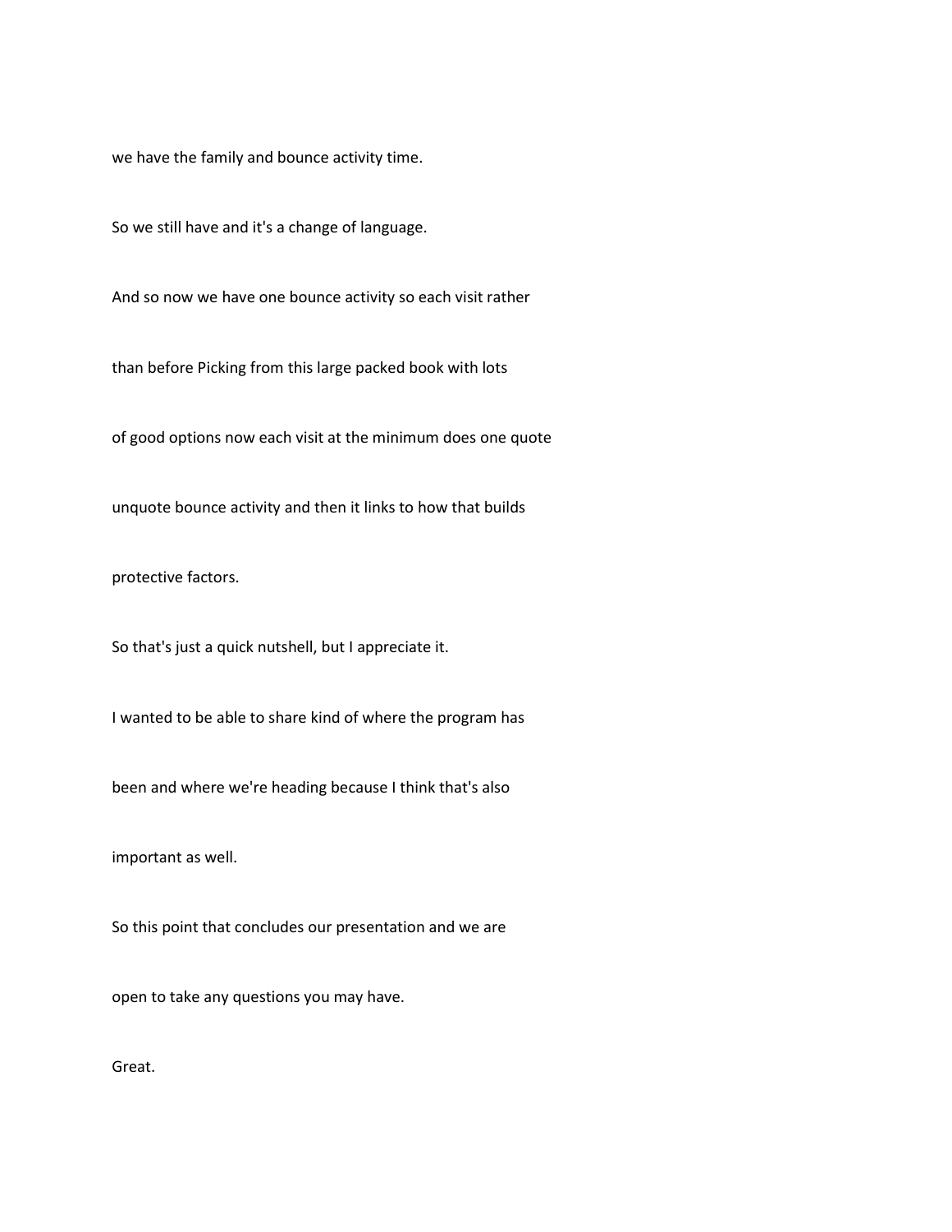we have the family and bounce activity time.

So we still have and it's a change of language.

And so now we have one bounce activity so each visit rather

than before Picking from this large packed book with lots

of good options now each visit at the minimum does one quote

unquote bounce activity and then it links to how that builds

protective factors.

So that's just a quick nutshell, but I appreciate it.

I wanted to be able to share kind of where the program has

been and where we're heading because I think that's also

important as well.

So this point that concludes our presentation and we are

open to take any questions you may have.

Great.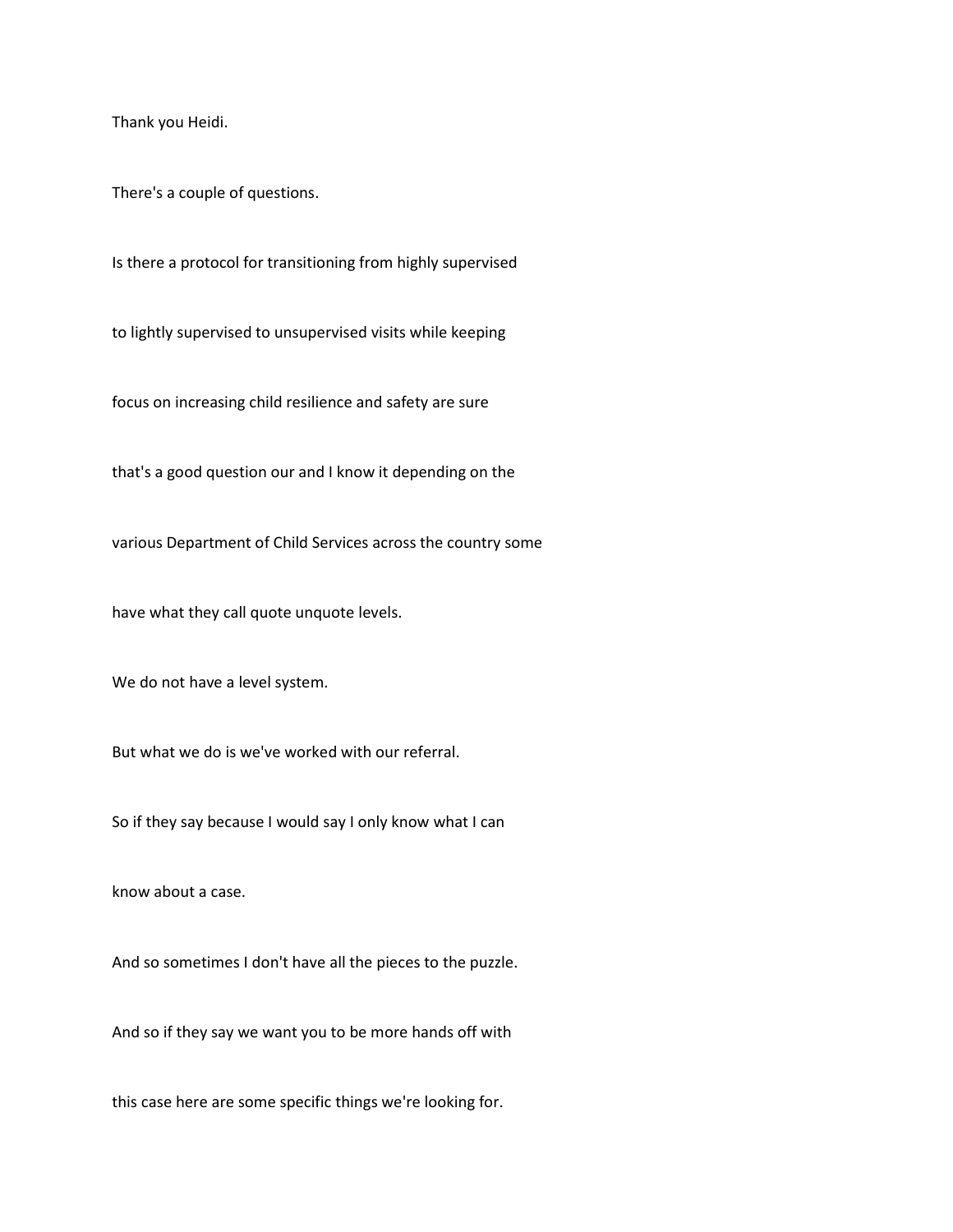Thank you Heidi.

There's a couple of questions.

Is there a protocol for transitioning from highly supervised

to lightly supervised to unsupervised visits while keeping

focus on increasing child resilience and safety are sure

that's a good question our and I know it depending on the

various Department of Child Services across the country some

have what they call quote unquote levels.

We do not have a level system.

But what we do is we've worked with our referral.

So if they say because I would say I only know what I can

know about a case.

And so sometimes I don't have all the pieces to the puzzle.

And so if they say we want you to be more hands off with

this case here are some specific things we're looking for.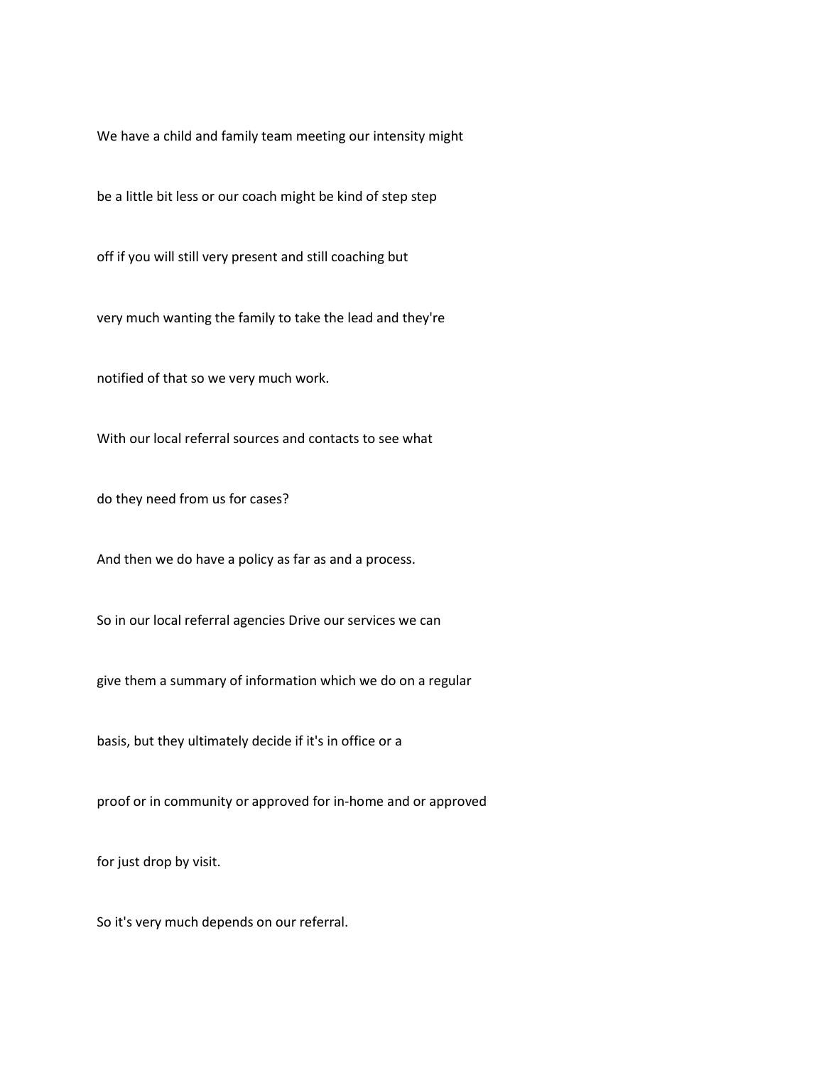We have a child and family team meeting our intensity might

be a little bit less or our coach might be kind of step step

off if you will still very present and still coaching but

very much wanting the family to take the lead and they're

notified of that so we very much work.

With our local referral sources and contacts to see what

do they need from us for cases?

And then we do have a policy as far as and a process.

So in our local referral agencies Drive our services we can

give them a summary of information which we do on a regular

basis, but they ultimately decide if it's in office or a

proof or in community or approved for in-home and or approved

for just drop by visit.

So it's very much depends on our referral.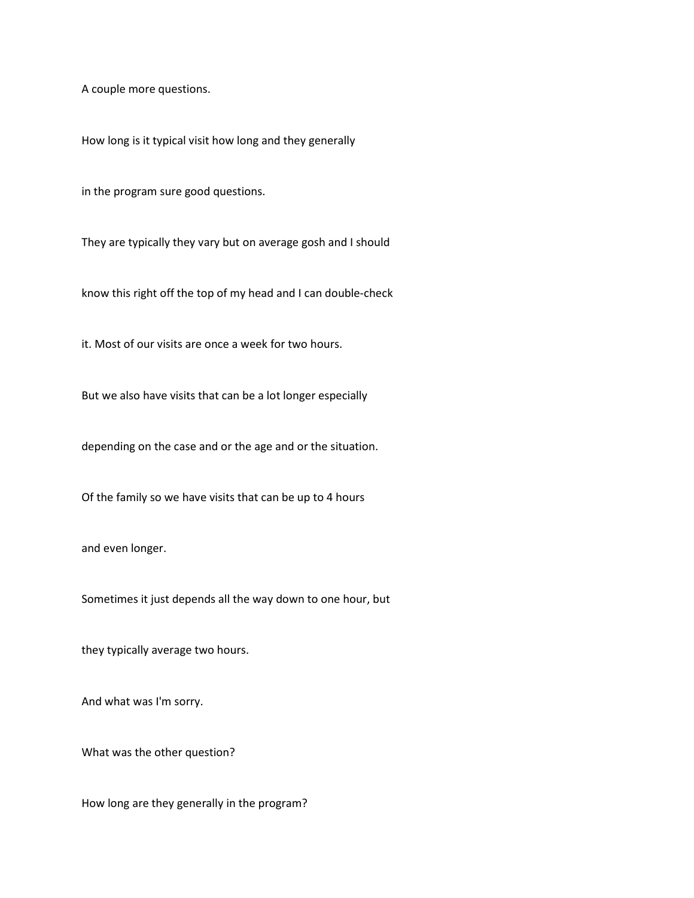A couple more questions.

How long is it typical visit how long and they generally

in the program sure good questions.

They are typically they vary but on average gosh and I should

know this right off the top of my head and I can double-check

it. Most of our visits are once a week for two hours.

But we also have visits that can be a lot longer especially

depending on the case and or the age and or the situation.

Of the family so we have visits that can be up to 4 hours

and even longer.

Sometimes it just depends all the way down to one hour, but

they typically average two hours.

And what was I'm sorry.

What was the other question?

How long are they generally in the program?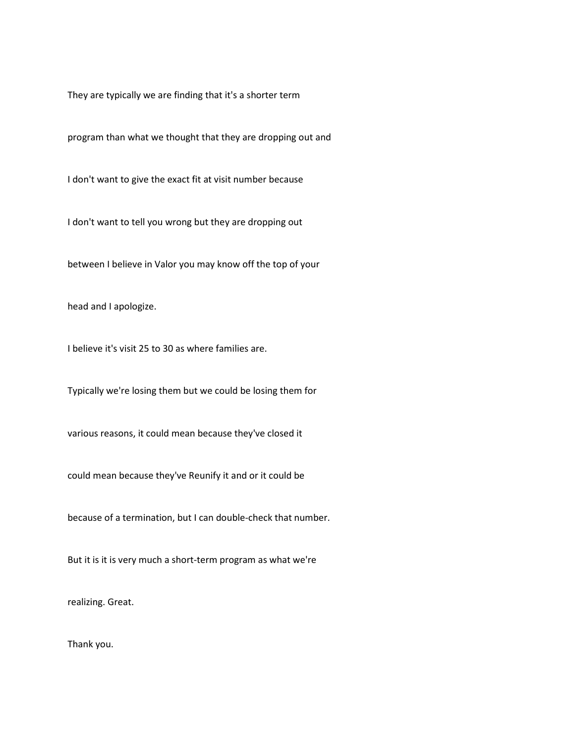They are typically we are finding that it's a shorter term

program than what we thought that they are dropping out and

I don't want to give the exact fit at visit number because

I don't want to tell you wrong but they are dropping out

between I believe in Valor you may know off the top of your

head and I apologize.

I believe it's visit 25 to 30 as where families are.

Typically we're losing them but we could be losing them for

various reasons, it could mean because they've closed it

could mean because they've Reunify it and or it could be

because of a termination, but I can double-check that number.

But it is it is very much a short-term program as what we're

realizing. Great.

Thank you.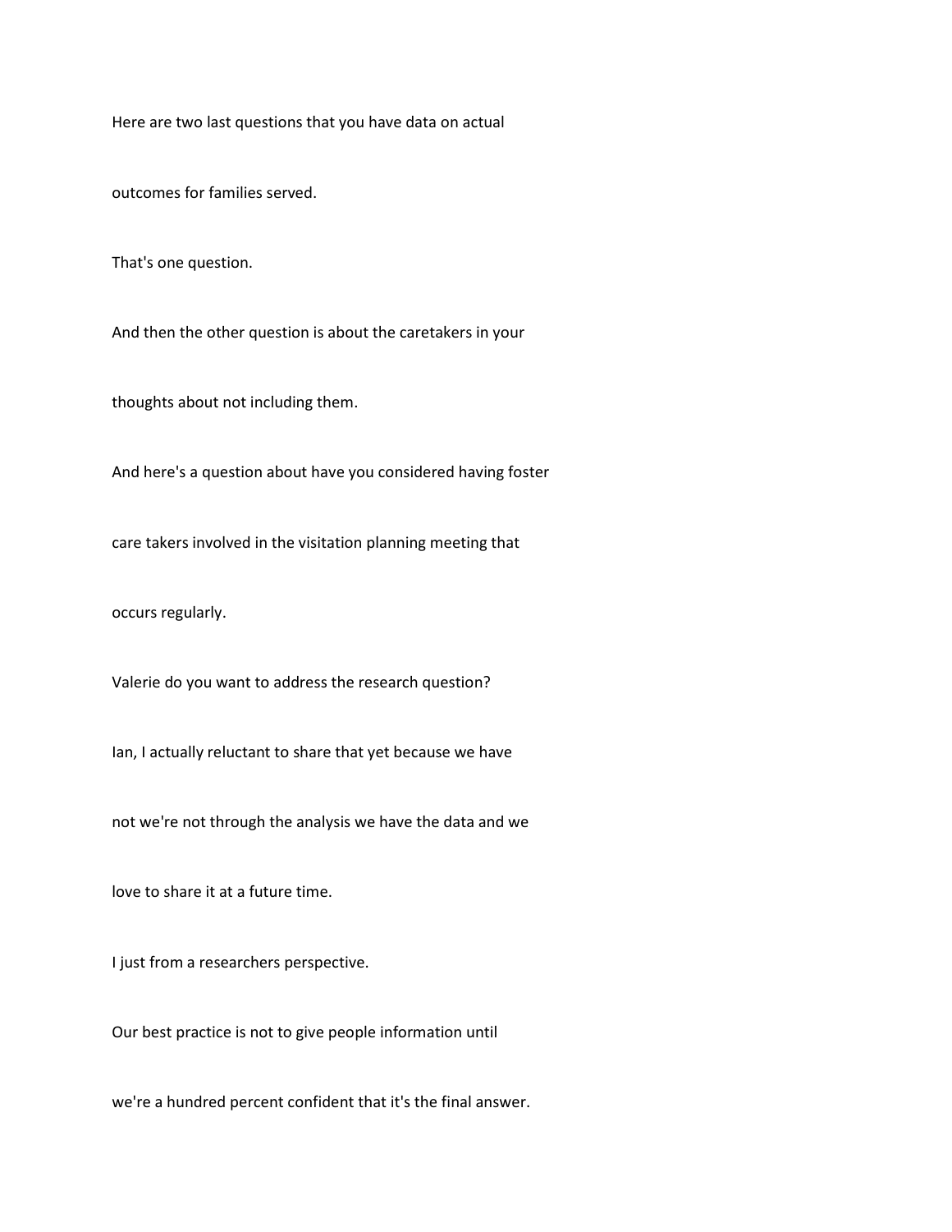Here are two last questions that you have data on actual

outcomes for families served.

That's one question.

And then the other question is about the caretakers in your

thoughts about not including them.

And here's a question about have you considered having foster

care takers involved in the visitation planning meeting that

occurs regularly.

Valerie do you want to address the research question?

Ian, I actually reluctant to share that yet because we have

not we're not through the analysis we have the data and we

love to share it at a future time.

I just from a researchers perspective.

Our best practice is not to give people information until

we're a hundred percent confident that it's the final answer.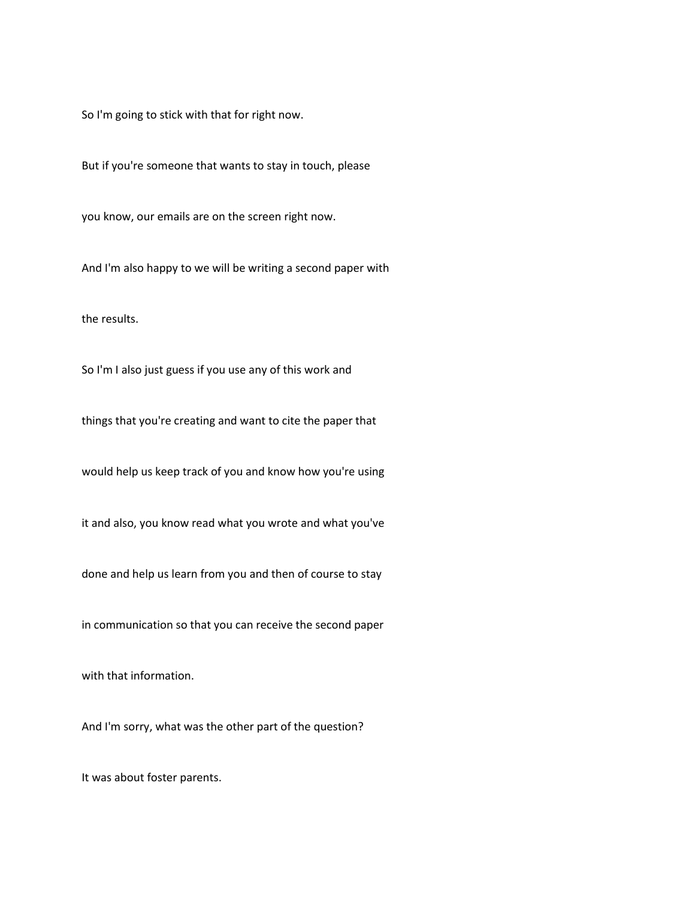So I'm going to stick with that for right now.

But if you're someone that wants to stay in touch, please

you know, our emails are on the screen right now.

And I'm also happy to we will be writing a second paper with

the results.

So I'm I also just guess if you use any of this work and

things that you're creating and want to cite the paper that

would help us keep track of you and know how you're using

it and also, you know read what you wrote and what you've

done and help us learn from you and then of course to stay

in communication so that you can receive the second paper

with that information.

And I'm sorry, what was the other part of the question?

It was about foster parents.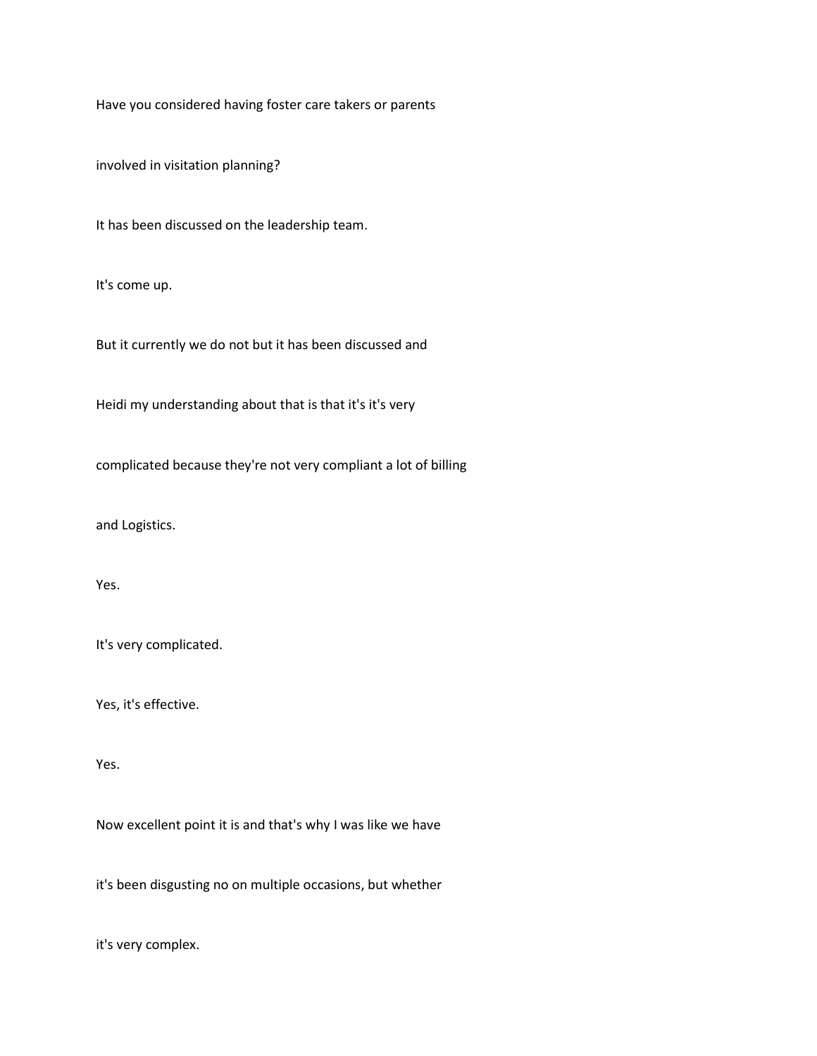Have you considered having foster care takers or parents

involved in visitation planning?

It has been discussed on the leadership team.

It's come up.

But it currently we do not but it has been discussed and

Heidi my understanding about that is that it's it's very

complicated because they're not very compliant a lot of billing

and Logistics.

Yes.

It's very complicated.

Yes, it's effective.

Yes.

Now excellent point it is and that's why I was like we have

it's been disgusting no on multiple occasions, but whether

it's very complex.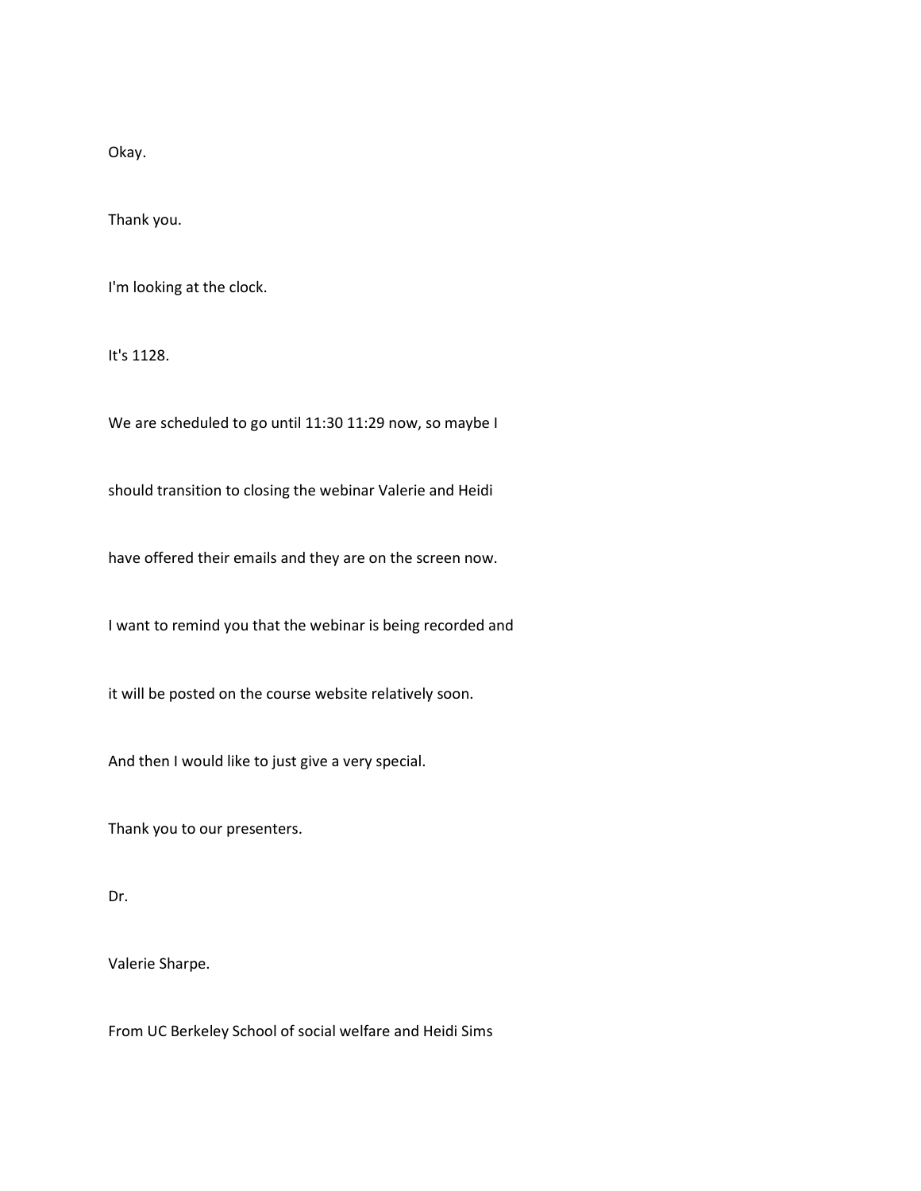Okay.

Thank you.

I'm looking at the clock.

It's 1128.

We are scheduled to go until 11:30 11:29 now, so maybe I

should transition to closing the webinar Valerie and Heidi

have offered their emails and they are on the screen now.

I want to remind you that the webinar is being recorded and

it will be posted on the course website relatively soon.

And then I would like to just give a very special.

Thank you to our presenters.

Dr.

Valerie Sharpe.

From UC Berkeley School of social welfare and Heidi Sims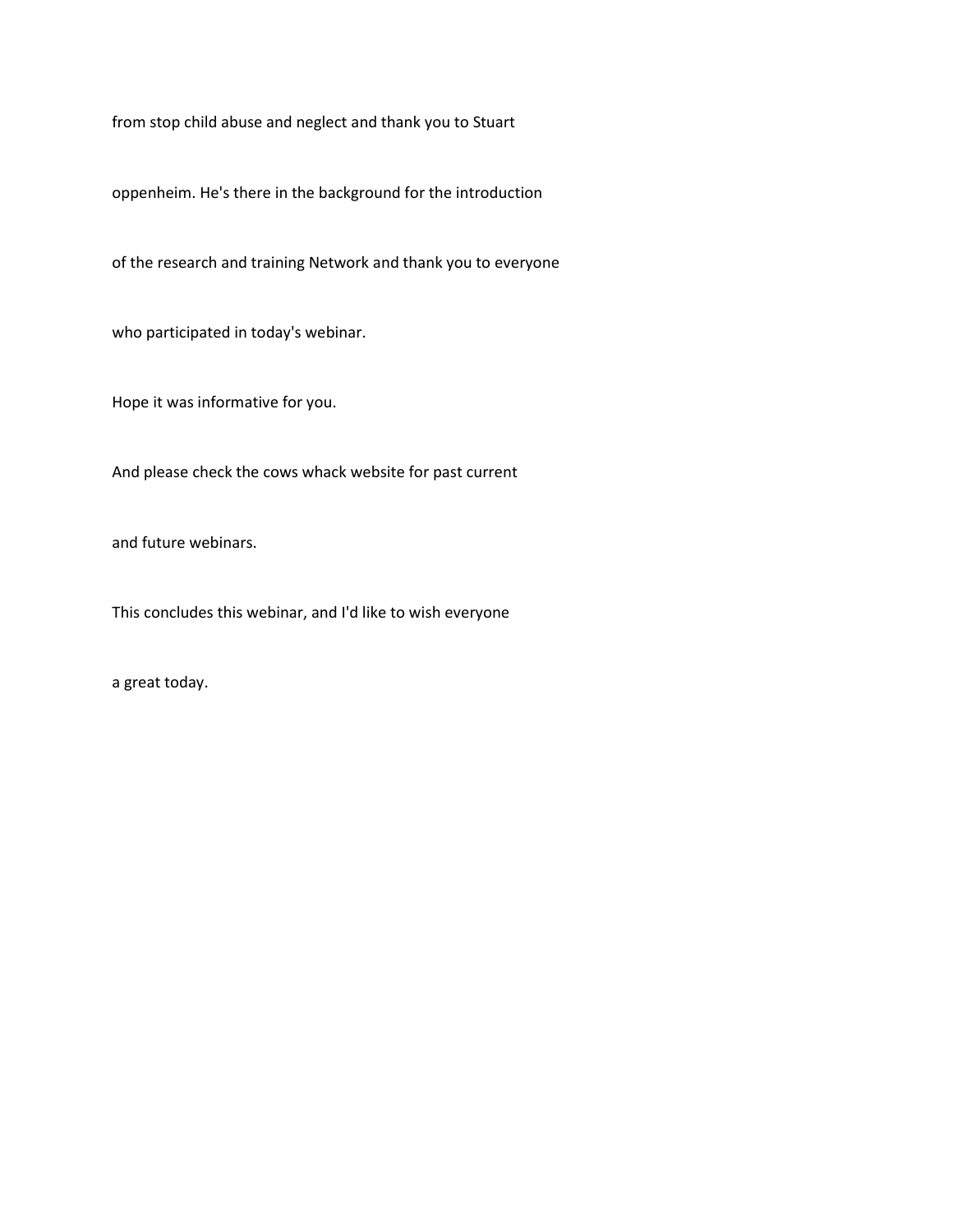from stop child abuse and neglect and thank you to Stuart

oppenheim. He's there in the background for the introduction

of the research and training Network and thank you to everyone

who participated in today's webinar.

Hope it was informative for you.

And please check the cows whack website for past current

and future webinars.

This concludes this webinar, and I'd like to wish everyone

a great today.